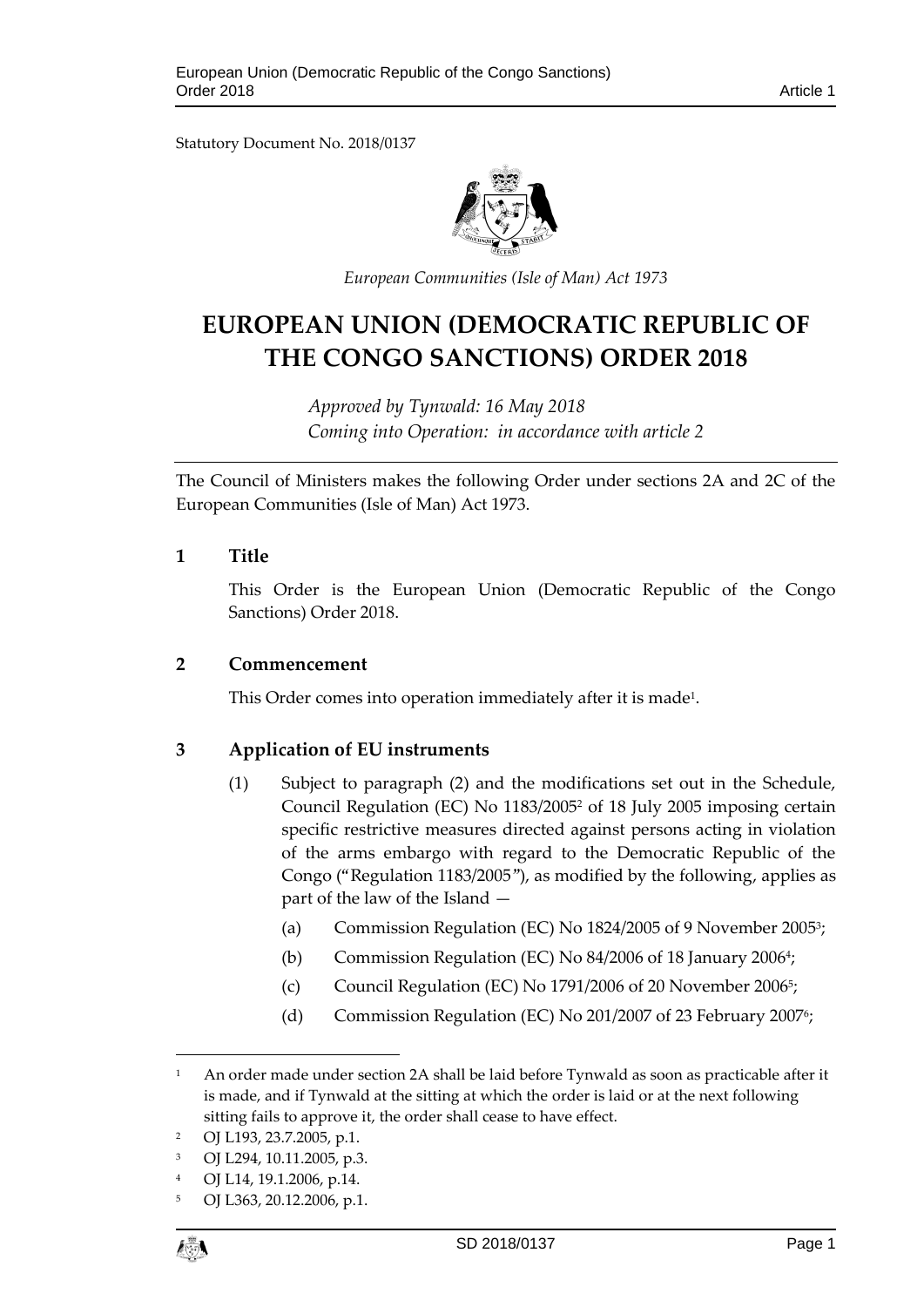Statutory Document No. 2018/0137

*European Communities (Isle of Man) Act 1973*

# EUROPEAN UNION (DEMOCRATIC REPUBLIC OF THE CONGO SANCTIONS) ORDER 2018

*Approved by Tynwald: 16 May 2018*
*Coming into Operation: in accordance with article 2*

The Council of Ministers makes the following Order under sections 2A and 2C of the European Communities (Isle of Man) Act 1973.

## 1 Title

This Order is the European Union (Democratic Republic of the Congo Sanctions) Order 2018.

## 2 Commencement

This Order comes into operation immediately after it is made[1].

## 3 Application of EU instruments

(1) Subject to paragraph (2) and the modifications set out in the Schedule, Council Regulation (EC) No 1183/2005[2] of 18 July 2005 imposing certain specific restrictive measures directed against persons acting in violation of the arms embargo with regard to the Democratic Republic of the Congo ("Regulation 1183/2005"), as modified by the following, applies as part of the law of the Island —

(a) Commission Regulation (EC) No 1824/2005 of 9 November 2005[3];

(b) Commission Regulation (EC) No 84/2006 of 18 January 2006[4];

(c) Council Regulation (EC) No 1791/2006 of 20 November 2006[5];

(d) Commission Regulation (EC) No 201/2007 of 23 February 2007[6];

---

[1] An order made under section 2A shall be laid before Tynwald as soon as practicable after it is made, and if Tynwald at the sitting at which the order is laid or at the next following sitting fails to approve it, the order shall cease to have effect.

[2] OJ L193, 23.7.2005, p.1.

[3] OJ L294, 10.11.2005, p.3.

[4] OJ L14, 19.1.2006, p.14.

[5] OJ L363, 20.12.2006, p.1.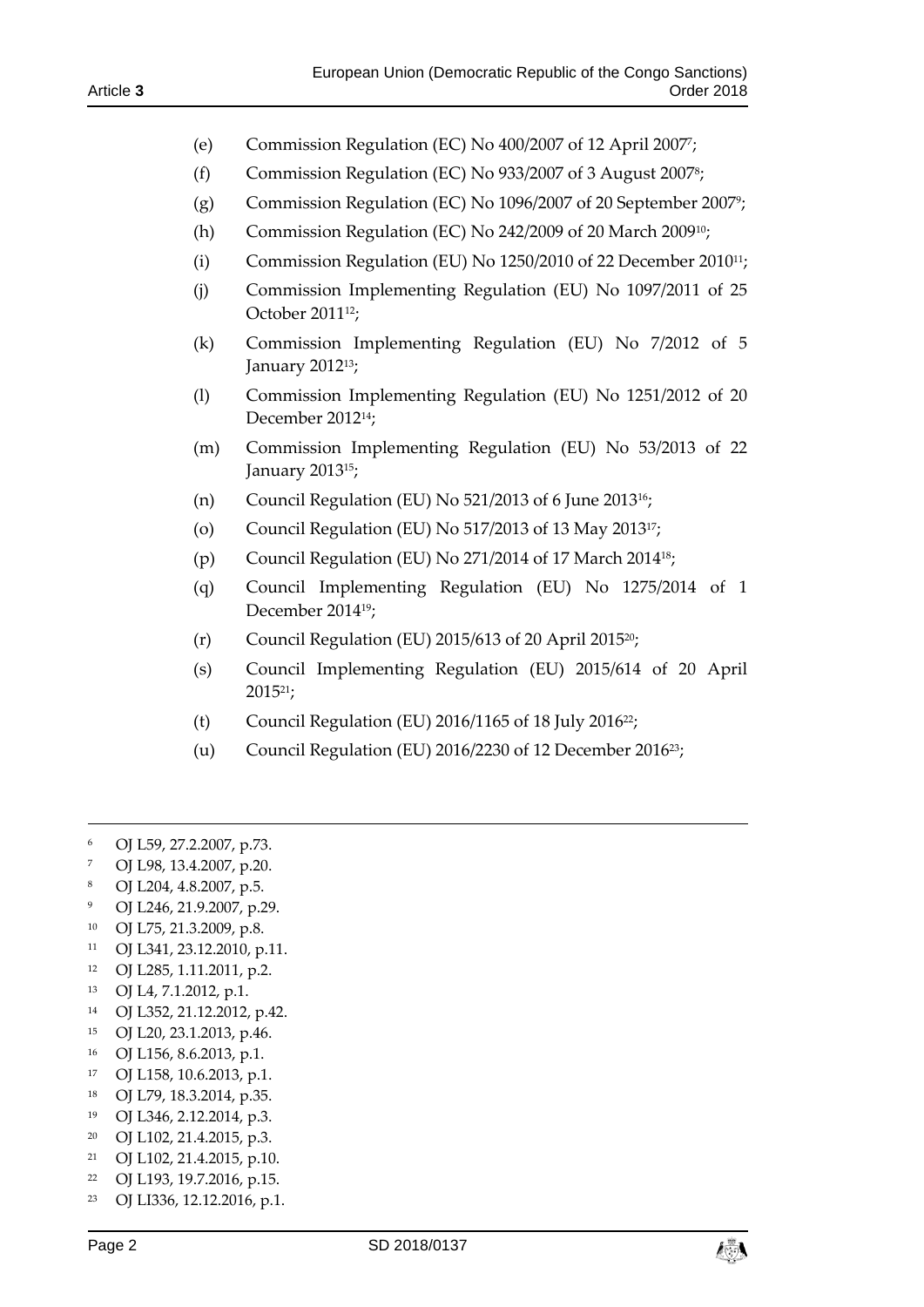(e) Commission Regulation (EC) No 400/2007 of 12 April 2007[7];

(f) Commission Regulation (EC) No 933/2007 of 3 August 2007[8];

(g) Commission Regulation (EC) No 1096/2007 of 20 September 2007[9];

(h) Commission Regulation (EC) No 242/2009 of 20 March 2009[10];

(i) Commission Regulation (EU) No 1250/2010 of 22 December 2010[11];

(j) Commission Implementing Regulation (EU) No 1097/2011 of 25 October 2011[12];

(k) Commission Implementing Regulation (EU) No 7/2012 of 5 January 2012[13];

(l) Commission Implementing Regulation (EU) No 1251/2012 of 20 December 2012[14];

(m) Commission Implementing Regulation (EU) No 53/2013 of 22 January 2013[15];

(n) Council Regulation (EU) No 521/2013 of 6 June 2013[16];

(o) Council Regulation (EU) No 517/2013 of 13 May 2013[17];

(p) Council Regulation (EU) No 271/2014 of 17 March 2014[18];

(q) Council Implementing Regulation (EU) No 1275/2014 of 1 December 2014[19];

(r) Council Regulation (EU) 2015/613 of 20 April 2015[20];

(s) Council Implementing Regulation (EU) 2015/614 of 20 April 2015[21];

(t) Council Regulation (EU) 2016/1165 of 18 July 2016[22];

(u) Council Regulation (EU) 2016/2230 of 12 December 2016[23];

---

[6] OJ L59, 27.2.2007, p.73.

[7] OJ L98, 13.4.2007, p.20.

[8] OJ L204, 4.8.2007, p.5.

[9] OJ L246, 21.9.2007, p.29.

[10] OJ L75, 21.3.2009, p.8.

[11] OJ L341, 23.12.2010, p.11.

[12] OJ L285, 1.11.2011, p.2.

[13] OJ L4, 7.1.2012, p.1.

[14] OJ L352, 21.12.2012, p.42.

[15] OJ L20, 23.1.2013, p.46.

[16] OJ L156, 8.6.2013, p.1.

[17] OJ L158, 10.6.2013, p.1.

[18] OJ L79, 18.3.2014, p.35.

[19] OJ L346, 2.12.2014, p.3.

[20] OJ L102, 21.4.2015, p.3.

[21] OJ L102, 21.4.2015, p.10.

[22] OJ L193, 19.7.2016, p.15.

[23] OJ LI336, 12.12.2016, p.1.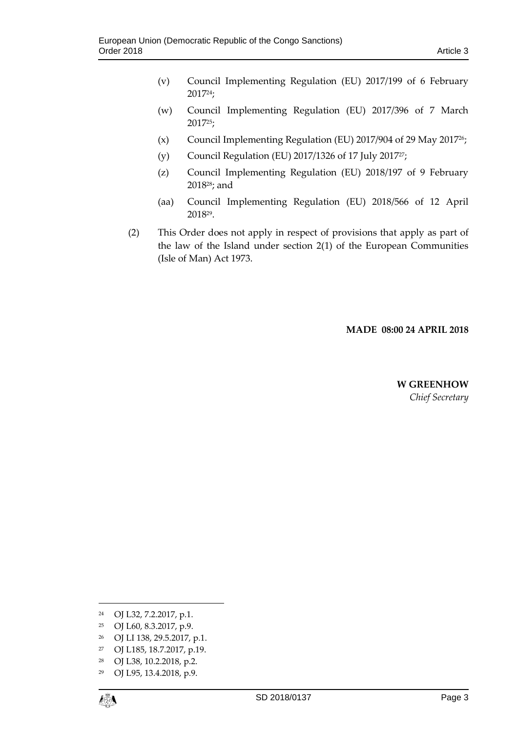(v) Council Implementing Regulation (EU) 2017/199 of 6 February 2017[24];

(w) Council Implementing Regulation (EU) 2017/396 of 7 March 2017[25];

(x) Council Implementing Regulation (EU) 2017/904 of 29 May 2017[26];

(y) Council Regulation (EU) 2017/1326 of 17 July 2017[27];

(z) Council Implementing Regulation (EU) 2018/197 of 9 February 2018[28]; and

(aa) Council Implementing Regulation (EU) 2018/566 of 12 April 2018[29].

(2) This Order does not apply in respect of provisions that apply as part of the law of the Island under section 2(1) of the European Communities (Isle of Man) Act 1973.

**MADE 08:00 24 APRIL 2018**

**W GREENHOW**
*Chief Secretary*

---

[24] OJ L32, 7.2.2017, p.1.

[25] OJ L60, 8.3.2017, p.9.

[26] OJ LI 138, 29.5.2017, p.1.

[27] OJ L185, 18.7.2017, p.19.

[28] OJ L38, 10.2.2018, p.2.

[29] OJ L95, 13.4.2018, p.9.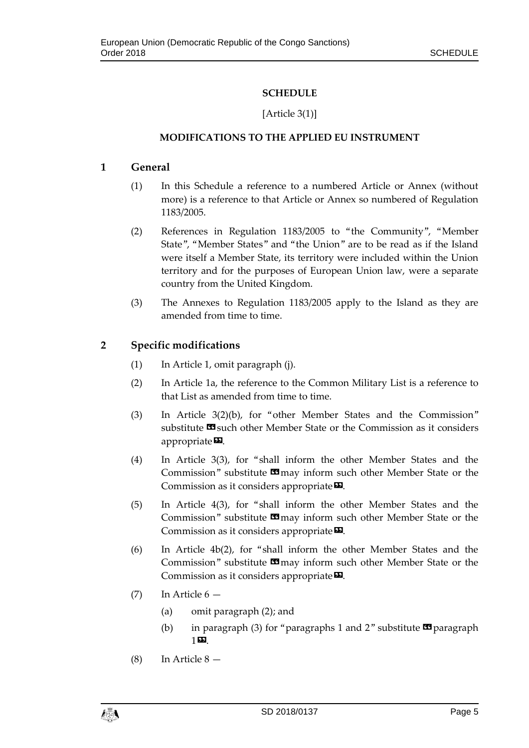**SCHEDULE**

[Article 3(1)]

**MODIFICATIONS TO THE APPLIED EU INSTRUMENT**

## 1 General

(1) In this Schedule a reference to a numbered Article or Annex (without more) is a reference to that Article or Annex so numbered of Regulation 1183/2005.

(2) References in Regulation 1183/2005 to "the Community", "Member State", "Member States" and "the Union" are to be read as if the Island were itself a Member State, its territory were included within the Union territory and for the purposes of European Union law, were a separate country from the United Kingdom.

(3) The Annexes to Regulation 1183/2005 apply to the Island as they are amended from time to time.

## 2 Specific modifications

(1) In Article 1, omit paragraph (j).

(2) In Article 1a, the reference to the Common Military List is a reference to that List as amended from time to time.

(3) In Article 3(2)(b), for "other Member States and the Commission" substitute «such other Member State or the Commission as it considers appropriate».

(4) In Article 3(3), for "shall inform the other Member States and the Commission" substitute «may inform such other Member State or the Commission as it considers appropriate».

(5) In Article 4(3), for "shall inform the other Member States and the Commission" substitute «may inform such other Member State or the Commission as it considers appropriate».

(6) In Article 4b(2), for "shall inform the other Member States and the Commission" substitute «may inform such other Member State or the Commission as it considers appropriate».

(7) In Article 6 —

(a) omit paragraph (2); and

(b) in paragraph (3) for "paragraphs 1 and 2" substitute «paragraph 1».

(8) In Article 8 —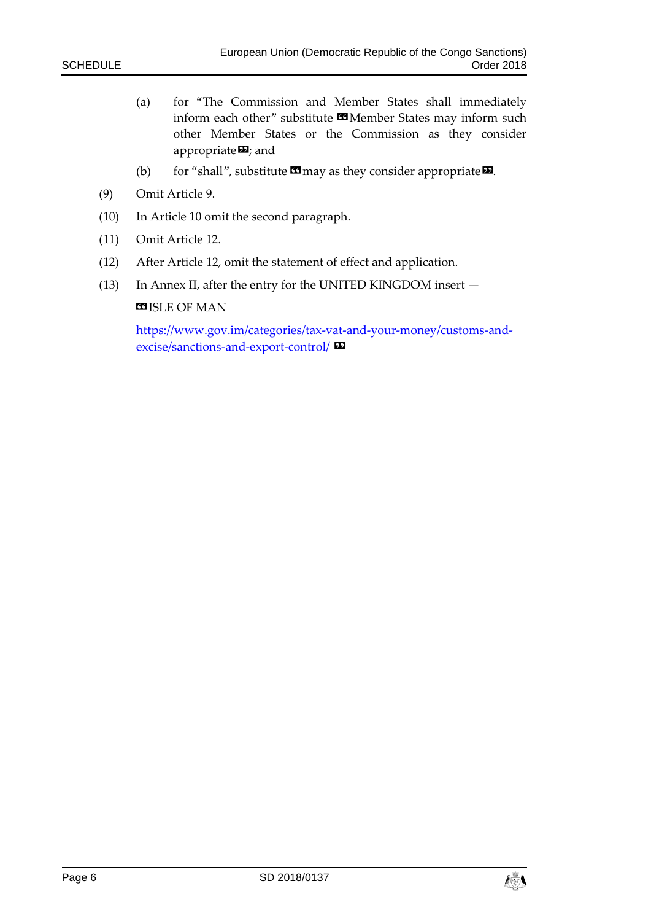(a) for "The Commission and Member States shall immediately inform each other" substitute «Member States may inform such other Member States or the Commission as they consider appropriate»; and

(b) for "shall", substitute «may as they consider appropriate».

(9) Omit Article 9.

(10) In Article 10 omit the second paragraph.

(11) Omit Article 12.

(12) After Article 12, omit the statement of effect and application.

(13) In Annex II, after the entry for the UNITED KINGDOM insert —

«ISLE OF MAN

https://www.gov.im/categories/tax-vat-and-your-money/customs-and-excise/sanctions-and-export-control/ »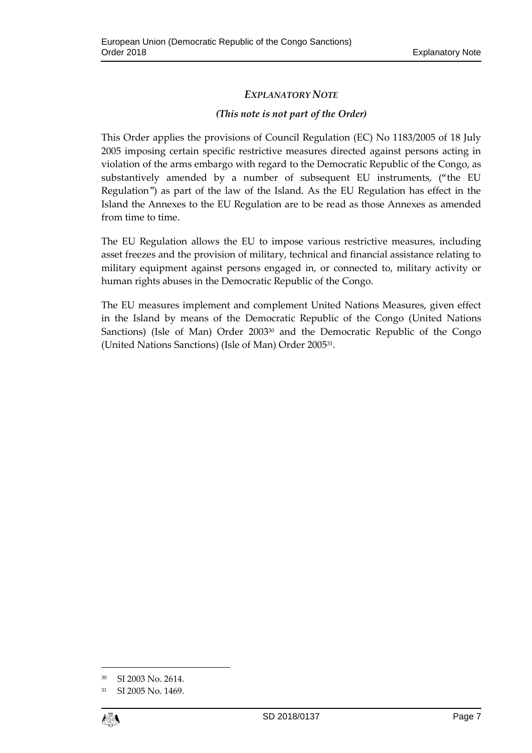### *EXPLANATORY NOTE*

*(This note is not part of the Order)*

This Order applies the provisions of Council Regulation (EC) No 1183/2005 of 18 July 2005 imposing certain specific restrictive measures directed against persons acting in violation of the arms embargo with regard to the Democratic Republic of the Congo, as substantively amended by a number of subsequent EU instruments, ("the EU Regulation") as part of the law of the Island. As the EU Regulation has effect in the Island the Annexes to the EU Regulation are to be read as those Annexes as amended from time to time.

The EU Regulation allows the EU to impose various restrictive measures, including asset freezes and the provision of military, technical and financial assistance relating to military equipment against persons engaged in, or connected to, military activity or human rights abuses in the Democratic Republic of the Congo.

The EU measures implement and complement United Nations Measures, given effect in the Island by means of the Democratic Republic of the Congo (United Nations Sanctions) (Isle of Man) Order 2003[30] and the Democratic Republic of the Congo (United Nations Sanctions) (Isle of Man) Order 2005[31].

[30] SI 2003 No. 2614.

[31] SI 2005 No. 1469.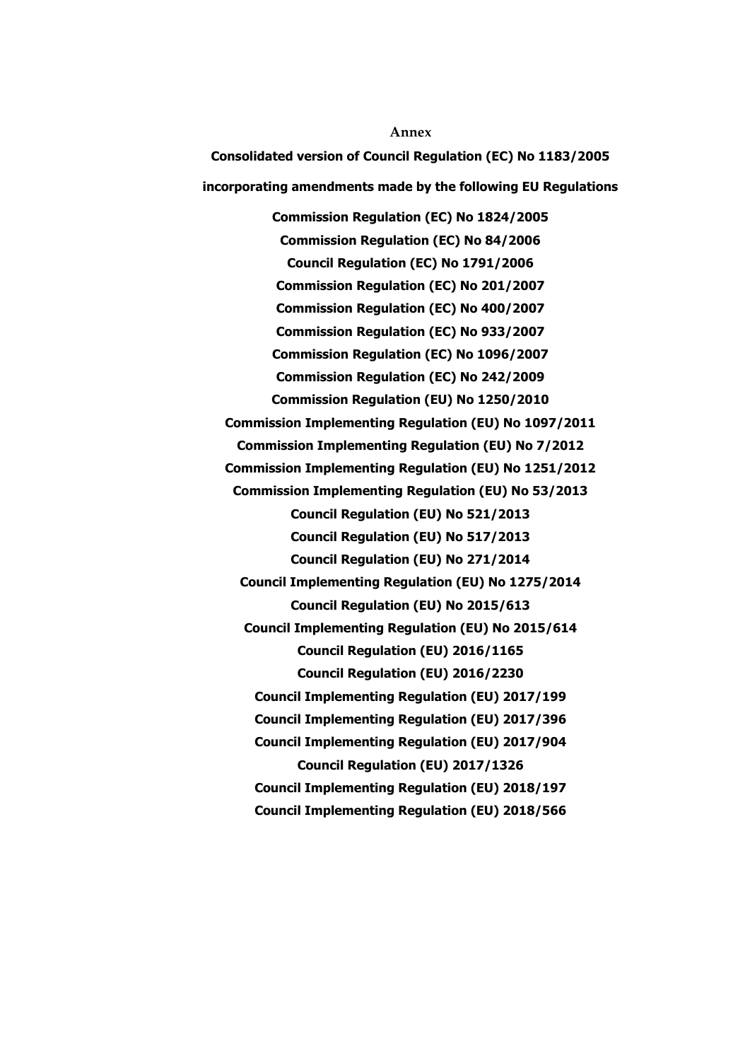Annex

**Consolidated version of Council Regulation (EC) No 1183/2005**

**incorporating amendments made by the following EU Regulations**

**Commission Regulation (EC) No 1824/2005**

**Commission Regulation (EC) No 84/2006**

**Council Regulation (EC) No 1791/2006**

**Commission Regulation (EC) No 201/2007**

**Commission Regulation (EC) No 400/2007**

**Commission Regulation (EC) No 933/2007**

**Commission Regulation (EC) No 1096/2007**

**Commission Regulation (EC) No 242/2009**

**Commission Regulation (EU) No 1250/2010**

**Commission Implementing Regulation (EU) No 1097/2011**

**Commission Implementing Regulation (EU) No 7/2012**

**Commission Implementing Regulation (EU) No 1251/2012**

**Commission Implementing Regulation (EU) No 53/2013**

**Council Regulation (EU) No 521/2013**

**Council Regulation (EU) No 517/2013**

**Council Regulation (EU) No 271/2014**

**Council Implementing Regulation (EU) No 1275/2014**

**Council Regulation (EU) No 2015/613**

**Council Implementing Regulation (EU) No 2015/614**

**Council Regulation (EU) 2016/1165**

**Council Regulation (EU) 2016/2230**

**Council Implementing Regulation (EU) 2017/199**

**Council Implementing Regulation (EU) 2017/396**

**Council Implementing Regulation (EU) 2017/904**

**Council Regulation (EU) 2017/1326**

**Council Implementing Regulation (EU) 2018/197**

**Council Implementing Regulation (EU) 2018/566**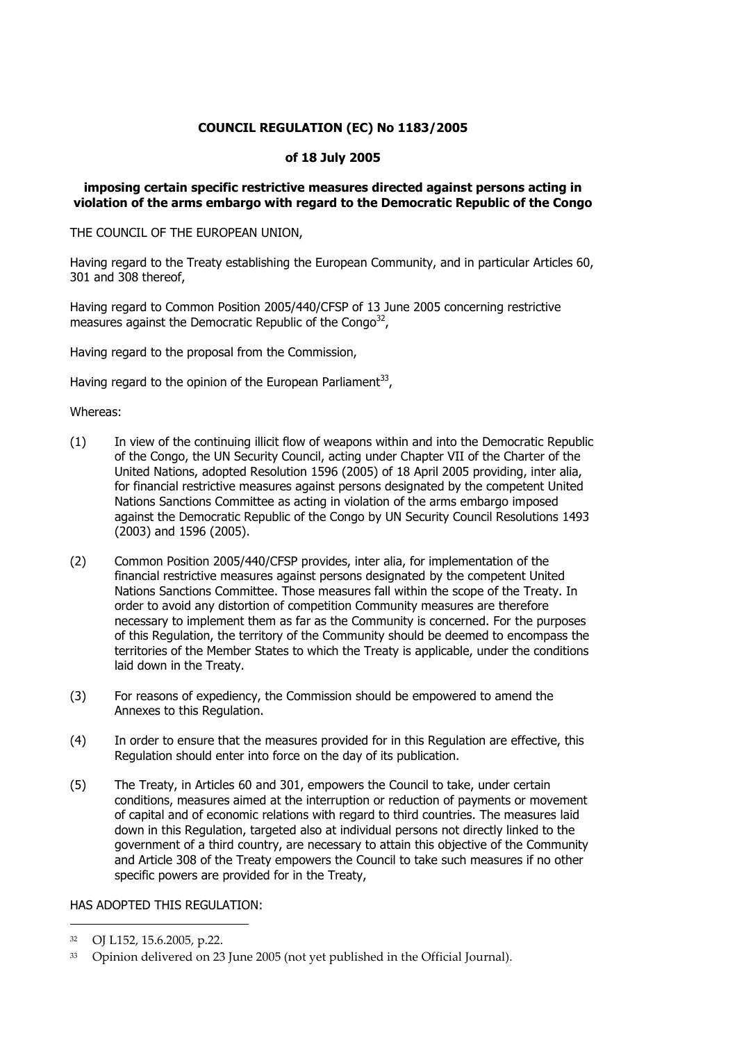**COUNCIL REGULATION (EC) No 1183/2005**

**of 18 July 2005**

**imposing certain specific restrictive measures directed against persons acting in violation of the arms embargo with regard to the Democratic Republic of the Congo**

THE COUNCIL OF THE EUROPEAN UNION,

Having regard to the Treaty establishing the European Community, and in particular Articles 60, 301 and 308 thereof,

Having regard to Common Position 2005/440/CFSP of 13 June 2005 concerning restrictive measures against the Democratic Republic of the Congo[32],

Having regard to the proposal from the Commission,

Having regard to the opinion of the European Parliament[33],

Whereas:

(1) In view of the continuing illicit flow of weapons within and into the Democratic Republic of the Congo, the UN Security Council, acting under Chapter VII of the Charter of the United Nations, adopted Resolution 1596 (2005) of 18 April 2005 providing, inter alia, for financial restrictive measures against persons designated by the competent United Nations Sanctions Committee as acting in violation of the arms embargo imposed against the Democratic Republic of the Congo by UN Security Council Resolutions 1493 (2003) and 1596 (2005).

(2) Common Position 2005/440/CFSP provides, inter alia, for implementation of the financial restrictive measures against persons designated by the competent United Nations Sanctions Committee. Those measures fall within the scope of the Treaty. In order to avoid any distortion of competition Community measures are therefore necessary to implement them as far as the Community is concerned. For the purposes of this Regulation, the territory of the Community should be deemed to encompass the territories of the Member States to which the Treaty is applicable, under the conditions laid down in the Treaty.

(3) For reasons of expediency, the Commission should be empowered to amend the Annexes to this Regulation.

(4) In order to ensure that the measures provided for in this Regulation are effective, this Regulation should enter into force on the day of its publication.

(5) The Treaty, in Articles 60 and 301, empowers the Council to take, under certain conditions, measures aimed at the interruption or reduction of payments or movement of capital and of economic relations with regard to third countries. The measures laid down in this Regulation, targeted also at individual persons not directly linked to the government of a third country, are necessary to attain this objective of the Community and Article 308 of the Treaty empowers the Council to take such measures if no other specific powers are provided for in the Treaty,

HAS ADOPTED THIS REGULATION:

---

[32] OJ L152, 15.6.2005, p.22.

[33] Opinion delivered on 23 June 2005 (not yet published in the Official Journal).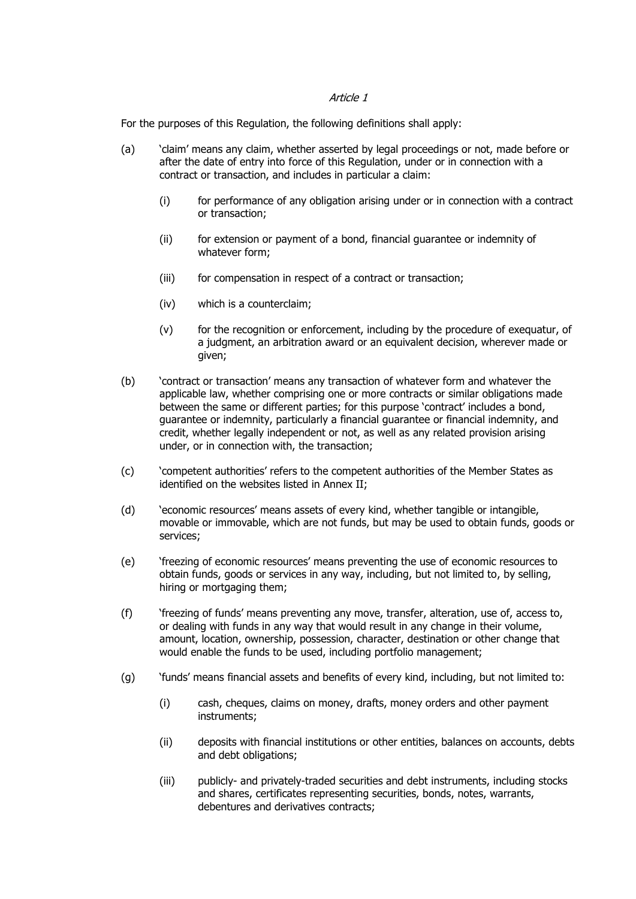*Article 1*

For the purposes of this Regulation, the following definitions shall apply:

(a) 'claim' means any claim, whether asserted by legal proceedings or not, made before or after the date of entry into force of this Regulation, under or in connection with a contract or transaction, and includes in particular a claim:

  (i) for performance of any obligation arising under or in connection with a contract or transaction;

  (ii) for extension or payment of a bond, financial guarantee or indemnity of whatever form;

  (iii) for compensation in respect of a contract or transaction;

  (iv) which is a counterclaim;

  (v) for the recognition or enforcement, including by the procedure of exequatur, of a judgment, an arbitration award or an equivalent decision, wherever made or given;

(b) 'contract or transaction' means any transaction of whatever form and whatever the applicable law, whether comprising one or more contracts or similar obligations made between the same or different parties; for this purpose 'contract' includes a bond, guarantee or indemnity, particularly a financial guarantee or financial indemnity, and credit, whether legally independent or not, as well as any related provision arising under, or in connection with, the transaction;

(c) 'competent authorities' refers to the competent authorities of the Member States as identified on the websites listed in Annex II;

(d) 'economic resources' means assets of every kind, whether tangible or intangible, movable or immovable, which are not funds, but may be used to obtain funds, goods or services;

(e) 'freezing of economic resources' means preventing the use of economic resources to obtain funds, goods or services in any way, including, but not limited to, by selling, hiring or mortgaging them;

(f) 'freezing of funds' means preventing any move, transfer, alteration, use of, access to, or dealing with funds in any way that would result in any change in their volume, amount, location, ownership, possession, character, destination or other change that would enable the funds to be used, including portfolio management;

(g) 'funds' means financial assets and benefits of every kind, including, but not limited to:

  (i) cash, cheques, claims on money, drafts, money orders and other payment instruments;

  (ii) deposits with financial institutions or other entities, balances on accounts, debts and debt obligations;

  (iii) publicly- and privately-traded securities and debt instruments, including stocks and shares, certificates representing securities, bonds, notes, warrants, debentures and derivatives contracts;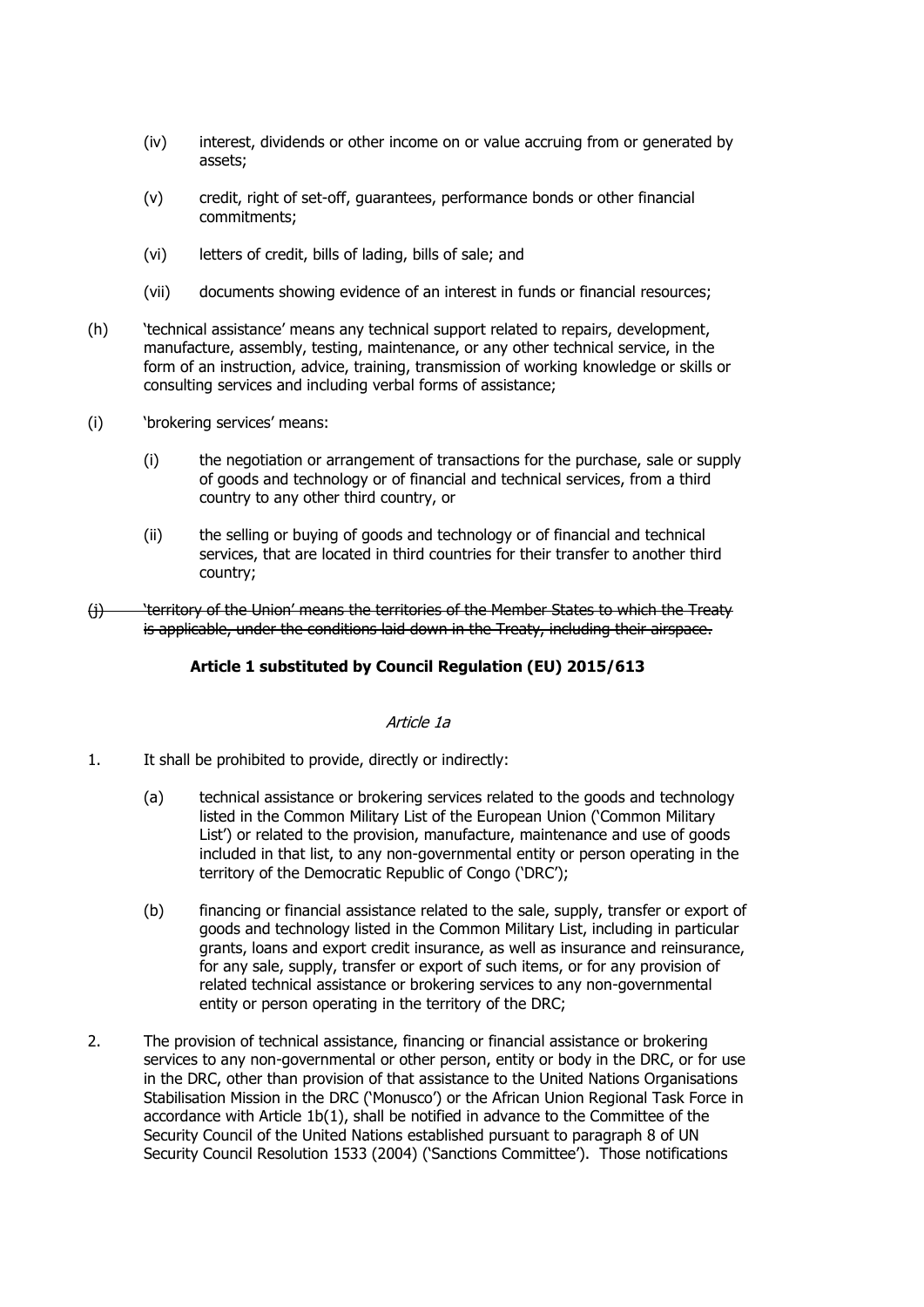(iv) interest, dividends or other income on or value accruing from or generated by assets;

(v) credit, right of set-off, guarantees, performance bonds or other financial commitments;

(vi) letters of credit, bills of lading, bills of sale; and

(vii) documents showing evidence of an interest in funds or financial resources;

(h) 'technical assistance' means any technical support related to repairs, development, manufacture, assembly, testing, maintenance, or any other technical service, in the form of an instruction, advice, training, transmission of working knowledge or skills or consulting services and including verbal forms of assistance;

(i) 'brokering services' means:

(i) the negotiation or arrangement of transactions for the purchase, sale or supply of goods and technology or of financial and technical services, from a third country to any other third country, or

(ii) the selling or buying of goods and technology or of financial and technical services, that are located in third countries for their transfer to another third country;

~~(j) 'territory of the Union' means the territories of the Member States to which the Treaty is applicable, under the conditions laid down in the Treaty, including their airspace.~~

**Article 1 substituted by Council Regulation (EU) 2015/613**

*Article 1a*

1. It shall be prohibited to provide, directly or indirectly:

   (a) technical assistance or brokering services related to the goods and technology listed in the Common Military List of the European Union ('Common Military List') or related to the provision, manufacture, maintenance and use of goods included in that list, to any non-governmental entity or person operating in the territory of the Democratic Republic of Congo ('DRC');

   (b) financing or financial assistance related to the sale, supply, transfer or export of goods and technology listed in the Common Military List, including in particular grants, loans and export credit insurance, as well as insurance and reinsurance, for any sale, supply, transfer or export of such items, or for any provision of related technical assistance or brokering services to any non-governmental entity or person operating in the territory of the DRC;

2. The provision of technical assistance, financing or financial assistance or brokering services to any non-governmental or other person, entity or body in the DRC, or for use in the DRC, other than provision of that assistance to the United Nations Organisations Stabilisation Mission in the DRC ('Monusco') or the African Union Regional Task Force in accordance with Article 1b(1), shall be notified in advance to the Committee of the Security Council of the United Nations established pursuant to paragraph 8 of UN Security Council Resolution 1533 (2004) ('Sanctions Committee'). Those notifications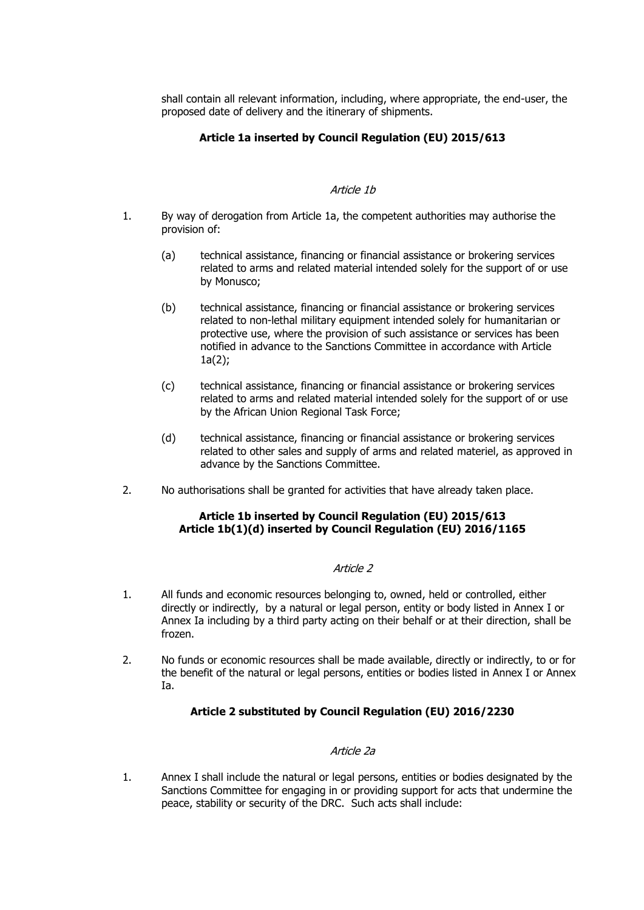shall contain all relevant information, including, where appropriate, the end-user, the proposed date of delivery and the itinerary of shipments.

**Article 1a inserted by Council Regulation (EU) 2015/613**

*Article 1b*

1. By way of derogation from Article 1a, the competent authorities may authorise the provision of:

   (a) technical assistance, financing or financial assistance or brokering services related to arms and related material intended solely for the support of or use by Monusco;

   (b) technical assistance, financing or financial assistance or brokering services related to non-lethal military equipment intended solely for humanitarian or protective use, where the provision of such assistance or services has been notified in advance to the Sanctions Committee in accordance with Article 1a(2);

   (c) technical assistance, financing or financial assistance or brokering services related to arms and related material intended solely for the support of or use by the African Union Regional Task Force;

   (d) technical assistance, financing or financial assistance or brokering services related to other sales and supply of arms and related materiel, as approved in advance by the Sanctions Committee.

2. No authorisations shall be granted for activities that have already taken place.

**Article 1b inserted by Council Regulation (EU) 2015/613**
**Article 1b(1)(d) inserted by Council Regulation (EU) 2016/1165**

*Article 2*

1. All funds and economic resources belonging to, owned, held or controlled, either directly or indirectly, by a natural or legal person, entity or body listed in Annex I or Annex Ia including by a third party acting on their behalf or at their direction, shall be frozen.

2. No funds or economic resources shall be made available, directly or indirectly, to or for the benefit of the natural or legal persons, entities or bodies listed in Annex I or Annex Ia.

**Article 2 substituted by Council Regulation (EU) 2016/2230**

*Article 2a*

1. Annex I shall include the natural or legal persons, entities or bodies designated by the Sanctions Committee for engaging in or providing support for acts that undermine the peace, stability or security of the DRC. Such acts shall include: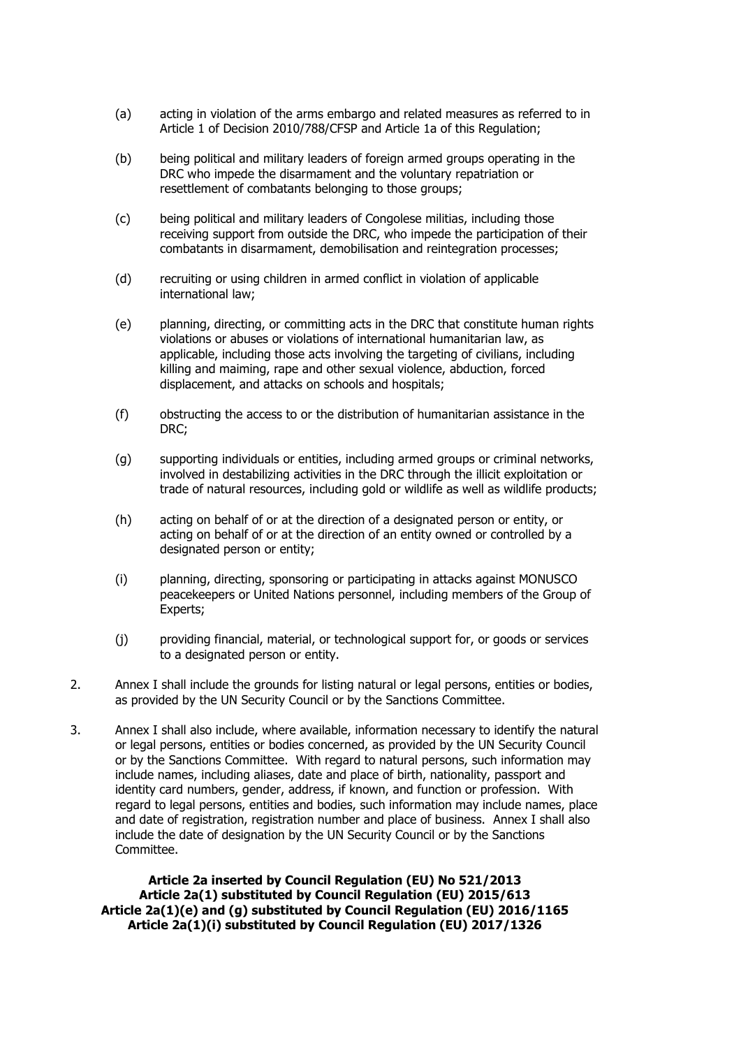(a) acting in violation of the arms embargo and related measures as referred to in Article 1 of Decision 2010/788/CFSP and Article 1a of this Regulation;

(b) being political and military leaders of foreign armed groups operating in the DRC who impede the disarmament and the voluntary repatriation or resettlement of combatants belonging to those groups;

(c) being political and military leaders of Congolese militias, including those receiving support from outside the DRC, who impede the participation of their combatants in disarmament, demobilisation and reintegration processes;

(d) recruiting or using children in armed conflict in violation of applicable international law;

(e) planning, directing, or committing acts in the DRC that constitute human rights violations or abuses or violations of international humanitarian law, as applicable, including those acts involving the targeting of civilians, including killing and maiming, rape and other sexual violence, abduction, forced displacement, and attacks on schools and hospitals;

(f) obstructing the access to or the distribution of humanitarian assistance in the DRC;

(g) supporting individuals or entities, including armed groups or criminal networks, involved in destabilizing activities in the DRC through the illicit exploitation or trade of natural resources, including gold or wildlife as well as wildlife products;

(h) acting on behalf of or at the direction of a designated person or entity, or acting on behalf of or at the direction of an entity owned or controlled by a designated person or entity;

(i) planning, directing, sponsoring or participating in attacks against MONUSCO peacekeepers or United Nations personnel, including members of the Group of Experts;

(j) providing financial, material, or technological support for, or goods or services to a designated person or entity.

2. Annex I shall include the grounds for listing natural or legal persons, entities or bodies, as provided by the UN Security Council or by the Sanctions Committee.

3. Annex I shall also include, where available, information necessary to identify the natural or legal persons, entities or bodies concerned, as provided by the UN Security Council or by the Sanctions Committee. With regard to natural persons, such information may include names, including aliases, date and place of birth, nationality, passport and identity card numbers, gender, address, if known, and function or profession. With regard to legal persons, entities and bodies, such information may include names, place and date of registration, registration number and place of business. Annex I shall also include the date of designation by the UN Security Council or by the Sanctions Committee.

**Article 2a inserted by Council Regulation (EU) No 521/2013**
**Article 2a(1) substituted by Council Regulation (EU) 2015/613**
**Article 2a(1)(e) and (g) substituted by Council Regulation (EU) 2016/1165**
**Article 2a(1)(i) substituted by Council Regulation (EU) 2017/1326**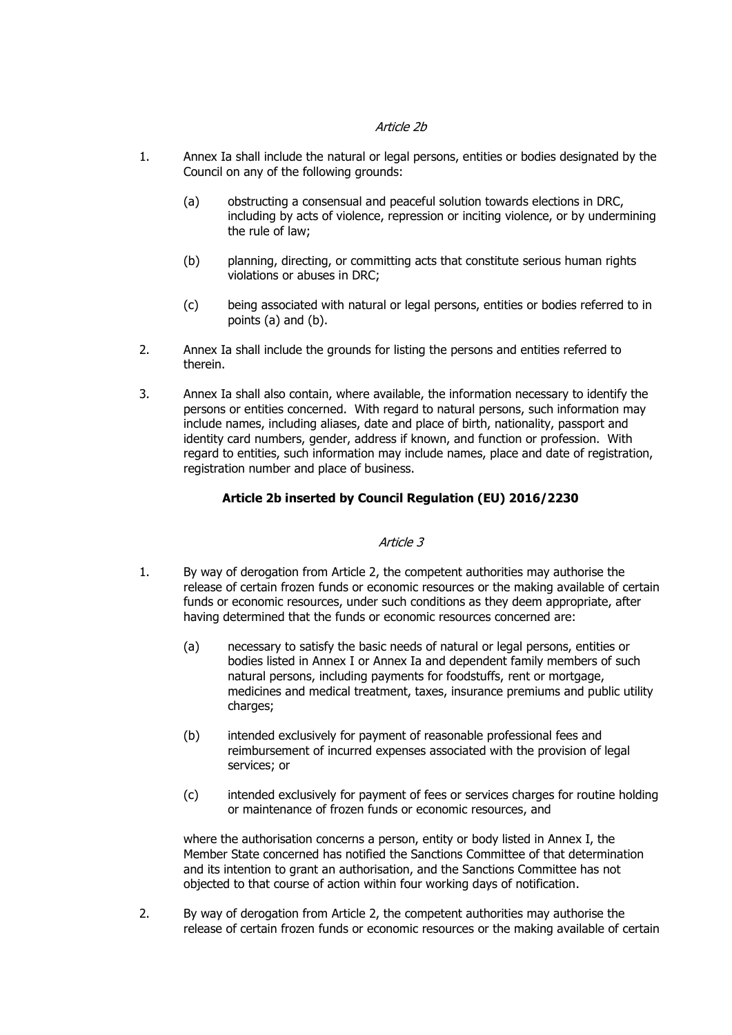*Article 2b*

1. Annex Ia shall include the natural or legal persons, entities or bodies designated by the Council on any of the following grounds:

   (a) obstructing a consensual and peaceful solution towards elections in DRC, including by acts of violence, repression or inciting violence, or by undermining the rule of law;

   (b) planning, directing, or committing acts that constitute serious human rights violations or abuses in DRC;

   (c) being associated with natural or legal persons, entities or bodies referred to in points (a) and (b).

2. Annex Ia shall include the grounds for listing the persons and entities referred to therein.

3. Annex Ia shall also contain, where available, the information necessary to identify the persons or entities concerned. With regard to natural persons, such information may include names, including aliases, date and place of birth, nationality, passport and identity card numbers, gender, address if known, and function or profession. With regard to entities, such information may include names, place and date of registration, registration number and place of business.

**Article 2b inserted by Council Regulation (EU) 2016/2230**

*Article 3*

1. By way of derogation from Article 2, the competent authorities may authorise the release of certain frozen funds or economic resources or the making available of certain funds or economic resources, under such conditions as they deem appropriate, after having determined that the funds or economic resources concerned are:

   (a) necessary to satisfy the basic needs of natural or legal persons, entities or bodies listed in Annex I or Annex Ia and dependent family members of such natural persons, including payments for foodstuffs, rent or mortgage, medicines and medical treatment, taxes, insurance premiums and public utility charges;

   (b) intended exclusively for payment of reasonable professional fees and reimbursement of incurred expenses associated with the provision of legal services; or

   (c) intended exclusively for payment of fees or services charges for routine holding or maintenance of frozen funds or economic resources, and

   where the authorisation concerns a person, entity or body listed in Annex I, the Member State concerned has notified the Sanctions Committee of that determination and its intention to grant an authorisation, and the Sanctions Committee has not objected to that course of action within four working days of notification.

2. By way of derogation from Article 2, the competent authorities may authorise the release of certain frozen funds or economic resources or the making available of certain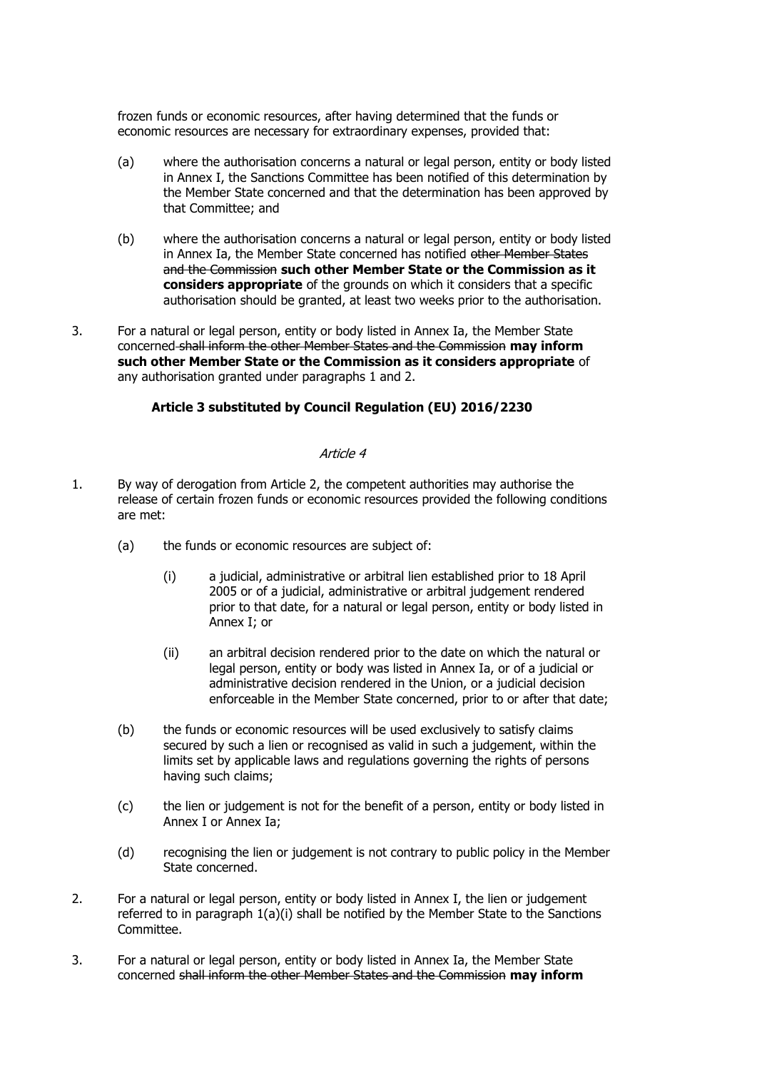frozen funds or economic resources, after having determined that the funds or economic resources are necessary for extraordinary expenses, provided that:

(a) where the authorisation concerns a natural or legal person, entity or body listed in Annex I, the Sanctions Committee has been notified of this determination by the Member State concerned and that the determination has been approved by that Committee; and

(b) where the authorisation concerns a natural or legal person, entity or body listed in Annex Ia, the Member State concerned has notified ~~other Member States and the Commission~~ **such other Member State or the Commission as it considers appropriate** of the grounds on which it considers that a specific authorisation should be granted, at least two weeks prior to the authorisation.

3. For a natural or legal person, entity or body listed in Annex Ia, the Member State concerned ~~shall inform the other Member States and the Commission~~ **may inform such other Member State or the Commission as it considers appropriate** of any authorisation granted under paragraphs 1 and 2.

**Article 3 substituted by Council Regulation (EU) 2016/2230**

*Article 4*

1. By way of derogation from Article 2, the competent authorities may authorise the release of certain frozen funds or economic resources provided the following conditions are met:

(a) the funds or economic resources are subject of:

(i) a judicial, administrative or arbitral lien established prior to 18 April 2005 or of a judicial, administrative or arbitral judgement rendered prior to that date, for a natural or legal person, entity or body listed in Annex I; or

(ii) an arbitral decision rendered prior to the date on which the natural or legal person, entity or body was listed in Annex Ia, or of a judicial or administrative decision rendered in the Union, or a judicial decision enforceable in the Member State concerned, prior to or after that date;

(b) the funds or economic resources will be used exclusively to satisfy claims secured by such a lien or recognised as valid in such a judgement, within the limits set by applicable laws and regulations governing the rights of persons having such claims;

(c) the lien or judgement is not for the benefit of a person, entity or body listed in Annex I or Annex Ia;

(d) recognising the lien or judgement is not contrary to public policy in the Member State concerned.

2. For a natural or legal person, entity or body listed in Annex I, the lien or judgement referred to in paragraph 1(a)(i) shall be notified by the Member State to the Sanctions Committee.

3. For a natural or legal person, entity or body listed in Annex Ia, the Member State concerned ~~shall inform the other Member States and the Commission~~ **may inform**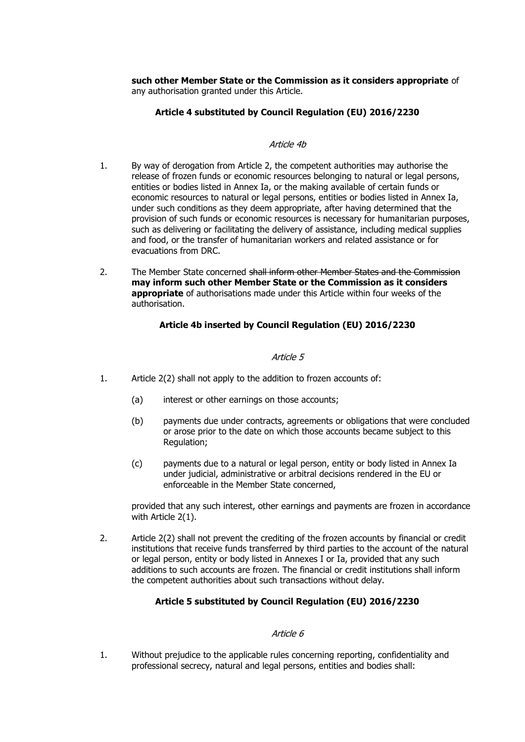**such other Member State or the Commission as it considers appropriate** of any authorisation granted under this Article.

**Article 4 substituted by Council Regulation (EU) 2016/2230**

*Article 4b*

1. By way of derogation from Article 2, the competent authorities may authorise the release of frozen funds or economic resources belonging to natural or legal persons, entities or bodies listed in Annex Ia, or the making available of certain funds or economic resources to natural or legal persons, entities or bodies listed in Annex Ia, under such conditions as they deem appropriate, after having determined that the provision of such funds or economic resources is necessary for humanitarian purposes, such as delivering or facilitating the delivery of assistance, including medical supplies and food, or the transfer of humanitarian workers and related assistance or for evacuations from DRC.

2. The Member State concerned ~~shall inform other Member States and the Commission~~ **may inform such other Member State or the Commission as it considers appropriate** of authorisations made under this Article within four weeks of the authorisation.

**Article 4b inserted by Council Regulation (EU) 2016/2230**

*Article 5*

1. Article 2(2) shall not apply to the addition to frozen accounts of:

   (a) interest or other earnings on those accounts;

   (b) payments due under contracts, agreements or obligations that were concluded or arose prior to the date on which those accounts became subject to this Regulation;

   (c) payments due to a natural or legal person, entity or body listed in Annex Ia under judicial, administrative or arbitral decisions rendered in the EU or enforceable in the Member State concerned,

   provided that any such interest, other earnings and payments are frozen in accordance with Article 2(1).

2. Article 2(2) shall not prevent the crediting of the frozen accounts by financial or credit institutions that receive funds transferred by third parties to the account of the natural or legal person, entity or body listed in Annexes I or Ia, provided that any such additions to such accounts are frozen. The financial or credit institutions shall inform the competent authorities about such transactions without delay.

**Article 5 substituted by Council Regulation (EU) 2016/2230**

*Article 6*

1. Without prejudice to the applicable rules concerning reporting, confidentiality and professional secrecy, natural and legal persons, entities and bodies shall: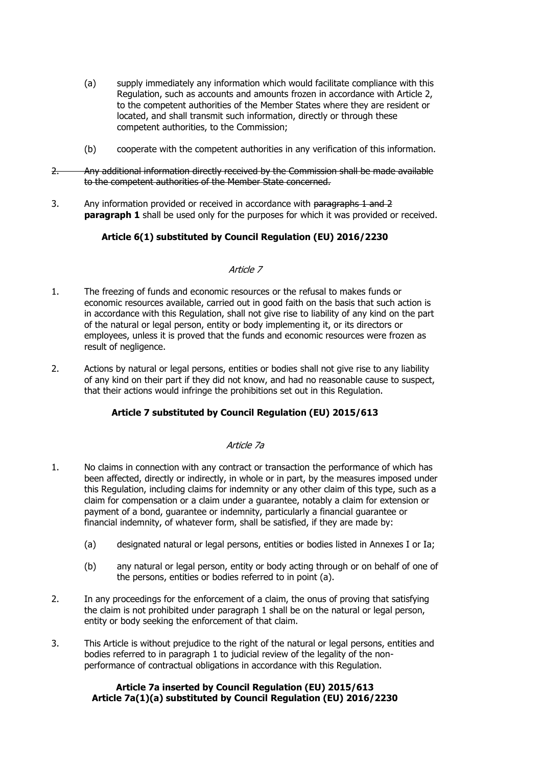(a) supply immediately any information which would facilitate compliance with this Regulation, such as accounts and amounts frozen in accordance with Article 2, to the competent authorities of the Member States where they are resident or located, and shall transmit such information, directly or through these competent authorities, to the Commission;

(b) cooperate with the competent authorities in any verification of this information.

~~2. Any additional information directly received by the Commission shall be made available to the competent authorities of the Member State concerned.~~

3. Any information provided or received in accordance with ~~paragraphs 1 and 2~~ **paragraph 1** shall be used only for the purposes for which it was provided or received.

**Article 6(1) substituted by Council Regulation (EU) 2016/2230**

*Article 7*

1. The freezing of funds and economic resources or the refusal to makes funds or economic resources available, carried out in good faith on the basis that such action is in accordance with this Regulation, shall not give rise to liability of any kind on the part of the natural or legal person, entity or body implementing it, or its directors or employees, unless it is proved that the funds and economic resources were frozen as result of negligence.

2. Actions by natural or legal persons, entities or bodies shall not give rise to any liability of any kind on their part if they did not know, and had no reasonable cause to suspect, that their actions would infringe the prohibitions set out in this Regulation.

**Article 7 substituted by Council Regulation (EU) 2015/613**

*Article 7a*

1. No claims in connection with any contract or transaction the performance of which has been affected, directly or indirectly, in whole or in part, by the measures imposed under this Regulation, including claims for indemnity or any other claim of this type, such as a claim for compensation or a claim under a guarantee, notably a claim for extension or payment of a bond, guarantee or indemnity, particularly a financial guarantee or financial indemnity, of whatever form, shall be satisfied, if they are made by:

   (a) designated natural or legal persons, entities or bodies listed in Annexes I or Ia;

   (b) any natural or legal person, entity or body acting through or on behalf of one of the persons, entities or bodies referred to in point (a).

2. In any proceedings for the enforcement of a claim, the onus of proving that satisfying the claim is not prohibited under paragraph 1 shall be on the natural or legal person, entity or body seeking the enforcement of that claim.

3. This Article is without prejudice to the right of the natural or legal persons, entities and bodies referred to in paragraph 1 to judicial review of the legality of the non-performance of contractual obligations in accordance with this Regulation.

**Article 7a inserted by Council Regulation (EU) 2015/613**
**Article 7a(1)(a) substituted by Council Regulation (EU) 2016/2230**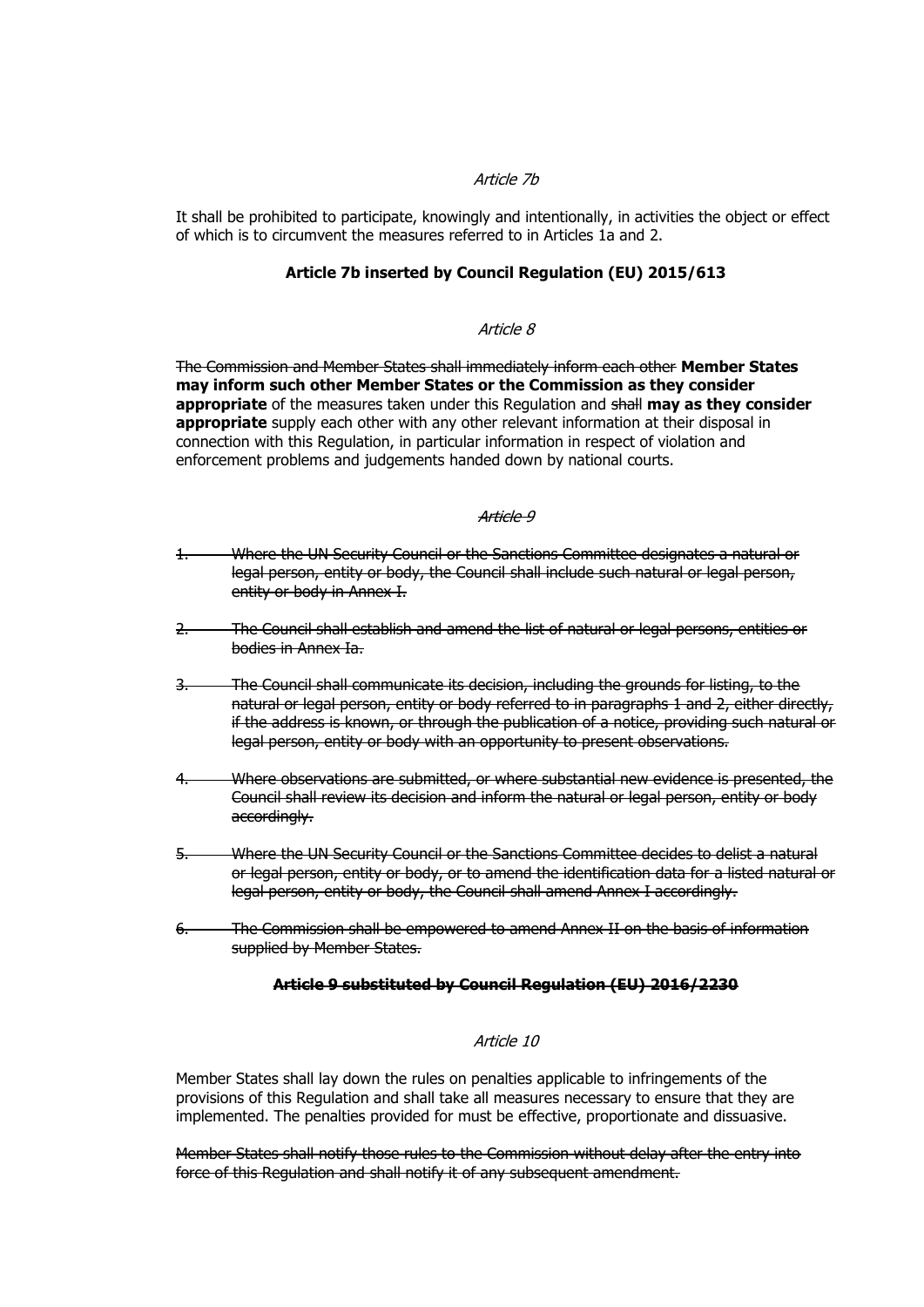*Article 7b*

It shall be prohibited to participate, knowingly and intentionally, in activities the object or effect of which is to circumvent the measures referred to in Articles 1a and 2.

**Article 7b inserted by Council Regulation (EU) 2015/613**

*Article 8*

~~The Commission and Member States shall immediately inform each other~~ **Member States may inform such other Member States or the Commission as they consider appropriate** of the measures taken under this Regulation and ~~shall~~ **may as they consider appropriate** supply each other with any other relevant information at their disposal in connection with this Regulation, in particular information in respect of violation and enforcement problems and judgements handed down by national courts.

~~*Article 9*~~

1. ~~Where the UN Security Council or the Sanctions Committee designates a natural or legal person, entity or body, the Council shall include such natural or legal person, entity or body in Annex I.~~

2. ~~The Council shall establish and amend the list of natural or legal persons, entities or bodies in Annex Ia.~~

3. ~~The Council shall communicate its decision, including the grounds for listing, to the natural or legal person, entity or body referred to in paragraphs 1 and 2, either directly, if the address is known, or through the publication of a notice, providing such natural or legal person, entity or body with an opportunity to present observations.~~

4. ~~Where observations are submitted, or where substantial new evidence is presented, the Council shall review its decision and inform the natural or legal person, entity or body accordingly.~~

5. ~~Where the UN Security Council or the Sanctions Committee decides to delist a natural or legal person, entity or body, or to amend the identification data for a listed natural or legal person, entity or body, the Council shall amend Annex I accordingly.~~

6. ~~The Commission shall be empowered to amend Annex II on the basis of information supplied by Member States.~~

~~**Article 9 substituted by Council Regulation (EU) 2016/2230**~~

*Article 10*

Member States shall lay down the rules on penalties applicable to infringements of the provisions of this Regulation and shall take all measures necessary to ensure that they are implemented. The penalties provided for must be effective, proportionate and dissuasive.

~~Member States shall notify those rules to the Commission without delay after the entry into force of this Regulation and shall notify it of any subsequent amendment.~~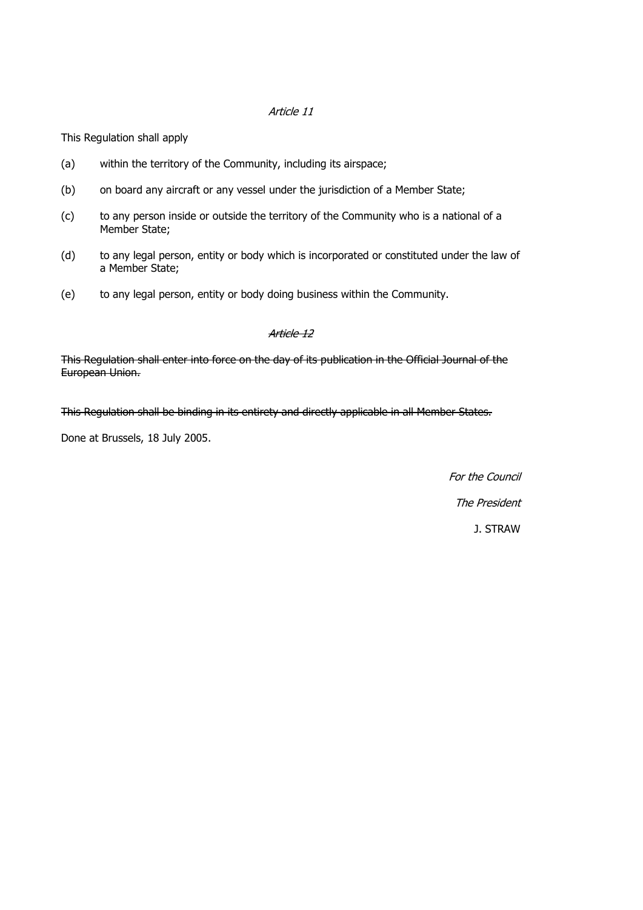*Article 11*

This Regulation shall apply

(a) within the territory of the Community, including its airspace;

(b) on board any aircraft or any vessel under the jurisdiction of a Member State;

(c) to any person inside or outside the territory of the Community who is a national of a Member State;

(d) to any legal person, entity or body which is incorporated or constituted under the law of a Member State;

(e) to any legal person, entity or body doing business within the Community.

~~*Article 12*~~

~~This Regulation shall enter into force on the day of its publication in the Official Journal of the European Union.~~

~~This Regulation shall be binding in its entirety and directly applicable in all Member States.~~

Done at Brussels, 18 July 2005.

*For the Council*

*The President*

J. STRAW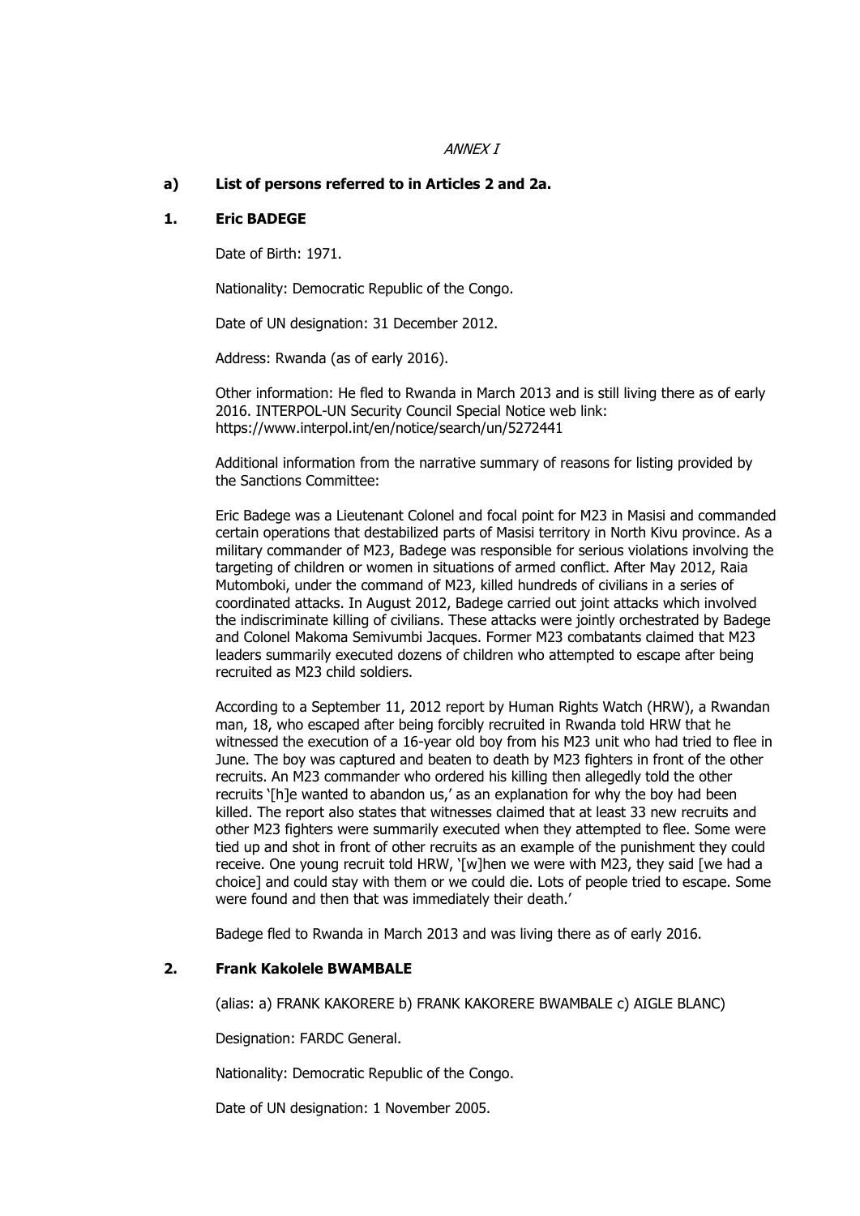*ANNEX I*

**a) List of persons referred to in Articles 2 and 2a.**

**1. Eric BADEGE**

Date of Birth: 1971.

Nationality: Democratic Republic of the Congo.

Date of UN designation: 31 December 2012.

Address: Rwanda (as of early 2016).

Other information: He fled to Rwanda in March 2013 and is still living there as of early 2016. INTERPOL-UN Security Council Special Notice web link: https://www.interpol.int/en/notice/search/un/5272441

Additional information from the narrative summary of reasons for listing provided by the Sanctions Committee:

Eric Badege was a Lieutenant Colonel and focal point for M23 in Masisi and commanded certain operations that destabilized parts of Masisi territory in North Kivu province. As a military commander of M23, Badege was responsible for serious violations involving the targeting of children or women in situations of armed conflict. After May 2012, Raia Mutomboki, under the command of M23, killed hundreds of civilians in a series of coordinated attacks. In August 2012, Badege carried out joint attacks which involved the indiscriminate killing of civilians. These attacks were jointly orchestrated by Badege and Colonel Makoma Semivumbi Jacques. Former M23 combatants claimed that M23 leaders summarily executed dozens of children who attempted to escape after being recruited as M23 child soldiers.

According to a September 11, 2012 report by Human Rights Watch (HRW), a Rwandan man, 18, who escaped after being forcibly recruited in Rwanda told HRW that he witnessed the execution of a 16-year old boy from his M23 unit who had tried to flee in June. The boy was captured and beaten to death by M23 fighters in front of the other recruits. An M23 commander who ordered his killing then allegedly told the other recruits '[h]e wanted to abandon us,' as an explanation for why the boy had been killed. The report also states that witnesses claimed that at least 33 new recruits and other M23 fighters were summarily executed when they attempted to flee. Some were tied up and shot in front of other recruits as an example of the punishment they could receive. One young recruit told HRW, '[w]hen we were with M23, they said [we had a choice] and could stay with them or we could die. Lots of people tried to escape. Some were found and then that was immediately their death.'

Badege fled to Rwanda in March 2013 and was living there as of early 2016.

**2. Frank Kakolele BWAMBALE**

(alias: a) FRANK KAKORERE b) FRANK KAKORERE BWAMBALE c) AIGLE BLANC)

Designation: FARDC General.

Nationality: Democratic Republic of the Congo.

Date of UN designation: 1 November 2005.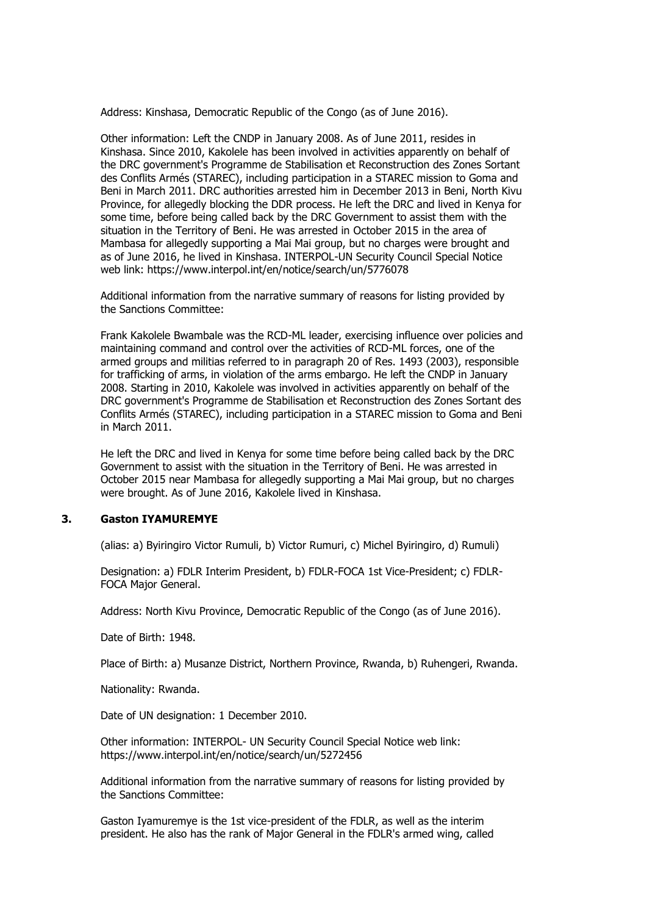Address: Kinshasa, Democratic Republic of the Congo (as of June 2016).

Other information: Left the CNDP in January 2008. As of June 2011, resides in Kinshasa. Since 2010, Kakolele has been involved in activities apparently on behalf of the DRC government's Programme de Stabilisation et Reconstruction des Zones Sortant des Conflits Armés (STAREC), including participation in a STAREC mission to Goma and Beni in March 2011. DRC authorities arrested him in December 2013 in Beni, North Kivu Province, for allegedly blocking the DDR process. He left the DRC and lived in Kenya for some time, before being called back by the DRC Government to assist them with the situation in the Territory of Beni. He was arrested in October 2015 in the area of Mambasa for allegedly supporting a Mai Mai group, but no charges were brought and as of June 2016, he lived in Kinshasa. INTERPOL-UN Security Council Special Notice web link: https://www.interpol.int/en/notice/search/un/5776078

Additional information from the narrative summary of reasons for listing provided by the Sanctions Committee:

Frank Kakolele Bwambale was the RCD-ML leader, exercising influence over policies and maintaining command and control over the activities of RCD-ML forces, one of the armed groups and militias referred to in paragraph 20 of Res. 1493 (2003), responsible for trafficking of arms, in violation of the arms embargo. He left the CNDP in January 2008. Starting in 2010, Kakolele was involved in activities apparently on behalf of the DRC government's Programme de Stabilisation et Reconstruction des Zones Sortant des Conflits Armés (STAREC), including participation in a STAREC mission to Goma and Beni in March 2011.

He left the DRC and lived in Kenya for some time before being called back by the DRC Government to assist with the situation in the Territory of Beni. He was arrested in October 2015 near Mambasa for allegedly supporting a Mai Mai group, but no charges were brought. As of June 2016, Kakolele lived in Kinshasa.

### 3. Gaston IYAMUREMYE

(alias: a) Byiringiro Victor Rumuli, b) Victor Rumuri, c) Michel Byiringiro, d) Rumuli)

Designation: a) FDLR Interim President, b) FDLR-FOCA 1st Vice-President; c) FDLR-FOCA Major General.

Address: North Kivu Province, Democratic Republic of the Congo (as of June 2016).

Date of Birth: 1948.

Place of Birth: a) Musanze District, Northern Province, Rwanda, b) Ruhengeri, Rwanda.

Nationality: Rwanda.

Date of UN designation: 1 December 2010.

Other information: INTERPOL- UN Security Council Special Notice web link: https://www.interpol.int/en/notice/search/un/5272456

Additional information from the narrative summary of reasons for listing provided by the Sanctions Committee:

Gaston Iyamuremye is the 1st vice-president of the FDLR, as well as the interim president. He also has the rank of Major General in the FDLR's armed wing, called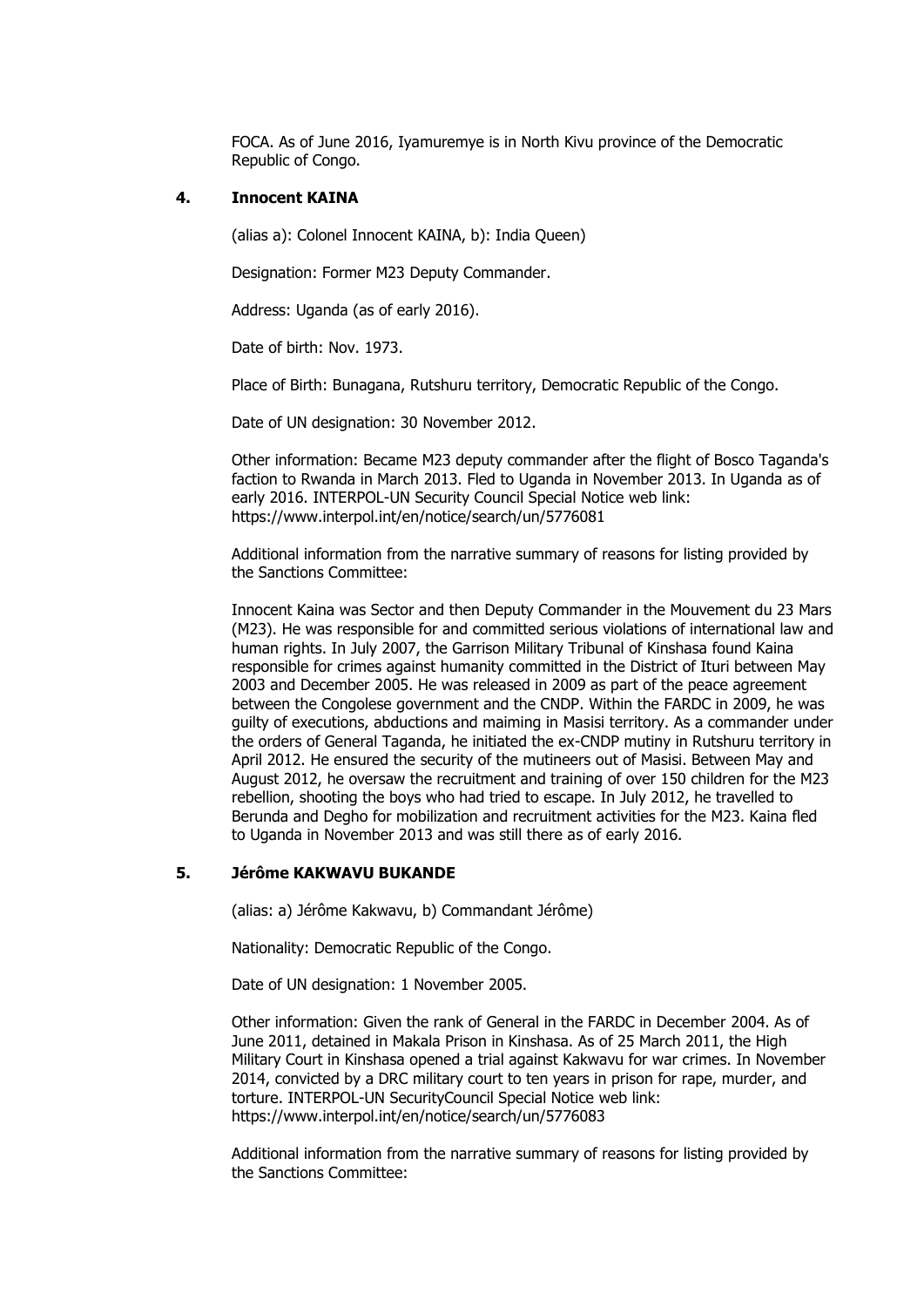FOCA. As of June 2016, Iyamuremye is in North Kivu province of the Democratic Republic of Congo.

### 4. Innocent KAINA

(alias a): Colonel Innocent KAINA, b): India Queen)

Designation: Former M23 Deputy Commander.

Address: Uganda (as of early 2016).

Date of birth: Nov. 1973.

Place of Birth: Bunagana, Rutshuru territory, Democratic Republic of the Congo.

Date of UN designation: 30 November 2012.

Other information: Became M23 deputy commander after the flight of Bosco Taganda's faction to Rwanda in March 2013. Fled to Uganda in November 2013. In Uganda as of early 2016. INTERPOL-UN Security Council Special Notice web link: https://www.interpol.int/en/notice/search/un/5776081

Additional information from the narrative summary of reasons for listing provided by the Sanctions Committee:

Innocent Kaina was Sector and then Deputy Commander in the Mouvement du 23 Mars (M23). He was responsible for and committed serious violations of international law and human rights. In July 2007, the Garrison Military Tribunal of Kinshasa found Kaina responsible for crimes against humanity committed in the District of Ituri between May 2003 and December 2005. He was released in 2009 as part of the peace agreement between the Congolese government and the CNDP. Within the FARDC in 2009, he was guilty of executions, abductions and maiming in Masisi territory. As a commander under the orders of General Taganda, he initiated the ex-CNDP mutiny in Rutshuru territory in April 2012. He ensured the security of the mutineers out of Masisi. Between May and August 2012, he oversaw the recruitment and training of over 150 children for the M23 rebellion, shooting the boys who had tried to escape. In July 2012, he travelled to Berunda and Degho for mobilization and recruitment activities for the M23. Kaina fled to Uganda in November 2013 and was still there as of early 2016.

### 5. Jérôme KAKWAVU BUKANDE

(alias: a) Jérôme Kakwavu, b) Commandant Jérôme)

Nationality: Democratic Republic of the Congo.

Date of UN designation: 1 November 2005.

Other information: Given the rank of General in the FARDC in December 2004. As of June 2011, detained in Makala Prison in Kinshasa. As of 25 March 2011, the High Military Court in Kinshasa opened a trial against Kakwavu for war crimes. In November 2014, convicted by a DRC military court to ten years in prison for rape, murder, and torture. INTERPOL-UN SecurityCouncil Special Notice web link: https://www.interpol.int/en/notice/search/un/5776083

Additional information from the narrative summary of reasons for listing provided by the Sanctions Committee: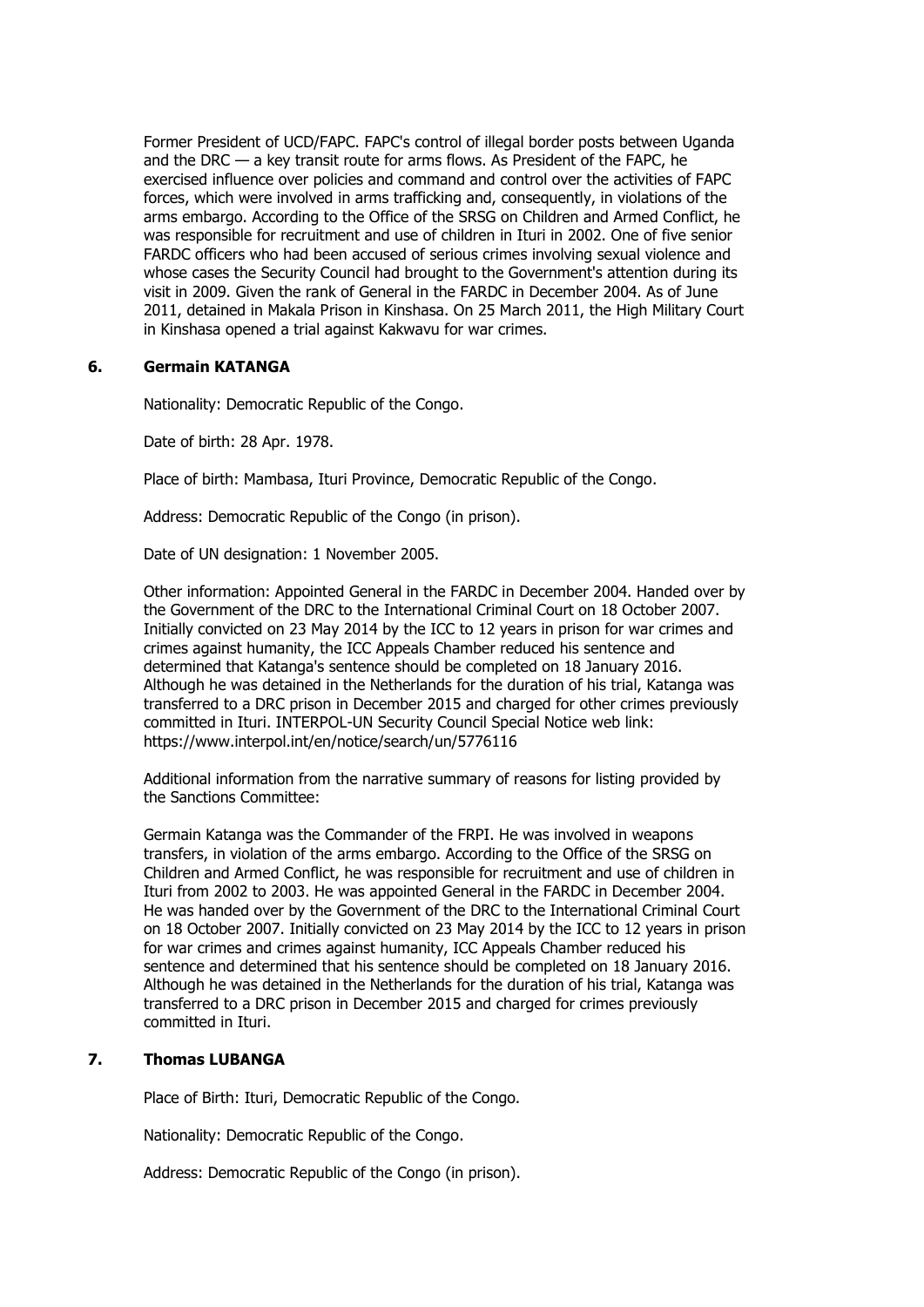Former President of UCD/FAPC. FAPC's control of illegal border posts between Uganda and the DRC — a key transit route for arms flows. As President of the FAPC, he exercised influence over policies and command and control over the activities of FAPC forces, which were involved in arms trafficking and, consequently, in violations of the arms embargo. According to the Office of the SRSG on Children and Armed Conflict, he was responsible for recruitment and use of children in Ituri in 2002. One of five senior FARDC officers who had been accused of serious crimes involving sexual violence and whose cases the Security Council had brought to the Government's attention during its visit in 2009. Given the rank of General in the FARDC in December 2004. As of June 2011, detained in Makala Prison in Kinshasa. On 25 March 2011, the High Military Court in Kinshasa opened a trial against Kakwavu for war crimes.

### 6. Germain KATANGA

Nationality: Democratic Republic of the Congo.

Date of birth: 28 Apr. 1978.

Place of birth: Mambasa, Ituri Province, Democratic Republic of the Congo.

Address: Democratic Republic of the Congo (in prison).

Date of UN designation: 1 November 2005.

Other information: Appointed General in the FARDC in December 2004. Handed over by the Government of the DRC to the International Criminal Court on 18 October 2007. Initially convicted on 23 May 2014 by the ICC to 12 years in prison for war crimes and crimes against humanity, the ICC Appeals Chamber reduced his sentence and determined that Katanga's sentence should be completed on 18 January 2016. Although he was detained in the Netherlands for the duration of his trial, Katanga was transferred to a DRC prison in December 2015 and charged for other crimes previously committed in Ituri. INTERPOL-UN Security Council Special Notice web link: https://www.interpol.int/en/notice/search/un/5776116

Additional information from the narrative summary of reasons for listing provided by the Sanctions Committee:

Germain Katanga was the Commander of the FRPI. He was involved in weapons transfers, in violation of the arms embargo. According to the Office of the SRSG on Children and Armed Conflict, he was responsible for recruitment and use of children in Ituri from 2002 to 2003. He was appointed General in the FARDC in December 2004. He was handed over by the Government of the DRC to the International Criminal Court on 18 October 2007. Initially convicted on 23 May 2014 by the ICC to 12 years in prison for war crimes and crimes against humanity, ICC Appeals Chamber reduced his sentence and determined that his sentence should be completed on 18 January 2016. Although he was detained in the Netherlands for the duration of his trial, Katanga was transferred to a DRC prison in December 2015 and charged for crimes previously committed in Ituri.

### 7. Thomas LUBANGA

Place of Birth: Ituri, Democratic Republic of the Congo.

Nationality: Democratic Republic of the Congo.

Address: Democratic Republic of the Congo (in prison).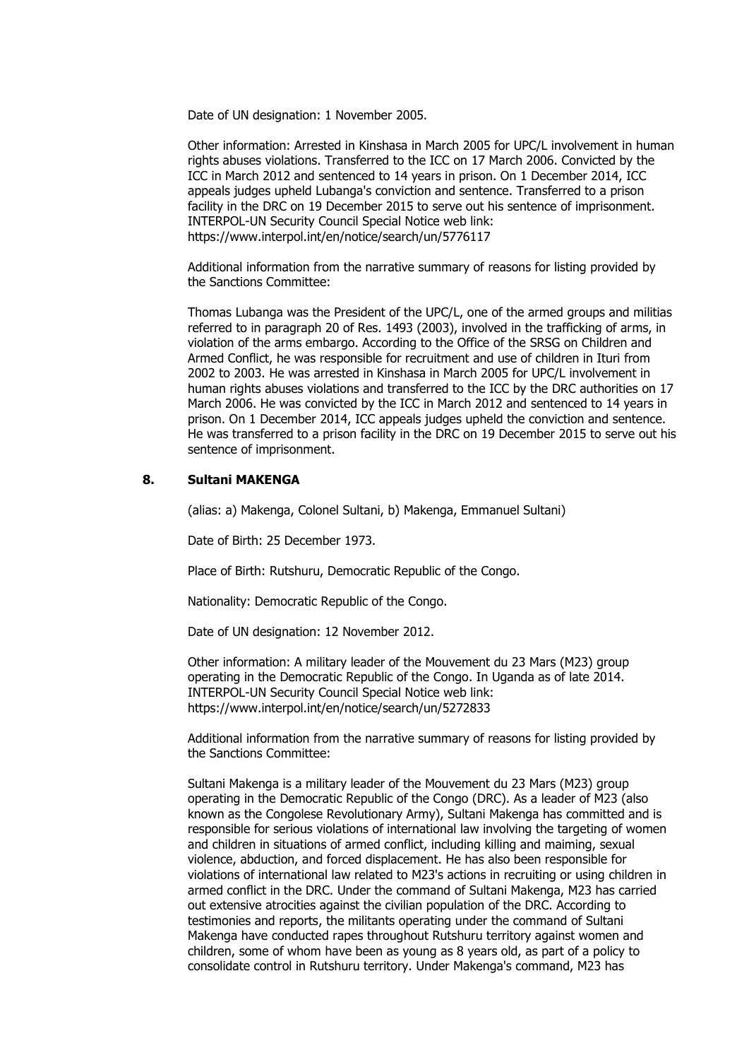Date of UN designation: 1 November 2005.

Other information: Arrested in Kinshasa in March 2005 for UPC/L involvement in human rights abuses violations. Transferred to the ICC on 17 March 2006. Convicted by the ICC in March 2012 and sentenced to 14 years in prison. On 1 December 2014, ICC appeals judges upheld Lubanga's conviction and sentence. Transferred to a prison facility in the DRC on 19 December 2015 to serve out his sentence of imprisonment. INTERPOL-UN Security Council Special Notice web link: https://www.interpol.int/en/notice/search/un/5776117

Additional information from the narrative summary of reasons for listing provided by the Sanctions Committee:

Thomas Lubanga was the President of the UPC/L, one of the armed groups and militias referred to in paragraph 20 of Res. 1493 (2003), involved in the trafficking of arms, in violation of the arms embargo. According to the Office of the SRSG on Children and Armed Conflict, he was responsible for recruitment and use of children in Ituri from 2002 to 2003. He was arrested in Kinshasa in March 2005 for UPC/L involvement in human rights abuses violations and transferred to the ICC by the DRC authorities on 17 March 2006. He was convicted by the ICC in March 2012 and sentenced to 14 years in prison. On 1 December 2014, ICC appeals judges upheld the conviction and sentence. He was transferred to a prison facility in the DRC on 19 December 2015 to serve out his sentence of imprisonment.

### 8. Sultani MAKENGA

(alias: a) Makenga, Colonel Sultani, b) Makenga, Emmanuel Sultani)

Date of Birth: 25 December 1973.

Place of Birth: Rutshuru, Democratic Republic of the Congo.

Nationality: Democratic Republic of the Congo.

Date of UN designation: 12 November 2012.

Other information: A military leader of the Mouvement du 23 Mars (M23) group operating in the Democratic Republic of the Congo. In Uganda as of late 2014. INTERPOL-UN Security Council Special Notice web link: https://www.interpol.int/en/notice/search/un/5272833

Additional information from the narrative summary of reasons for listing provided by the Sanctions Committee:

Sultani Makenga is a military leader of the Mouvement du 23 Mars (M23) group operating in the Democratic Republic of the Congo (DRC). As a leader of M23 (also known as the Congolese Revolutionary Army), Sultani Makenga has committed and is responsible for serious violations of international law involving the targeting of women and children in situations of armed conflict, including killing and maiming, sexual violence, abduction, and forced displacement. He has also been responsible for violations of international law related to M23's actions in recruiting or using children in armed conflict in the DRC. Under the command of Sultani Makenga, M23 has carried out extensive atrocities against the civilian population of the DRC. According to testimonies and reports, the militants operating under the command of Sultani Makenga have conducted rapes throughout Rutshuru territory against women and children, some of whom have been as young as 8 years old, as part of a policy to consolidate control in Rutshuru territory. Under Makenga's command, M23 has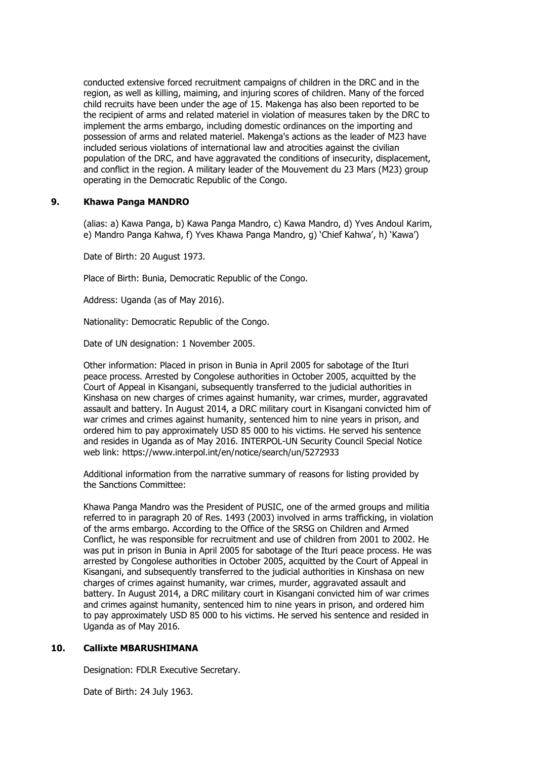conducted extensive forced recruitment campaigns of children in the DRC and in the region, as well as killing, maiming, and injuring scores of children. Many of the forced child recruits have been under the age of 15. Makenga has also been reported to be the recipient of arms and related materiel in violation of measures taken by the DRC to implement the arms embargo, including domestic ordinances on the importing and possession of arms and related materiel. Makenga's actions as the leader of M23 have included serious violations of international law and atrocities against the civilian population of the DRC, and have aggravated the conditions of insecurity, displacement, and conflict in the region. A military leader of the Mouvement du 23 Mars (M23) group operating in the Democratic Republic of the Congo.

**9. Khawa Panga MANDRO**

(alias: a) Kawa Panga, b) Kawa Panga Mandro, c) Kawa Mandro, d) Yves Andoul Karim, e) Mandro Panga Kahwa, f) Yves Khawa Panga Mandro, g) 'Chief Kahwa', h) 'Kawa')

Date of Birth: 20 August 1973.

Place of Birth: Bunia, Democratic Republic of the Congo.

Address: Uganda (as of May 2016).

Nationality: Democratic Republic of the Congo.

Date of UN designation: 1 November 2005.

Other information: Placed in prison in Bunia in April 2005 for sabotage of the Ituri peace process. Arrested by Congolese authorities in October 2005, acquitted by the Court of Appeal in Kisangani, subsequently transferred to the judicial authorities in Kinshasa on new charges of crimes against humanity, war crimes, murder, aggravated assault and battery. In August 2014, a DRC military court in Kisangani convicted him of war crimes and crimes against humanity, sentenced him to nine years in prison, and ordered him to pay approximately USD 85 000 to his victims. He served his sentence and resides in Uganda as of May 2016. INTERPOL-UN Security Council Special Notice web link: https://www.interpol.int/en/notice/search/un/5272933

Additional information from the narrative summary of reasons for listing provided by the Sanctions Committee:

Khawa Panga Mandro was the President of PUSIC, one of the armed groups and militia referred to in paragraph 20 of Res. 1493 (2003) involved in arms trafficking, in violation of the arms embargo. According to the Office of the SRSG on Children and Armed Conflict, he was responsible for recruitment and use of children from 2001 to 2002. He was put in prison in Bunia in April 2005 for sabotage of the Ituri peace process. He was arrested by Congolese authorities in October 2005, acquitted by the Court of Appeal in Kisangani, and subsequently transferred to the judicial authorities in Kinshasa on new charges of crimes against humanity, war crimes, murder, aggravated assault and battery. In August 2014, a DRC military court in Kisangani convicted him of war crimes and crimes against humanity, sentenced him to nine years in prison, and ordered him to pay approximately USD 85 000 to his victims. He served his sentence and resided in Uganda as of May 2016.

**10. Callixte MBARUSHIMANA**

Designation: FDLR Executive Secretary.

Date of Birth: 24 July 1963.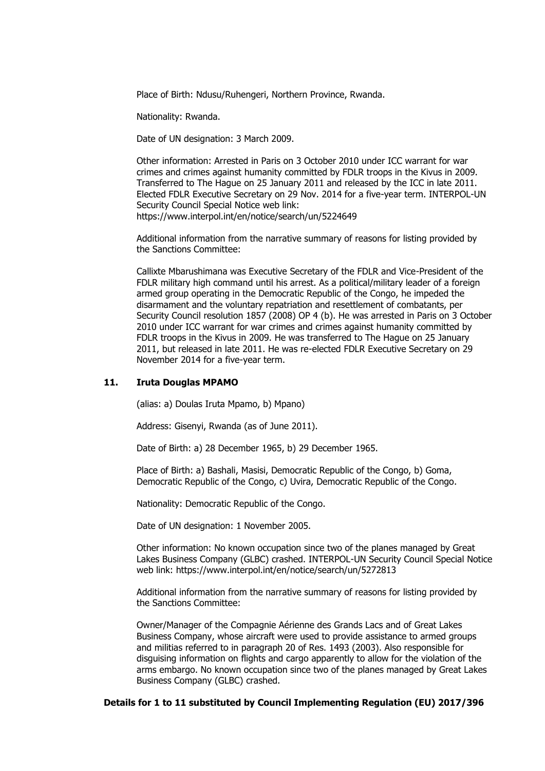Place of Birth: Ndusu/Ruhengeri, Northern Province, Rwanda.

Nationality: Rwanda.

Date of UN designation: 3 March 2009.

Other information: Arrested in Paris on 3 October 2010 under ICC warrant for war crimes and crimes against humanity committed by FDLR troops in the Kivus in 2009. Transferred to The Hague on 25 January 2011 and released by the ICC in late 2011. Elected FDLR Executive Secretary on 29 Nov. 2014 for a five-year term. INTERPOL-UN Security Council Special Notice web link: https://www.interpol.int/en/notice/search/un/5224649

Additional information from the narrative summary of reasons for listing provided by the Sanctions Committee:

Callixte Mbarushimana was Executive Secretary of the FDLR and Vice-President of the FDLR military high command until his arrest. As a political/military leader of a foreign armed group operating in the Democratic Republic of the Congo, he impeded the disarmament and the voluntary repatriation and resettlement of combatants, per Security Council resolution 1857 (2008) OP 4 (b). He was arrested in Paris on 3 October 2010 under ICC warrant for war crimes and crimes against humanity committed by FDLR troops in the Kivus in 2009. He was transferred to The Hague on 25 January 2011, but released in late 2011. He was re-elected FDLR Executive Secretary on 29 November 2014 for a five-year term.

### 11. Iruta Douglas MPAMO

(alias: a) Doulas Iruta Mpamo, b) Mpano)

Address: Gisenyi, Rwanda (as of June 2011).

Date of Birth: a) 28 December 1965, b) 29 December 1965.

Place of Birth: a) Bashali, Masisi, Democratic Republic of the Congo, b) Goma, Democratic Republic of the Congo, c) Uvira, Democratic Republic of the Congo.

Nationality: Democratic Republic of the Congo.

Date of UN designation: 1 November 2005.

Other information: No known occupation since two of the planes managed by Great Lakes Business Company (GLBC) crashed. INTERPOL-UN Security Council Special Notice web link: https://www.interpol.int/en/notice/search/un/5272813

Additional information from the narrative summary of reasons for listing provided by the Sanctions Committee:

Owner/Manager of the Compagnie Aérienne des Grands Lacs and of Great Lakes Business Company, whose aircraft were used to provide assistance to armed groups and militias referred to in paragraph 20 of Res. 1493 (2003). Also responsible for disguising information on flights and cargo apparently to allow for the violation of the arms embargo. No known occupation since two of the planes managed by Great Lakes Business Company (GLBC) crashed.

**Details for 1 to 11 substituted by Council Implementing Regulation (EU) 2017/396**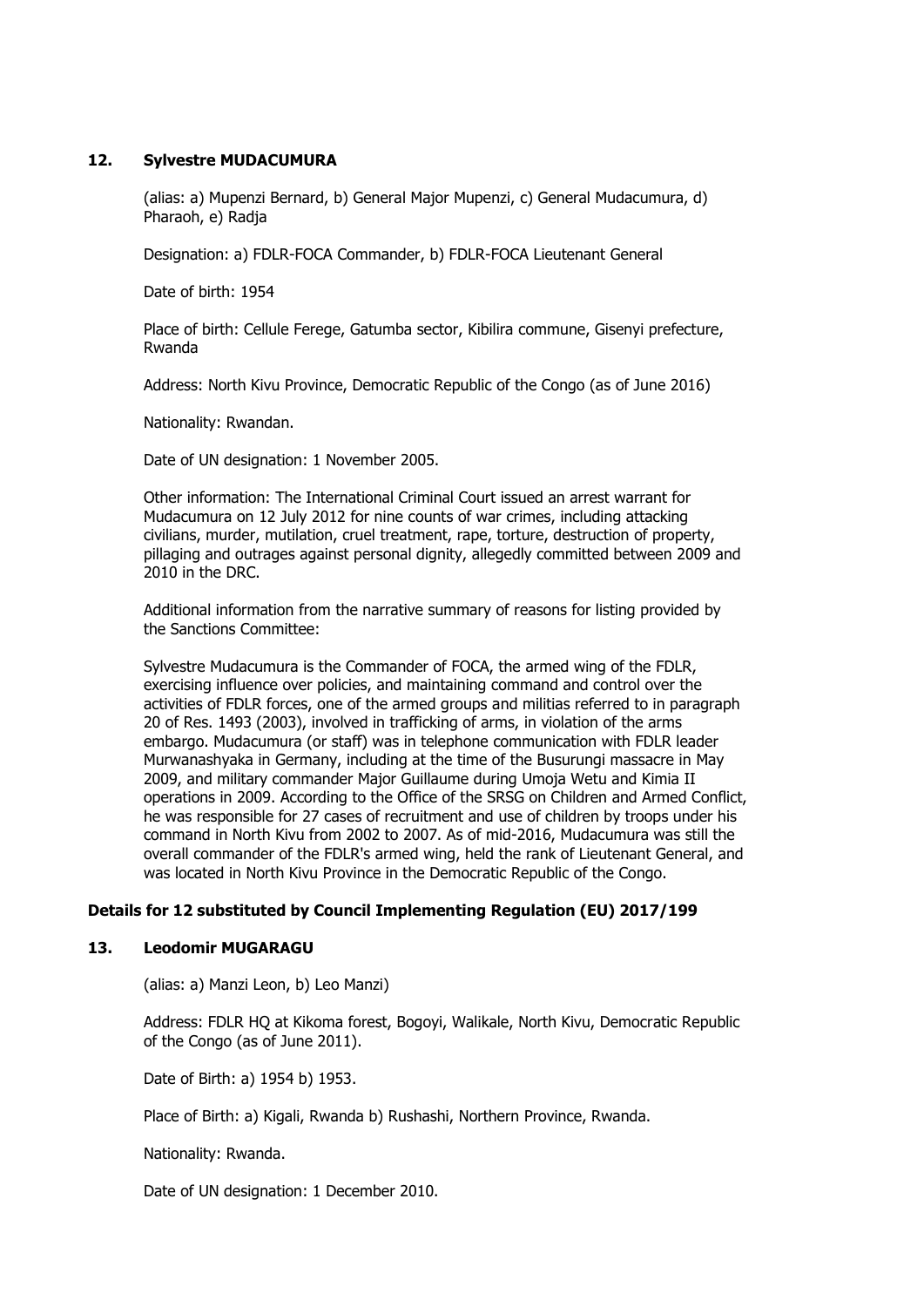## 12. Sylvestre MUDACUMURA

(alias: a) Mupenzi Bernard, b) General Major Mupenzi, c) General Mudacumura, d) Pharaoh, e) Radja

Designation: a) FDLR-FOCA Commander, b) FDLR-FOCA Lieutenant General

Date of birth: 1954

Place of birth: Cellule Ferege, Gatumba sector, Kibilira commune, Gisenyi prefecture, Rwanda

Address: North Kivu Province, Democratic Republic of the Congo (as of June 2016)

Nationality: Rwandan.

Date of UN designation: 1 November 2005.

Other information: The International Criminal Court issued an arrest warrant for Mudacumura on 12 July 2012 for nine counts of war crimes, including attacking civilians, murder, mutilation, cruel treatment, rape, torture, destruction of property, pillaging and outrages against personal dignity, allegedly committed between 2009 and 2010 in the DRC.

Additional information from the narrative summary of reasons for listing provided by the Sanctions Committee:

Sylvestre Mudacumura is the Commander of FOCA, the armed wing of the FDLR, exercising influence over policies, and maintaining command and control over the activities of FDLR forces, one of the armed groups and militias referred to in paragraph 20 of Res. 1493 (2003), involved in trafficking of arms, in violation of the arms embargo. Mudacumura (or staff) was in telephone communication with FDLR leader Murwanashyaka in Germany, including at the time of the Busurungi massacre in May 2009, and military commander Major Guillaume during Umoja Wetu and Kimia II operations in 2009. According to the Office of the SRSG on Children and Armed Conflict, he was responsible for 27 cases of recruitment and use of children by troops under his command in North Kivu from 2002 to 2007. As of mid-2016, Mudacumura was still the overall commander of the FDLR's armed wing, held the rank of Lieutenant General, and was located in North Kivu Province in the Democratic Republic of the Congo.

**Details for 12 substituted by Council Implementing Regulation (EU) 2017/199**

## 13. Leodomir MUGARAGU

(alias: a) Manzi Leon, b) Leo Manzi)

Address: FDLR HQ at Kikoma forest, Bogoyi, Walikale, North Kivu, Democratic Republic of the Congo (as of June 2011).

Date of Birth: a) 1954 b) 1953.

Place of Birth: a) Kigali, Rwanda b) Rushashi, Northern Province, Rwanda.

Nationality: Rwanda.

Date of UN designation: 1 December 2010.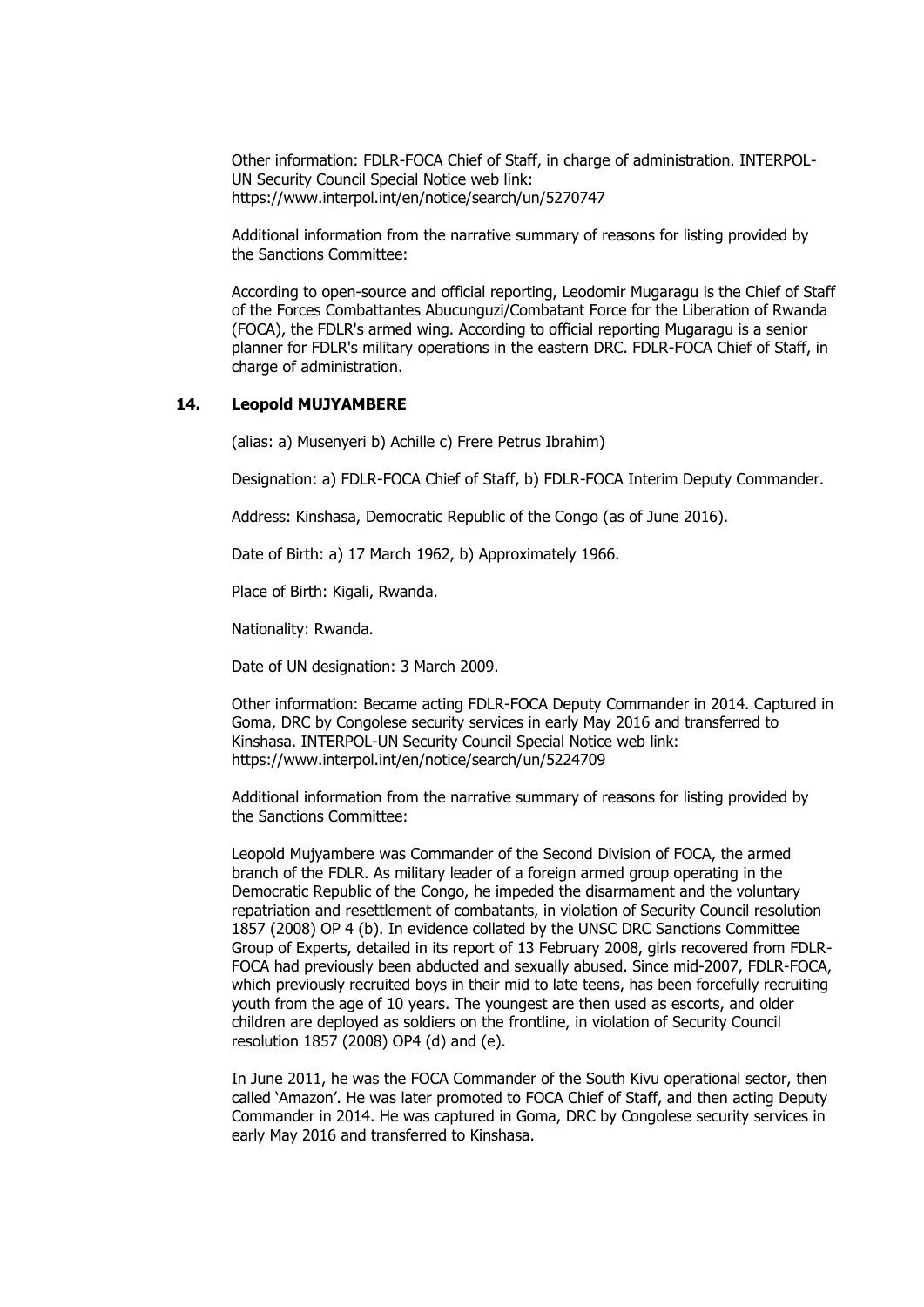Other information: FDLR-FOCA Chief of Staff, in charge of administration. INTERPOL-UN Security Council Special Notice web link: https://www.interpol.int/en/notice/search/un/5270747

Additional information from the narrative summary of reasons for listing provided by the Sanctions Committee:

According to open-source and official reporting, Leodomir Mugaragu is the Chief of Staff of the Forces Combattantes Abucunguzi/Combatant Force for the Liberation of Rwanda (FOCA), the FDLR's armed wing. According to official reporting Mugaragu is a senior planner for FDLR's military operations in the eastern DRC. FDLR-FOCA Chief of Staff, in charge of administration.

### 14. Leopold MUJYAMBERE

(alias: a) Musenyeri b) Achille c) Frere Petrus Ibrahim)

Designation: a) FDLR-FOCA Chief of Staff, b) FDLR-FOCA Interim Deputy Commander.

Address: Kinshasa, Democratic Republic of the Congo (as of June 2016).

Date of Birth: a) 17 March 1962, b) Approximately 1966.

Place of Birth: Kigali, Rwanda.

Nationality: Rwanda.

Date of UN designation: 3 March 2009.

Other information: Became acting FDLR-FOCA Deputy Commander in 2014. Captured in Goma, DRC by Congolese security services in early May 2016 and transferred to Kinshasa. INTERPOL-UN Security Council Special Notice web link: https://www.interpol.int/en/notice/search/un/5224709

Additional information from the narrative summary of reasons for listing provided by the Sanctions Committee:

Leopold Mujyambere was Commander of the Second Division of FOCA, the armed branch of the FDLR. As military leader of a foreign armed group operating in the Democratic Republic of the Congo, he impeded the disarmament and the voluntary repatriation and resettlement of combatants, in violation of Security Council resolution 1857 (2008) OP 4 (b). In evidence collated by the UNSC DRC Sanctions Committee Group of Experts, detailed in its report of 13 February 2008, girls recovered from FDLR-FOCA had previously been abducted and sexually abused. Since mid-2007, FDLR-FOCA, which previously recruited boys in their mid to late teens, has been forcefully recruiting youth from the age of 10 years. The youngest are then used as escorts, and older children are deployed as soldiers on the frontline, in violation of Security Council resolution 1857 (2008) OP4 (d) and (e).

In June 2011, he was the FOCA Commander of the South Kivu operational sector, then called 'Amazon'. He was later promoted to FOCA Chief of Staff, and then acting Deputy Commander in 2014. He was captured in Goma, DRC by Congolese security services in early May 2016 and transferred to Kinshasa.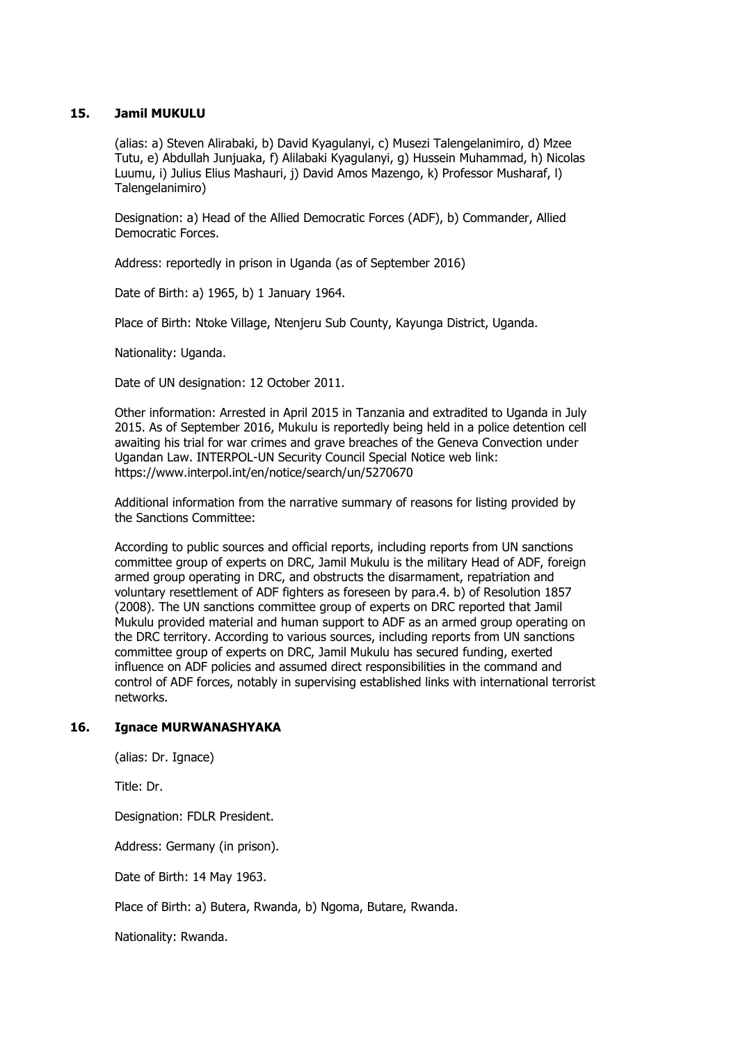**15. Jamil MUKULU**

(alias: a) Steven Alirabaki, b) David Kyagulanyi, c) Musezi Talengelanimiro, d) Mzee Tutu, e) Abdullah Junjuaka, f) Alilabaki Kyagulanyi, g) Hussein Muhammad, h) Nicolas Luumu, i) Julius Elius Mashauri, j) David Amos Mazengo, k) Professor Musharaf, l) Talengelanimiro)

Designation: a) Head of the Allied Democratic Forces (ADF), b) Commander, Allied Democratic Forces.

Address: reportedly in prison in Uganda (as of September 2016)

Date of Birth: a) 1965, b) 1 January 1964.

Place of Birth: Ntoke Village, Ntenjeru Sub County, Kayunga District, Uganda.

Nationality: Uganda.

Date of UN designation: 12 October 2011.

Other information: Arrested in April 2015 in Tanzania and extradited to Uganda in July 2015. As of September 2016, Mukulu is reportedly being held in a police detention cell awaiting his trial for war crimes and grave breaches of the Geneva Convection under Ugandan Law. INTERPOL-UN Security Council Special Notice web link: https://www.interpol.int/en/notice/search/un/5270670

Additional information from the narrative summary of reasons for listing provided by the Sanctions Committee:

According to public sources and official reports, including reports from UN sanctions committee group of experts on DRC, Jamil Mukulu is the military Head of ADF, foreign armed group operating in DRC, and obstructs the disarmament, repatriation and voluntary resettlement of ADF fighters as foreseen by para.4. b) of Resolution 1857 (2008). The UN sanctions committee group of experts on DRC reported that Jamil Mukulu provided material and human support to ADF as an armed group operating on the DRC territory. According to various sources, including reports from UN sanctions committee group of experts on DRC, Jamil Mukulu has secured funding, exerted influence on ADF policies and assumed direct responsibilities in the command and control of ADF forces, notably in supervising established links with international terrorist networks.

**16. Ignace MURWANASHYAKA**

(alias: Dr. Ignace)

Title: Dr.

Designation: FDLR President.

Address: Germany (in prison).

Date of Birth: 14 May 1963.

Place of Birth: a) Butera, Rwanda, b) Ngoma, Butare, Rwanda.

Nationality: Rwanda.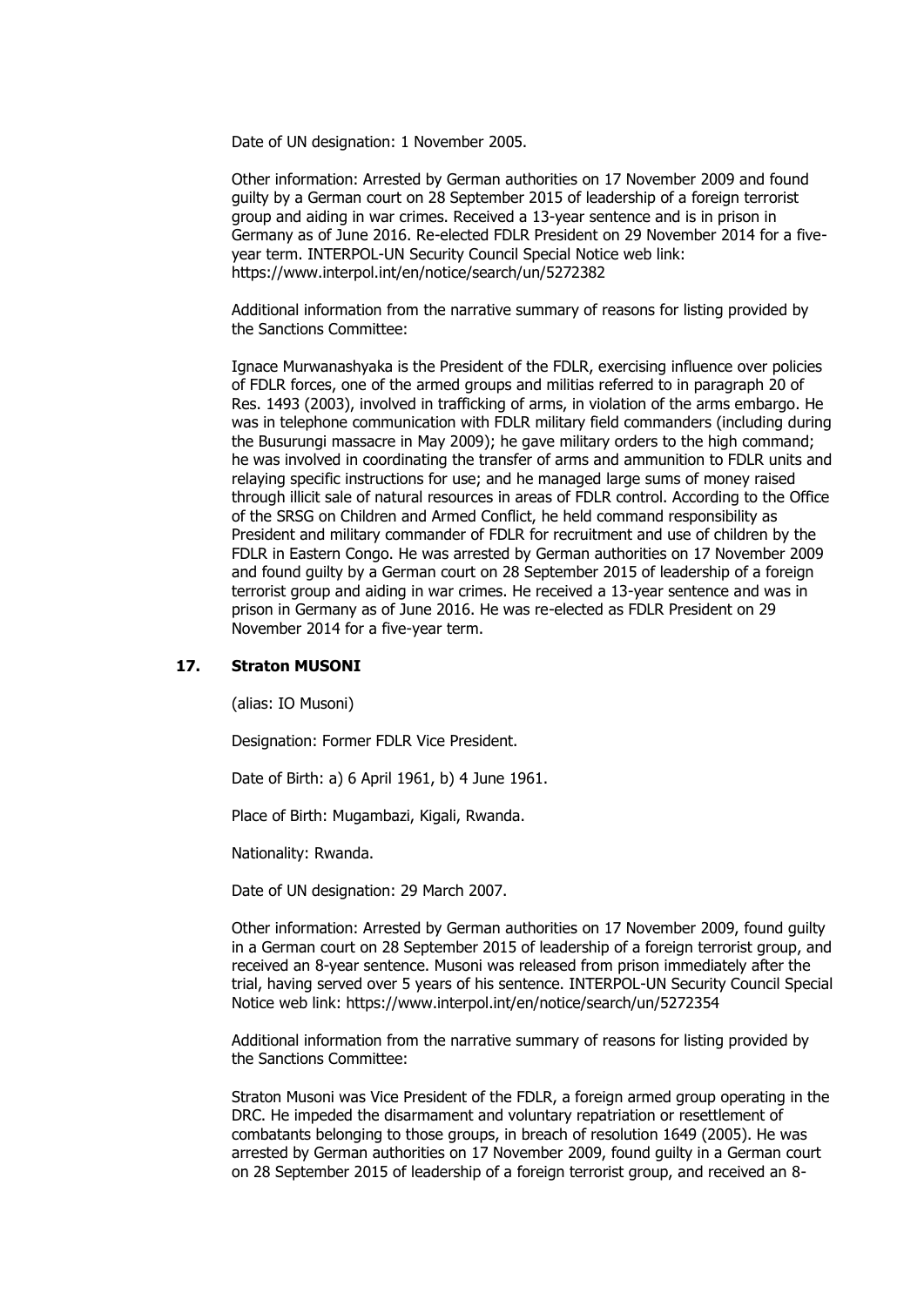Date of UN designation: 1 November 2005.

Other information: Arrested by German authorities on 17 November 2009 and found guilty by a German court on 28 September 2015 of leadership of a foreign terrorist group and aiding in war crimes. Received a 13-year sentence and is in prison in Germany as of June 2016. Re-elected FDLR President on 29 November 2014 for a five-year term. INTERPOL-UN Security Council Special Notice web link: https://www.interpol.int/en/notice/search/un/5272382

Additional information from the narrative summary of reasons for listing provided by the Sanctions Committee:

Ignace Murwanashyaka is the President of the FDLR, exercising influence over policies of FDLR forces, one of the armed groups and militias referred to in paragraph 20 of Res. 1493 (2003), involved in trafficking of arms, in violation of the arms embargo. He was in telephone communication with FDLR military field commanders (including during the Busurungi massacre in May 2009); he gave military orders to the high command; he was involved in coordinating the transfer of arms and ammunition to FDLR units and relaying specific instructions for use; and he managed large sums of money raised through illicit sale of natural resources in areas of FDLR control. According to the Office of the SRSG on Children and Armed Conflict, he held command responsibility as President and military commander of FDLR for recruitment and use of children by the FDLR in Eastern Congo. He was arrested by German authorities on 17 November 2009 and found guilty by a German court on 28 September 2015 of leadership of a foreign terrorist group and aiding in war crimes. He received a 13-year sentence and was in prison in Germany as of June 2016. He was re-elected as FDLR President on 29 November 2014 for a five-year term.

### 17. Straton MUSONI

(alias: IO Musoni)

Designation: Former FDLR Vice President.

Date of Birth: a) 6 April 1961, b) 4 June 1961.

Place of Birth: Mugambazi, Kigali, Rwanda.

Nationality: Rwanda.

Date of UN designation: 29 March 2007.

Other information: Arrested by German authorities on 17 November 2009, found guilty in a German court on 28 September 2015 of leadership of a foreign terrorist group, and received an 8-year sentence. Musoni was released from prison immediately after the trial, having served over 5 years of his sentence. INTERPOL-UN Security Council Special Notice web link: https://www.interpol.int/en/notice/search/un/5272354

Additional information from the narrative summary of reasons for listing provided by the Sanctions Committee:

Straton Musoni was Vice President of the FDLR, a foreign armed group operating in the DRC. He impeded the disarmament and voluntary repatriation or resettlement of combatants belonging to those groups, in breach of resolution 1649 (2005). He was arrested by German authorities on 17 November 2009, found guilty in a German court on 28 September 2015 of leadership of a foreign terrorist group, and received an 8-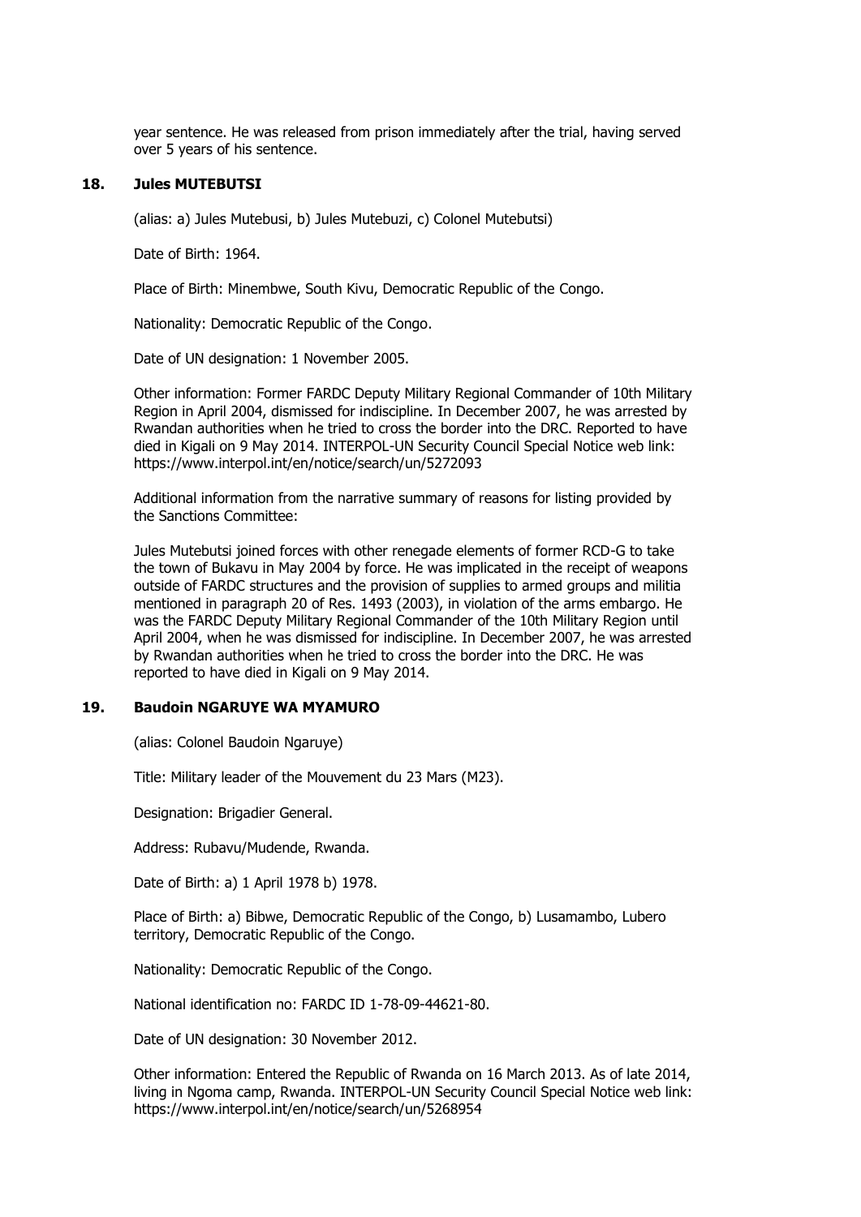year sentence. He was released from prison immediately after the trial, having served over 5 years of his sentence.

### 18. Jules MUTEBUTSI

(alias: a) Jules Mutebusi, b) Jules Mutebuzi, c) Colonel Mutebutsi)

Date of Birth: 1964.

Place of Birth: Minembwe, South Kivu, Democratic Republic of the Congo.

Nationality: Democratic Republic of the Congo.

Date of UN designation: 1 November 2005.

Other information: Former FARDC Deputy Military Regional Commander of 10th Military Region in April 2004, dismissed for indiscipline. In December 2007, he was arrested by Rwandan authorities when he tried to cross the border into the DRC. Reported to have died in Kigali on 9 May 2014. INTERPOL-UN Security Council Special Notice web link: https://www.interpol.int/en/notice/search/un/5272093

Additional information from the narrative summary of reasons for listing provided by the Sanctions Committee:

Jules Mutebutsi joined forces with other renegade elements of former RCD-G to take the town of Bukavu in May 2004 by force. He was implicated in the receipt of weapons outside of FARDC structures and the provision of supplies to armed groups and militia mentioned in paragraph 20 of Res. 1493 (2003), in violation of the arms embargo. He was the FARDC Deputy Military Regional Commander of the 10th Military Region until April 2004, when he was dismissed for indiscipline. In December 2007, he was arrested by Rwandan authorities when he tried to cross the border into the DRC. He was reported to have died in Kigali on 9 May 2014.

### 19. Baudoin NGARUYE WA MYAMURO

(alias: Colonel Baudoin Ngaruye)

Title: Military leader of the Mouvement du 23 Mars (M23).

Designation: Brigadier General.

Address: Rubavu/Mudende, Rwanda.

Date of Birth: a) 1 April 1978 b) 1978.

Place of Birth: a) Bibwe, Democratic Republic of the Congo, b) Lusamambo, Lubero territory, Democratic Republic of the Congo.

Nationality: Democratic Republic of the Congo.

National identification no: FARDC ID 1-78-09-44621-80.

Date of UN designation: 30 November 2012.

Other information: Entered the Republic of Rwanda on 16 March 2013. As of late 2014, living in Ngoma camp, Rwanda. INTERPOL-UN Security Council Special Notice web link: https://www.interpol.int/en/notice/search/un/5268954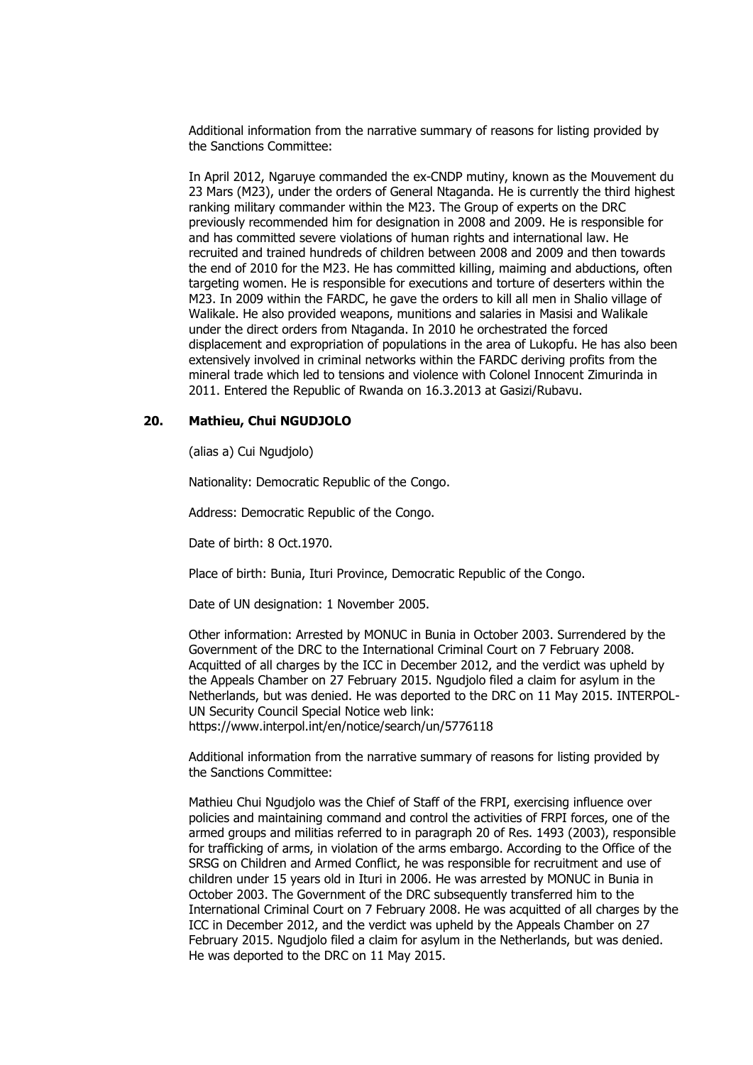Additional information from the narrative summary of reasons for listing provided by the Sanctions Committee:

In April 2012, Ngaruye commanded the ex-CNDP mutiny, known as the Mouvement du 23 Mars (M23), under the orders of General Ntaganda. He is currently the third highest ranking military commander within the M23. The Group of experts on the DRC previously recommended him for designation in 2008 and 2009. He is responsible for and has committed severe violations of human rights and international law. He recruited and trained hundreds of children between 2008 and 2009 and then towards the end of 2010 for the M23. He has committed killing, maiming and abductions, often targeting women. He is responsible for executions and torture of deserters within the M23. In 2009 within the FARDC, he gave the orders to kill all men in Shalio village of Walikale. He also provided weapons, munitions and salaries in Masisi and Walikale under the direct orders from Ntaganda. In 2010 he orchestrated the forced displacement and expropriation of populations in the area of Lukopfu. He has also been extensively involved in criminal networks within the FARDC deriving profits from the mineral trade which led to tensions and violence with Colonel Innocent Zimurinda in 2011. Entered the Republic of Rwanda on 16.3.2013 at Gasizi/Rubavu.

**20. Mathieu, Chui NGUDJOLO**

(alias a) Cui Ngudjolo)

Nationality: Democratic Republic of the Congo.

Address: Democratic Republic of the Congo.

Date of birth: 8 Oct.1970.

Place of birth: Bunia, Ituri Province, Democratic Republic of the Congo.

Date of UN designation: 1 November 2005.

Other information: Arrested by MONUC in Bunia in October 2003. Surrendered by the Government of the DRC to the International Criminal Court on 7 February 2008. Acquitted of all charges by the ICC in December 2012, and the verdict was upheld by the Appeals Chamber on 27 February 2015. Ngudjolo filed a claim for asylum in the Netherlands, but was denied. He was deported to the DRC on 11 May 2015. INTERPOL-UN Security Council Special Notice web link: https://www.interpol.int/en/notice/search/un/5776118

Additional information from the narrative summary of reasons for listing provided by the Sanctions Committee:

Mathieu Chui Ngudjolo was the Chief of Staff of the FRPI, exercising influence over policies and maintaining command and control the activities of FRPI forces, one of the armed groups and militias referred to in paragraph 20 of Res. 1493 (2003), responsible for trafficking of arms, in violation of the arms embargo. According to the Office of the SRSG on Children and Armed Conflict, he was responsible for recruitment and use of children under 15 years old in Ituri in 2006. He was arrested by MONUC in Bunia in October 2003. The Government of the DRC subsequently transferred him to the International Criminal Court on 7 February 2008. He was acquitted of all charges by the ICC in December 2012, and the verdict was upheld by the Appeals Chamber on 27 February 2015. Ngudjolo filed a claim for asylum in the Netherlands, but was denied. He was deported to the DRC on 11 May 2015.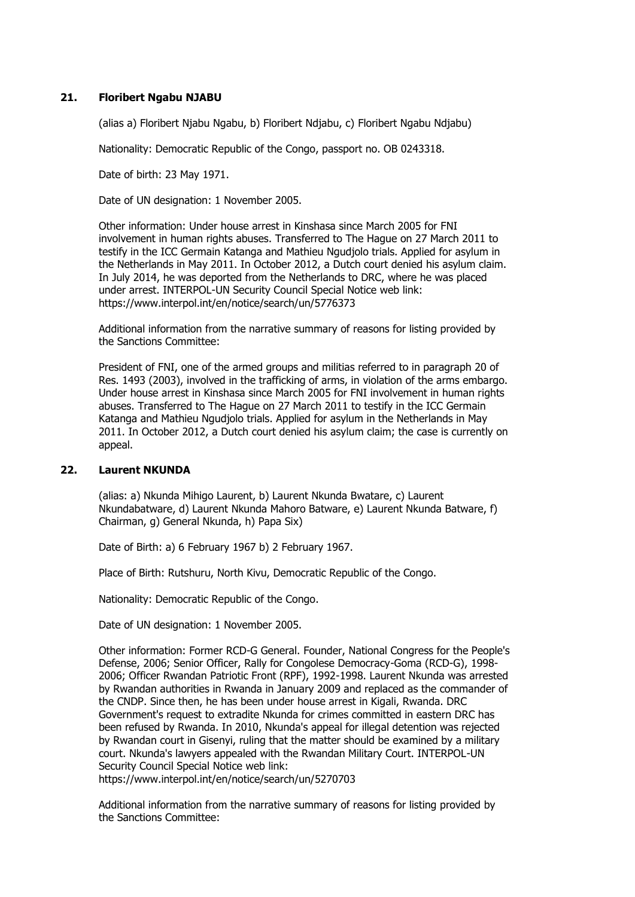### 21. Floribert Ngabu NJABU

(alias a) Floribert Njabu Ngabu, b) Floribert Ndjabu, c) Floribert Ngabu Ndjabu)

Nationality: Democratic Republic of the Congo, passport no. OB 0243318.

Date of birth: 23 May 1971.

Date of UN designation: 1 November 2005.

Other information: Under house arrest in Kinshasa since March 2005 for FNI involvement in human rights abuses. Transferred to The Hague on 27 March 2011 to testify in the ICC Germain Katanga and Mathieu Ngudjolo trials. Applied for asylum in the Netherlands in May 2011. In October 2012, a Dutch court denied his asylum claim. In July 2014, he was deported from the Netherlands to DRC, where he was placed under arrest. INTERPOL-UN Security Council Special Notice web link: https://www.interpol.int/en/notice/search/un/5776373

Additional information from the narrative summary of reasons for listing provided by the Sanctions Committee:

President of FNI, one of the armed groups and militias referred to in paragraph 20 of Res. 1493 (2003), involved in the trafficking of arms, in violation of the arms embargo. Under house arrest in Kinshasa since March 2005 for FNI involvement in human rights abuses. Transferred to The Hague on 27 March 2011 to testify in the ICC Germain Katanga and Mathieu Ngudjolo trials. Applied for asylum in the Netherlands in May 2011. In October 2012, a Dutch court denied his asylum claim; the case is currently on appeal.

### 22. Laurent NKUNDA

(alias: a) Nkunda Mihigo Laurent, b) Laurent Nkunda Bwatare, c) Laurent Nkundabatware, d) Laurent Nkunda Mahoro Batware, e) Laurent Nkunda Batware, f) Chairman, g) General Nkunda, h) Papa Six)

Date of Birth: a) 6 February 1967 b) 2 February 1967.

Place of Birth: Rutshuru, North Kivu, Democratic Republic of the Congo.

Nationality: Democratic Republic of the Congo.

Date of UN designation: 1 November 2005.

Other information: Former RCD-G General. Founder, National Congress for the People's Defense, 2006; Senior Officer, Rally for Congolese Democracy-Goma (RCD-G), 1998-2006; Officer Rwandan Patriotic Front (RPF), 1992-1998. Laurent Nkunda was arrested by Rwandan authorities in Rwanda in January 2009 and replaced as the commander of the CNDP. Since then, he has been under house arrest in Kigali, Rwanda. DRC Government's request to extradite Nkunda for crimes committed in eastern DRC has been refused by Rwanda. In 2010, Nkunda's appeal for illegal detention was rejected by Rwandan court in Gisenyi, ruling that the matter should be examined by a military court. Nkunda's lawyers appealed with the Rwandan Military Court. INTERPOL-UN Security Council Special Notice web link: https://www.interpol.int/en/notice/search/un/5270703

Additional information from the narrative summary of reasons for listing provided by the Sanctions Committee: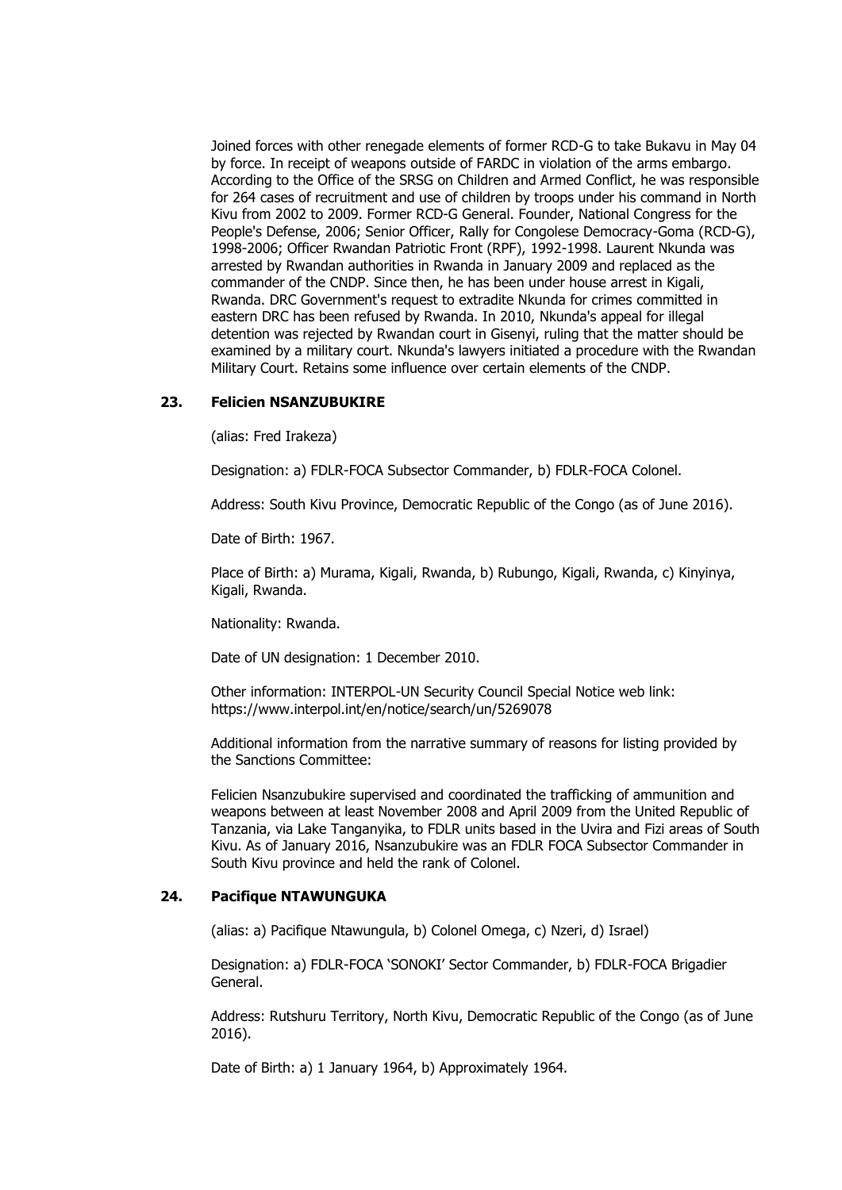Joined forces with other renegade elements of former RCD-G to take Bukavu in May 04 by force. In receipt of weapons outside of FARDC in violation of the arms embargo. According to the Office of the SRSG on Children and Armed Conflict, he was responsible for 264 cases of recruitment and use of children by troops under his command in North Kivu from 2002 to 2009. Former RCD-G General. Founder, National Congress for the People's Defense, 2006; Senior Officer, Rally for Congolese Democracy-Goma (RCD-G), 1998-2006; Officer Rwandan Patriotic Front (RPF), 1992-1998. Laurent Nkunda was arrested by Rwandan authorities in Rwanda in January 2009 and replaced as the commander of the CNDP. Since then, he has been under house arrest in Kigali, Rwanda. DRC Government's request to extradite Nkunda for crimes committed in eastern DRC has been refused by Rwanda. In 2010, Nkunda's appeal for illegal detention was rejected by Rwandan court in Gisenyi, ruling that the matter should be examined by a military court. Nkunda's lawyers initiated a procedure with the Rwandan Military Court. Retains some influence over certain elements of the CNDP.

### 23. Felicien NSANZUBUKIRE

(alias: Fred Irakeza)

Designation: a) FDLR-FOCA Subsector Commander, b) FDLR-FOCA Colonel.

Address: South Kivu Province, Democratic Republic of the Congo (as of June 2016).

Date of Birth: 1967.

Place of Birth: a) Murama, Kigali, Rwanda, b) Rubungo, Kigali, Rwanda, c) Kinyinya, Kigali, Rwanda.

Nationality: Rwanda.

Date of UN designation: 1 December 2010.

Other information: INTERPOL-UN Security Council Special Notice web link: https://www.interpol.int/en/notice/search/un/5269078

Additional information from the narrative summary of reasons for listing provided by the Sanctions Committee:

Felicien Nsanzubukire supervised and coordinated the trafficking of ammunition and weapons between at least November 2008 and April 2009 from the United Republic of Tanzania, via Lake Tanganyika, to FDLR units based in the Uvira and Fizi areas of South Kivu. As of January 2016, Nsanzubukire was an FDLR FOCA Subsector Commander in South Kivu province and held the rank of Colonel.

### 24. Pacifique NTAWUNGUKA

(alias: a) Pacifique Ntawungula, b) Colonel Omega, c) Nzeri, d) Israel)

Designation: a) FDLR-FOCA 'SONOKI' Sector Commander, b) FDLR-FOCA Brigadier General.

Address: Rutshuru Territory, North Kivu, Democratic Republic of the Congo (as of June 2016).

Date of Birth: a) 1 January 1964, b) Approximately 1964.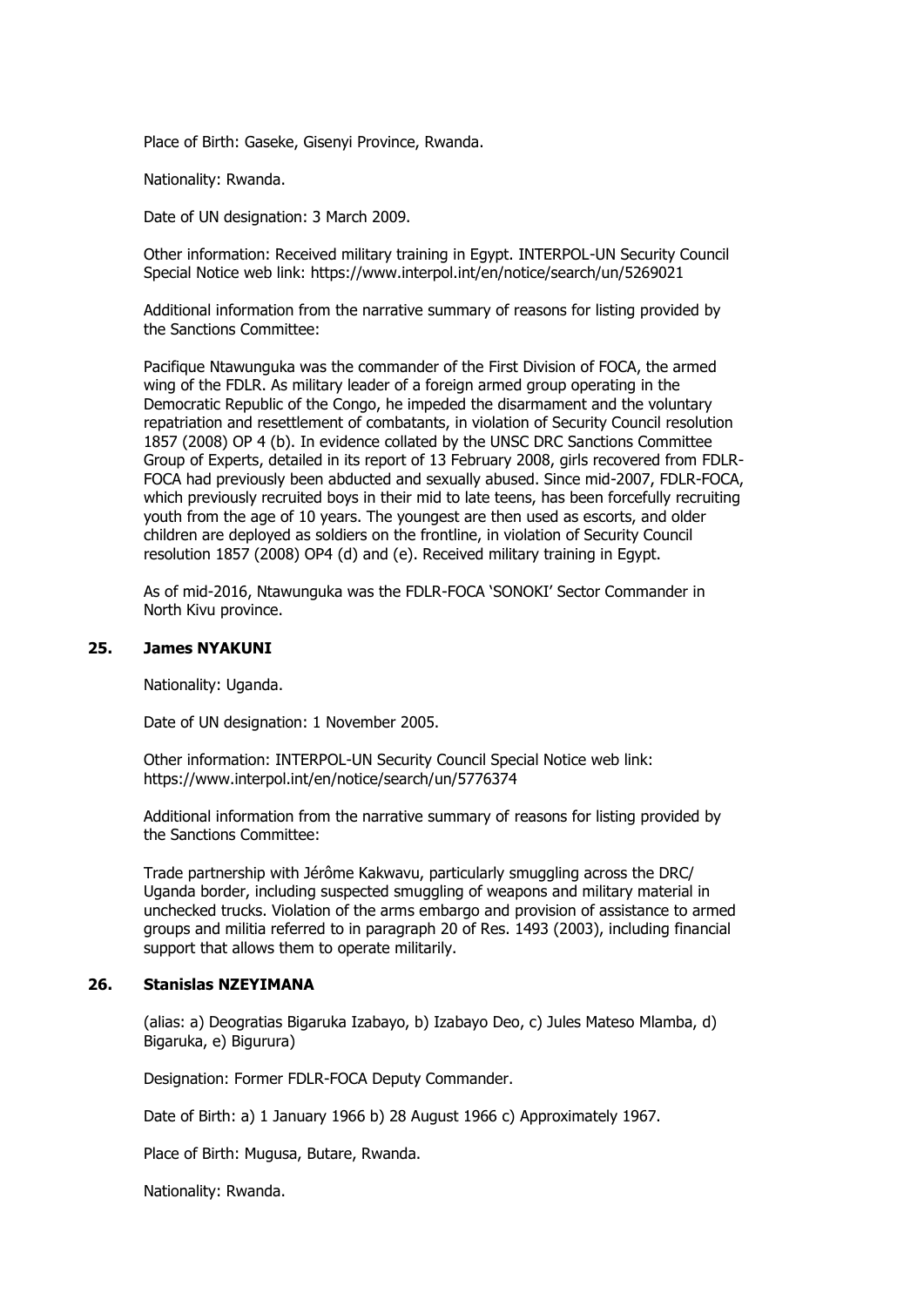Place of Birth: Gaseke, Gisenyi Province, Rwanda.

Nationality: Rwanda.

Date of UN designation: 3 March 2009.

Other information: Received military training in Egypt. INTERPOL-UN Security Council Special Notice web link: https://www.interpol.int/en/notice/search/un/5269021

Additional information from the narrative summary of reasons for listing provided by the Sanctions Committee:

Pacifique Ntawunguka was the commander of the First Division of FOCA, the armed wing of the FDLR. As military leader of a foreign armed group operating in the Democratic Republic of the Congo, he impeded the disarmament and the voluntary repatriation and resettlement of combatants, in violation of Security Council resolution 1857 (2008) OP 4 (b). In evidence collated by the UNSC DRC Sanctions Committee Group of Experts, detailed in its report of 13 February 2008, girls recovered from FDLR-FOCA had previously been abducted and sexually abused. Since mid-2007, FDLR-FOCA, which previously recruited boys in their mid to late teens, has been forcefully recruiting youth from the age of 10 years. The youngest are then used as escorts, and older children are deployed as soldiers on the frontline, in violation of Security Council resolution 1857 (2008) OP4 (d) and (e). Received military training in Egypt.

As of mid-2016, Ntawunguka was the FDLR-FOCA 'SONOKI' Sector Commander in North Kivu province.

### 25. James NYAKUNI

Nationality: Uganda.

Date of UN designation: 1 November 2005.

Other information: INTERPOL-UN Security Council Special Notice web link: https://www.interpol.int/en/notice/search/un/5776374

Additional information from the narrative summary of reasons for listing provided by the Sanctions Committee:

Trade partnership with Jérôme Kakwavu, particularly smuggling across the DRC/ Uganda border, including suspected smuggling of weapons and military material in unchecked trucks. Violation of the arms embargo and provision of assistance to armed groups and militia referred to in paragraph 20 of Res. 1493 (2003), including financial support that allows them to operate militarily.

### 26. Stanislas NZEYIMANA

(alias: a) Deogratias Bigaruka Izabayo, b) Izabayo Deo, c) Jules Mateso Mlamba, d) Bigaruka, e) Bigurura)

Designation: Former FDLR-FOCA Deputy Commander.

Date of Birth: a) 1 January 1966 b) 28 August 1966 c) Approximately 1967.

Place of Birth: Mugusa, Butare, Rwanda.

Nationality: Rwanda.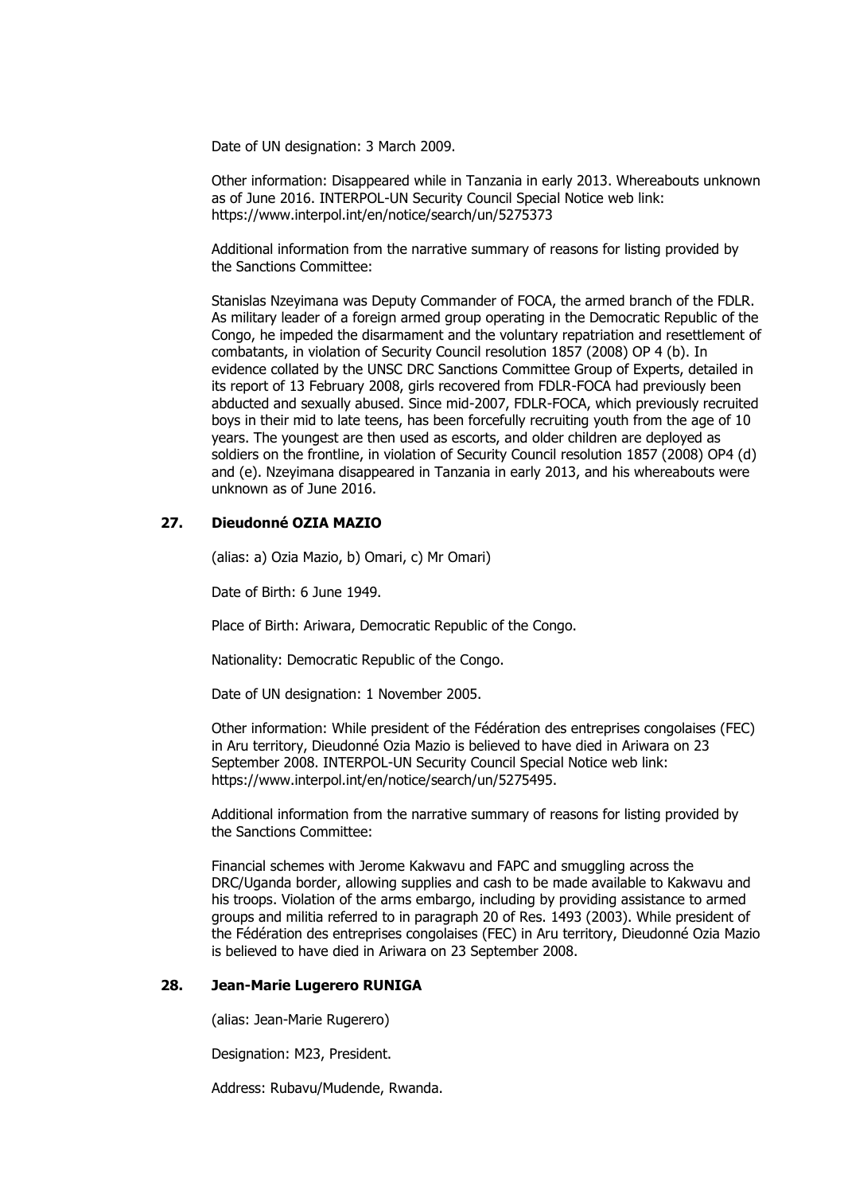Date of UN designation: 3 March 2009.

Other information: Disappeared while in Tanzania in early 2013. Whereabouts unknown as of June 2016. INTERPOL-UN Security Council Special Notice web link: https://www.interpol.int/en/notice/search/un/5275373

Additional information from the narrative summary of reasons for listing provided by the Sanctions Committee:

Stanislas Nzeyimana was Deputy Commander of FOCA, the armed branch of the FDLR. As military leader of a foreign armed group operating in the Democratic Republic of the Congo, he impeded the disarmament and the voluntary repatriation and resettlement of combatants, in violation of Security Council resolution 1857 (2008) OP 4 (b). In evidence collated by the UNSC DRC Sanctions Committee Group of Experts, detailed in its report of 13 February 2008, girls recovered from FDLR-FOCA had previously been abducted and sexually abused. Since mid-2007, FDLR-FOCA, which previously recruited boys in their mid to late teens, has been forcefully recruiting youth from the age of 10 years. The youngest are then used as escorts, and older children are deployed as soldiers on the frontline, in violation of Security Council resolution 1857 (2008) OP4 (d) and (e). Nzeyimana disappeared in Tanzania in early 2013, and his whereabouts were unknown as of June 2016.

### 27. Dieudonné OZIA MAZIO

(alias: a) Ozia Mazio, b) Omari, c) Mr Omari)

Date of Birth: 6 June 1949.

Place of Birth: Ariwara, Democratic Republic of the Congo.

Nationality: Democratic Republic of the Congo.

Date of UN designation: 1 November 2005.

Other information: While president of the Fédération des entreprises congolaises (FEC) in Aru territory, Dieudonné Ozia Mazio is believed to have died in Ariwara on 23 September 2008. INTERPOL-UN Security Council Special Notice web link: https://www.interpol.int/en/notice/search/un/5275495.

Additional information from the narrative summary of reasons for listing provided by the Sanctions Committee:

Financial schemes with Jerome Kakwavu and FAPC and smuggling across the DRC/Uganda border, allowing supplies and cash to be made available to Kakwavu and his troops. Violation of the arms embargo, including by providing assistance to armed groups and militia referred to in paragraph 20 of Res. 1493 (2003). While president of the Fédération des entreprises congolaises (FEC) in Aru territory, Dieudonné Ozia Mazio is believed to have died in Ariwara on 23 September 2008.

### 28. Jean-Marie Lugerero RUNIGA

(alias: Jean-Marie Rugerero)

Designation: M23, President.

Address: Rubavu/Mudende, Rwanda.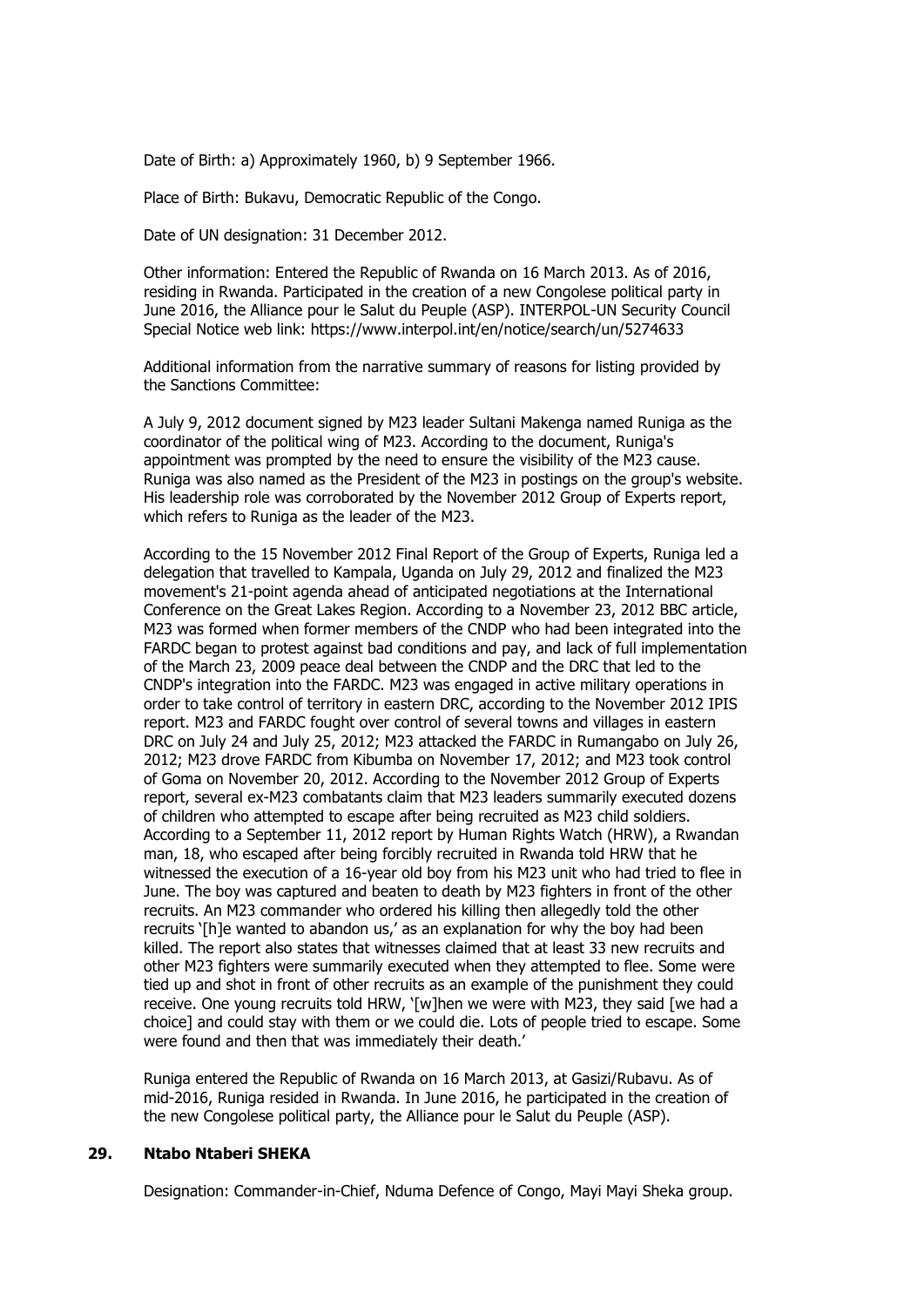Date of Birth: a) Approximately 1960, b) 9 September 1966.

Place of Birth: Bukavu, Democratic Republic of the Congo.

Date of UN designation: 31 December 2012.

Other information: Entered the Republic of Rwanda on 16 March 2013. As of 2016, residing in Rwanda. Participated in the creation of a new Congolese political party in June 2016, the Alliance pour le Salut du Peuple (ASP). INTERPOL-UN Security Council Special Notice web link: https://www.interpol.int/en/notice/search/un/5274633

Additional information from the narrative summary of reasons for listing provided by the Sanctions Committee:

A July 9, 2012 document signed by M23 leader Sultani Makenga named Runiga as the coordinator of the political wing of M23. According to the document, Runiga's appointment was prompted by the need to ensure the visibility of the M23 cause. Runiga was also named as the President of the M23 in postings on the group's website. His leadership role was corroborated by the November 2012 Group of Experts report, which refers to Runiga as the leader of the M23.

According to the 15 November 2012 Final Report of the Group of Experts, Runiga led a delegation that travelled to Kampala, Uganda on July 29, 2012 and finalized the M23 movement's 21-point agenda ahead of anticipated negotiations at the International Conference on the Great Lakes Region. According to a November 23, 2012 BBC article, M23 was formed when former members of the CNDP who had been integrated into the FARDC began to protest against bad conditions and pay, and lack of full implementation of the March 23, 2009 peace deal between the CNDP and the DRC that led to the CNDP's integration into the FARDC. M23 was engaged in active military operations in order to take control of territory in eastern DRC, according to the November 2012 IPIS report. M23 and FARDC fought over control of several towns and villages in eastern DRC on July 24 and July 25, 2012; M23 attacked the FARDC in Rumangabo on July 26, 2012; M23 drove FARDC from Kibumba on November 17, 2012; and M23 took control of Goma on November 20, 2012. According to the November 2012 Group of Experts report, several ex-M23 combatants claim that M23 leaders summarily executed dozens of children who attempted to escape after being recruited as M23 child soldiers. According to a September 11, 2012 report by Human Rights Watch (HRW), a Rwandan man, 18, who escaped after being forcibly recruited in Rwanda told HRW that he witnessed the execution of a 16-year old boy from his M23 unit who had tried to flee in June. The boy was captured and beaten to death by M23 fighters in front of the other recruits. An M23 commander who ordered his killing then allegedly told the other recruits '[h]e wanted to abandon us,' as an explanation for why the boy had been killed. The report also states that witnesses claimed that at least 33 new recruits and other M23 fighters were summarily executed when they attempted to flee. Some were tied up and shot in front of other recruits as an example of the punishment they could receive. One young recruits told HRW, '[w]hen we were with M23, they said [we had a choice] and could stay with them or we could die. Lots of people tried to escape. Some were found and then that was immediately their death.'

Runiga entered the Republic of Rwanda on 16 March 2013, at Gasizi/Rubavu. As of mid-2016, Runiga resided in Rwanda. In June 2016, he participated in the creation of the new Congolese political party, the Alliance pour le Salut du Peuple (ASP).

**29. Ntabo Ntaberi SHEKA**

Designation: Commander-in-Chief, Nduma Defence of Congo, Mayi Mayi Sheka group.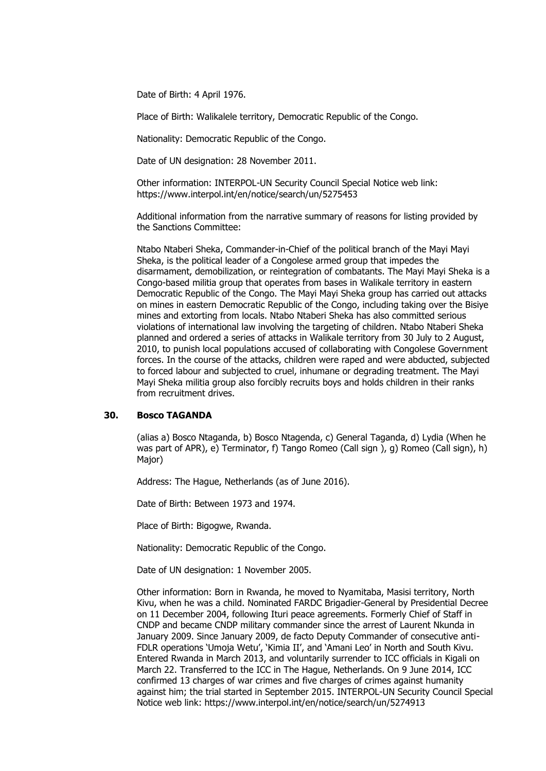Date of Birth: 4 April 1976.

Place of Birth: Walikalele territory, Democratic Republic of the Congo.

Nationality: Democratic Republic of the Congo.

Date of UN designation: 28 November 2011.

Other information: INTERPOL-UN Security Council Special Notice web link: https://www.interpol.int/en/notice/search/un/5275453

Additional information from the narrative summary of reasons for listing provided by the Sanctions Committee:

Ntabo Ntaberi Sheka, Commander-in-Chief of the political branch of the Mayi Mayi Sheka, is the political leader of a Congolese armed group that impedes the disarmament, demobilization, or reintegration of combatants. The Mayi Mayi Sheka is a Congo-based militia group that operates from bases in Walikale territory in eastern Democratic Republic of the Congo. The Mayi Mayi Sheka group has carried out attacks on mines in eastern Democratic Republic of the Congo, including taking over the Bisiye mines and extorting from locals. Ntabo Ntaberi Sheka has also committed serious violations of international law involving the targeting of children. Ntabo Ntaberi Sheka planned and ordered a series of attacks in Walikale territory from 30 July to 2 August, 2010, to punish local populations accused of collaborating with Congolese Government forces. In the course of the attacks, children were raped and were abducted, subjected to forced labour and subjected to cruel, inhumane or degrading treatment. The Mayi Mayi Sheka militia group also forcibly recruits boys and holds children in their ranks from recruitment drives.

### 30. Bosco TAGANDA

(alias a) Bosco Ntaganda, b) Bosco Ntagenda, c) General Taganda, d) Lydia (When he was part of APR), e) Terminator, f) Tango Romeo (Call sign ), g) Romeo (Call sign), h) Major)

Address: The Hague, Netherlands (as of June 2016).

Date of Birth: Between 1973 and 1974.

Place of Birth: Bigogwe, Rwanda.

Nationality: Democratic Republic of the Congo.

Date of UN designation: 1 November 2005.

Other information: Born in Rwanda, he moved to Nyamitaba, Masisi territory, North Kivu, when he was a child. Nominated FARDC Brigadier-General by Presidential Decree on 11 December 2004, following Ituri peace agreements. Formerly Chief of Staff in CNDP and became CNDP military commander since the arrest of Laurent Nkunda in January 2009. Since January 2009, de facto Deputy Commander of consecutive anti-FDLR operations 'Umoja Wetu', 'Kimia II', and 'Amani Leo' in North and South Kivu. Entered Rwanda in March 2013, and voluntarily surrender to ICC officials in Kigali on March 22. Transferred to the ICC in The Hague, Netherlands. On 9 June 2014, ICC confirmed 13 charges of war crimes and five charges of crimes against humanity against him; the trial started in September 2015. INTERPOL-UN Security Council Special Notice web link: https://www.interpol.int/en/notice/search/un/5274913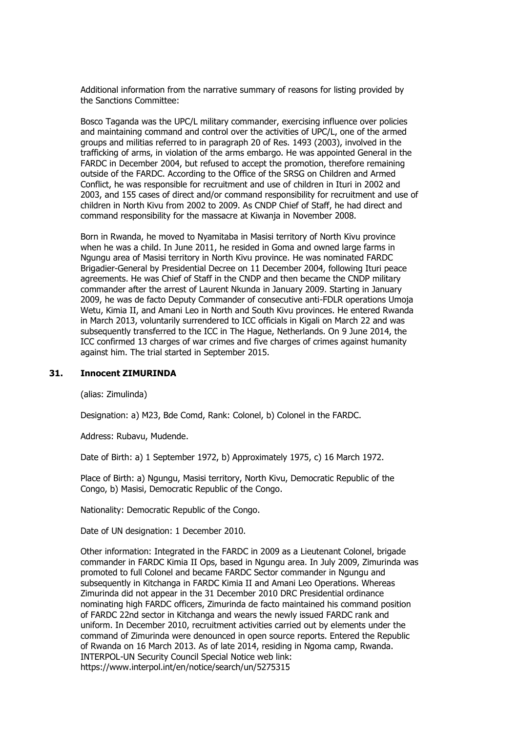Additional information from the narrative summary of reasons for listing provided by the Sanctions Committee:

Bosco Taganda was the UPC/L military commander, exercising influence over policies and maintaining command and control over the activities of UPC/L, one of the armed groups and militias referred to in paragraph 20 of Res. 1493 (2003), involved in the trafficking of arms, in violation of the arms embargo. He was appointed General in the FARDC in December 2004, but refused to accept the promotion, therefore remaining outside of the FARDC. According to the Office of the SRSG on Children and Armed Conflict, he was responsible for recruitment and use of children in Ituri in 2002 and 2003, and 155 cases of direct and/or command responsibility for recruitment and use of children in North Kivu from 2002 to 2009. As CNDP Chief of Staff, he had direct and command responsibility for the massacre at Kiwanja in November 2008.

Born in Rwanda, he moved to Nyamitaba in Masisi territory of North Kivu province when he was a child. In June 2011, he resided in Goma and owned large farms in Ngungu area of Masisi territory in North Kivu province. He was nominated FARDC Brigadier-General by Presidential Decree on 11 December 2004, following Ituri peace agreements. He was Chief of Staff in the CNDP and then became the CNDP military commander after the arrest of Laurent Nkunda in January 2009. Starting in January 2009, he was de facto Deputy Commander of consecutive anti-FDLR operations Umoja Wetu, Kimia II, and Amani Leo in North and South Kivu provinces. He entered Rwanda in March 2013, voluntarily surrendered to ICC officials in Kigali on March 22 and was subsequently transferred to the ICC in The Hague, Netherlands. On 9 June 2014, the ICC confirmed 13 charges of war crimes and five charges of crimes against humanity against him. The trial started in September 2015.

### 31. Innocent ZIMURINDA

(alias: Zimulinda)

Designation: a) M23, Bde Comd, Rank: Colonel, b) Colonel in the FARDC.

Address: Rubavu, Mudende.

Date of Birth: a) 1 September 1972, b) Approximately 1975, c) 16 March 1972.

Place of Birth: a) Ngungu, Masisi territory, North Kivu, Democratic Republic of the Congo, b) Masisi, Democratic Republic of the Congo.

Nationality: Democratic Republic of the Congo.

Date of UN designation: 1 December 2010.

Other information: Integrated in the FARDC in 2009 as a Lieutenant Colonel, brigade commander in FARDC Kimia II Ops, based in Ngungu area. In July 2009, Zimurinda was promoted to full Colonel and became FARDC Sector commander in Ngungu and subsequently in Kitchanga in FARDC Kimia II and Amani Leo Operations. Whereas Zimurinda did not appear in the 31 December 2010 DRC Presidential ordinance nominating high FARDC officers, Zimurinda de facto maintained his command position of FARDC 22nd sector in Kitchanga and wears the newly issued FARDC rank and uniform. In December 2010, recruitment activities carried out by elements under the command of Zimurinda were denounced in open source reports. Entered the Republic of Rwanda on 16 March 2013. As of late 2014, residing in Ngoma camp, Rwanda. INTERPOL-UN Security Council Special Notice web link: https://www.interpol.int/en/notice/search/un/5275315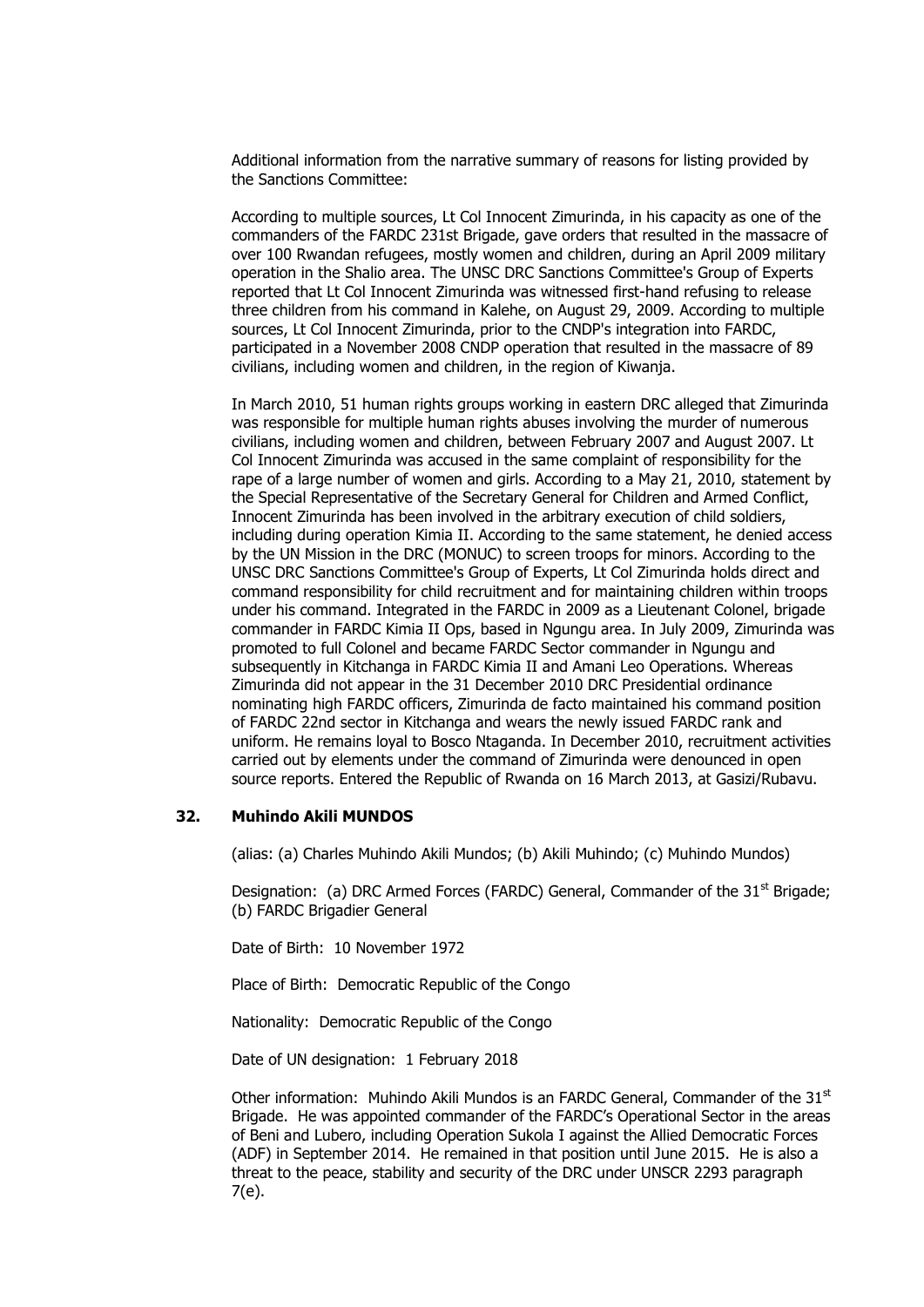Additional information from the narrative summary of reasons for listing provided by the Sanctions Committee:

According to multiple sources, Lt Col Innocent Zimurinda, in his capacity as one of the commanders of the FARDC 231st Brigade, gave orders that resulted in the massacre of over 100 Rwandan refugees, mostly women and children, during an April 2009 military operation in the Shalio area. The UNSC DRC Sanctions Committee's Group of Experts reported that Lt Col Innocent Zimurinda was witnessed first-hand refusing to release three children from his command in Kalehe, on August 29, 2009. According to multiple sources, Lt Col Innocent Zimurinda, prior to the CNDP's integration into FARDC, participated in a November 2008 CNDP operation that resulted in the massacre of 89 civilians, including women and children, in the region of Kiwanja.

In March 2010, 51 human rights groups working in eastern DRC alleged that Zimurinda was responsible for multiple human rights abuses involving the murder of numerous civilians, including women and children, between February 2007 and August 2007. Lt Col Innocent Zimurinda was accused in the same complaint of responsibility for the rape of a large number of women and girls. According to a May 21, 2010, statement by the Special Representative of the Secretary General for Children and Armed Conflict, Innocent Zimurinda has been involved in the arbitrary execution of child soldiers, including during operation Kimia II. According to the same statement, he denied access by the UN Mission in the DRC (MONUC) to screen troops for minors. According to the UNSC DRC Sanctions Committee's Group of Experts, Lt Col Zimurinda holds direct and command responsibility for child recruitment and for maintaining children within troops under his command. Integrated in the FARDC in 2009 as a Lieutenant Colonel, brigade commander in FARDC Kimia II Ops, based in Ngungu area. In July 2009, Zimurinda was promoted to full Colonel and became FARDC Sector commander in Ngungu and subsequently in Kitchanga in FARDC Kimia II and Amani Leo Operations. Whereas Zimurinda did not appear in the 31 December 2010 DRC Presidential ordinance nominating high FARDC officers, Zimurinda de facto maintained his command position of FARDC 22nd sector in Kitchanga and wears the newly issued FARDC rank and uniform. He remains loyal to Bosco Ntaganda. In December 2010, recruitment activities carried out by elements under the command of Zimurinda were denounced in open source reports. Entered the Republic of Rwanda on 16 March 2013, at Gasizi/Rubavu.

### 32. Muhindo Akili MUNDOS

(alias: (a) Charles Muhindo Akili Mundos; (b) Akili Muhindo; (c) Muhindo Mundos)

Designation: (a) DRC Armed Forces (FARDC) General, Commander of the 31st Brigade; (b) FARDC Brigadier General

Date of Birth: 10 November 1972

Place of Birth: Democratic Republic of the Congo

Nationality: Democratic Republic of the Congo

Date of UN designation: 1 February 2018

Other information: Muhindo Akili Mundos is an FARDC General, Commander of the 31st Brigade. He was appointed commander of the FARDC's Operational Sector in the areas of Beni and Lubero, including Operation Sukola I against the Allied Democratic Forces (ADF) in September 2014. He remained in that position until June 2015. He is also a threat to the peace, stability and security of the DRC under UNSCR 2293 paragraph 7(e).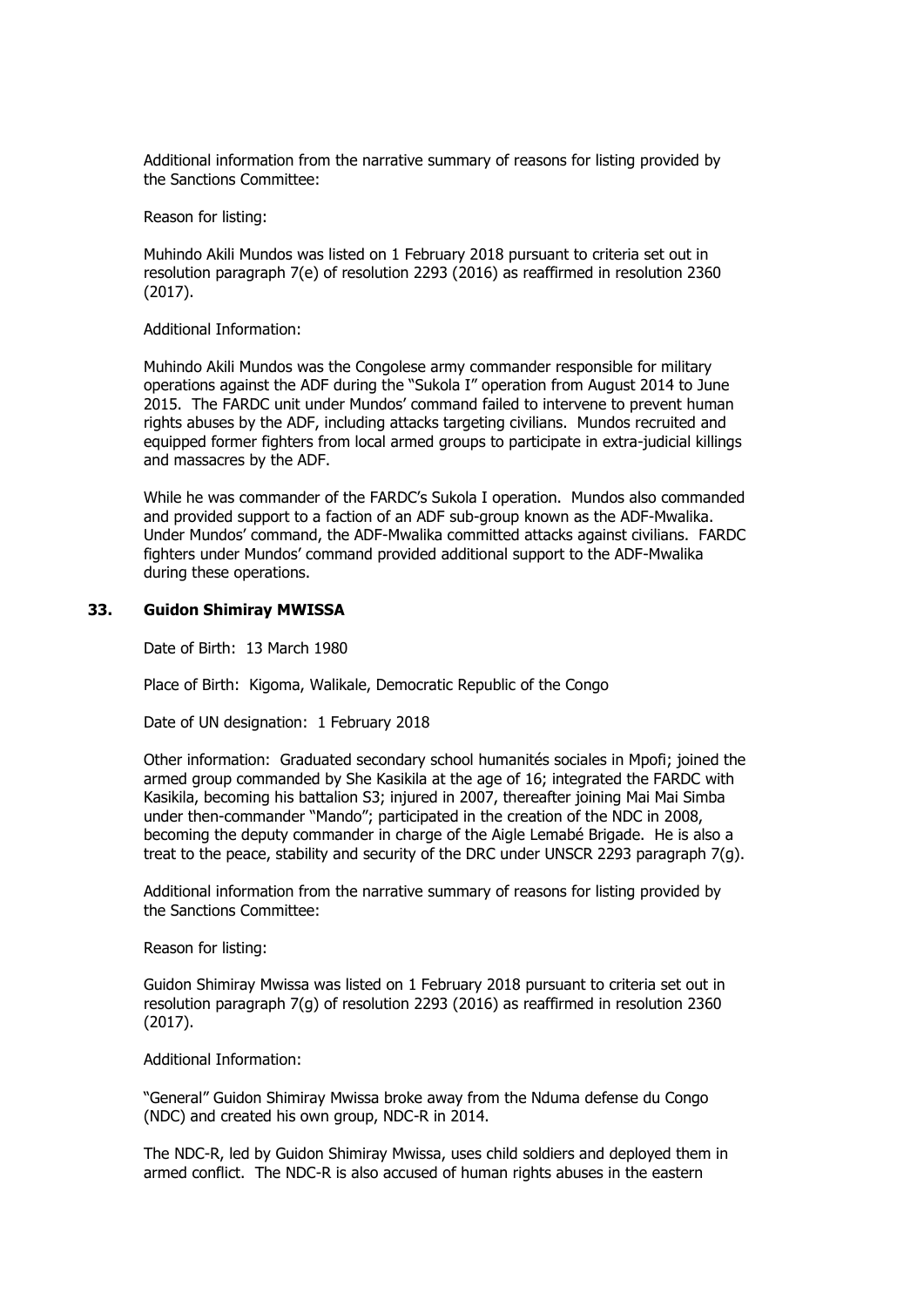Additional information from the narrative summary of reasons for listing provided by the Sanctions Committee:

Reason for listing:

Muhindo Akili Mundos was listed on 1 February 2018 pursuant to criteria set out in resolution paragraph 7(e) of resolution 2293 (2016) as reaffirmed in resolution 2360 (2017).

Additional Information:

Muhindo Akili Mundos was the Congolese army commander responsible for military operations against the ADF during the "Sukola I" operation from August 2014 to June 2015. The FARDC unit under Mundos' command failed to intervene to prevent human rights abuses by the ADF, including attacks targeting civilians. Mundos recruited and equipped former fighters from local armed groups to participate in extra-judicial killings and massacres by the ADF.

While he was commander of the FARDC's Sukola I operation. Mundos also commanded and provided support to a faction of an ADF sub-group known as the ADF-Mwalika. Under Mundos' command, the ADF-Mwalika committed attacks against civilians. FARDC fighters under Mundos' command provided additional support to the ADF-Mwalika during these operations.

### 33. Guidon Shimiray MWISSA

Date of Birth: 13 March 1980

Place of Birth: Kigoma, Walikale, Democratic Republic of the Congo

Date of UN designation: 1 February 2018

Other information: Graduated secondary school humanités sociales in Mpofi; joined the armed group commanded by She Kasikila at the age of 16; integrated the FARDC with Kasikila, becoming his battalion S3; injured in 2007, thereafter joining Mai Mai Simba under then-commander "Mando"; participated in the creation of the NDC in 2008, becoming the deputy commander in charge of the Aigle Lemabé Brigade. He is also a treat to the peace, stability and security of the DRC under UNSCR 2293 paragraph 7(g).

Additional information from the narrative summary of reasons for listing provided by the Sanctions Committee:

Reason for listing:

Guidon Shimiray Mwissa was listed on 1 February 2018 pursuant to criteria set out in resolution paragraph 7(g) of resolution 2293 (2016) as reaffirmed in resolution 2360 (2017).

Additional Information:

"General" Guidon Shimiray Mwissa broke away from the Nduma defense du Congo (NDC) and created his own group, NDC-R in 2014.

The NDC-R, led by Guidon Shimiray Mwissa, uses child soldiers and deployed them in armed conflict. The NDC-R is also accused of human rights abuses in the eastern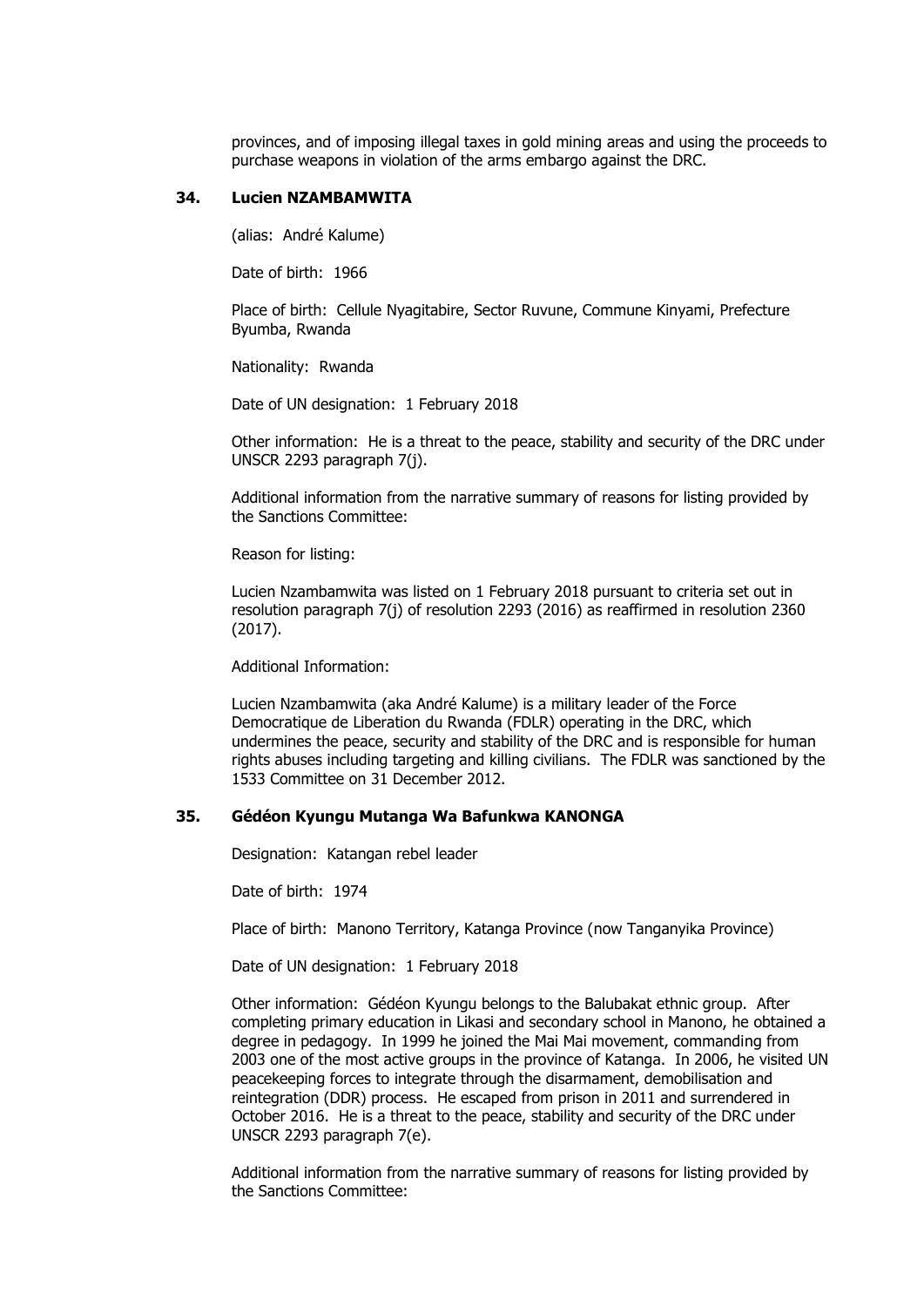provinces, and of imposing illegal taxes in gold mining areas and using the proceeds to purchase weapons in violation of the arms embargo against the DRC.

### 34. Lucien NZAMBAMWITA

(alias: André Kalume)

Date of birth: 1966

Place of birth: Cellule Nyagitabire, Sector Ruvune, Commune Kinyami, Prefecture Byumba, Rwanda

Nationality: Rwanda

Date of UN designation: 1 February 2018

Other information: He is a threat to the peace, stability and security of the DRC under UNSCR 2293 paragraph 7(j).

Additional information from the narrative summary of reasons for listing provided by the Sanctions Committee:

Reason for listing:

Lucien Nzambamwita was listed on 1 February 2018 pursuant to criteria set out in resolution paragraph 7(j) of resolution 2293 (2016) as reaffirmed in resolution 2360 (2017).

Additional Information:

Lucien Nzambamwita (aka André Kalume) is a military leader of the Force Democratique de Liberation du Rwanda (FDLR) operating in the DRC, which undermines the peace, security and stability of the DRC and is responsible for human rights abuses including targeting and killing civilians. The FDLR was sanctioned by the 1533 Committee on 31 December 2012.

### 35. Gédéon Kyungu Mutanga Wa Bafunkwa KANONGA

Designation: Katangan rebel leader

Date of birth: 1974

Place of birth: Manono Territory, Katanga Province (now Tanganyika Province)

Date of UN designation: 1 February 2018

Other information: Gédéon Kyungu belongs to the Balubakat ethnic group. After completing primary education in Likasi and secondary school in Manono, he obtained a degree in pedagogy. In 1999 he joined the Mai Mai movement, commanding from 2003 one of the most active groups in the province of Katanga. In 2006, he visited UN peacekeeping forces to integrate through the disarmament, demobilisation and reintegration (DDR) process. He escaped from prison in 2011 and surrendered in October 2016. He is a threat to the peace, stability and security of the DRC under UNSCR 2293 paragraph 7(e).

Additional information from the narrative summary of reasons for listing provided by the Sanctions Committee: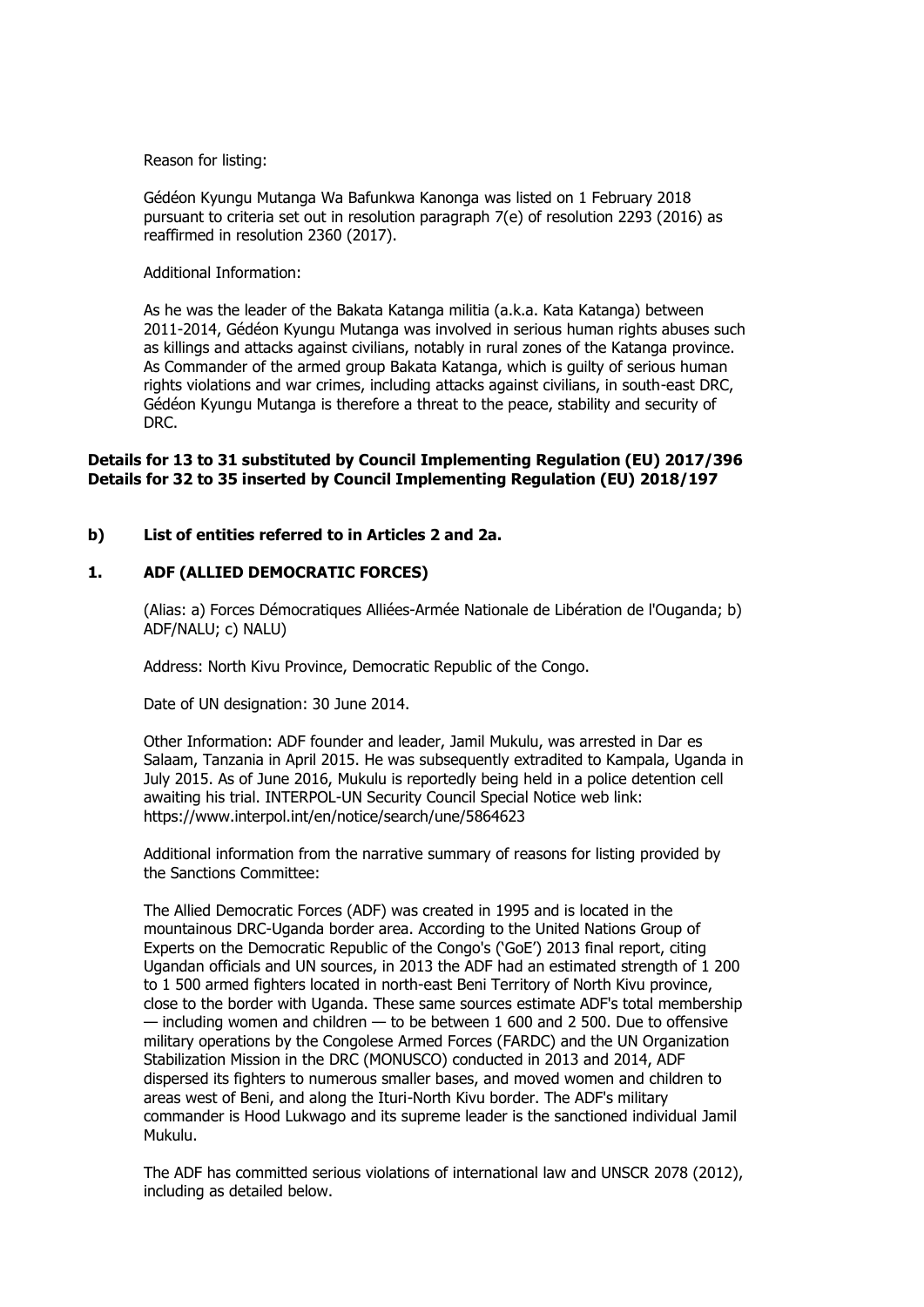Reason for listing:

Gédéon Kyungu Mutanga Wa Bafunkwa Kanonga was listed on 1 February 2018 pursuant to criteria set out in resolution paragraph 7(e) of resolution 2293 (2016) as reaffirmed in resolution 2360 (2017).

Additional Information:

As he was the leader of the Bakata Katanga militia (a.k.a. Kata Katanga) between 2011-2014, Gédéon Kyungu Mutanga was involved in serious human rights abuses such as killings and attacks against civilians, notably in rural zones of the Katanga province. As Commander of the armed group Bakata Katanga, which is guilty of serious human rights violations and war crimes, including attacks against civilians, in south-east DRC, Gédéon Kyungu Mutanga is therefore a threat to the peace, stability and security of DRC.

**Details for 13 to 31 substituted by Council Implementing Regulation (EU) 2017/396**
**Details for 32 to 35 inserted by Council Implementing Regulation (EU) 2018/197**

## b) List of entities referred to in Articles 2 and 2a.

### 1. ADF (ALLIED DEMOCRATIC FORCES)

(Alias: a) Forces Démocratiques Alliées-Armée Nationale de Libération de l'Ouganda; b) ADF/NALU; c) NALU)

Address: North Kivu Province, Democratic Republic of the Congo.

Date of UN designation: 30 June 2014.

Other Information: ADF founder and leader, Jamil Mukulu, was arrested in Dar es Salaam, Tanzania in April 2015. He was subsequently extradited to Kampala, Uganda in July 2015. As of June 2016, Mukulu is reportedly being held in a police detention cell awaiting his trial. INTERPOL-UN Security Council Special Notice web link: https://www.interpol.int/en/notice/search/une/5864623

Additional information from the narrative summary of reasons for listing provided by the Sanctions Committee:

The Allied Democratic Forces (ADF) was created in 1995 and is located in the mountainous DRC-Uganda border area. According to the United Nations Group of Experts on the Democratic Republic of the Congo's ('GoE') 2013 final report, citing Ugandan officials and UN sources, in 2013 the ADF had an estimated strength of 1 200 to 1 500 armed fighters located in north-east Beni Territory of North Kivu province, close to the border with Uganda. These same sources estimate ADF's total membership — including women and children — to be between 1 600 and 2 500. Due to offensive military operations by the Congolese Armed Forces (FARDC) and the UN Organization Stabilization Mission in the DRC (MONUSCO) conducted in 2013 and 2014, ADF dispersed its fighters to numerous smaller bases, and moved women and children to areas west of Beni, and along the Ituri-North Kivu border. The ADF's military commander is Hood Lukwago and its supreme leader is the sanctioned individual Jamil Mukulu.

The ADF has committed serious violations of international law and UNSCR 2078 (2012), including as detailed below.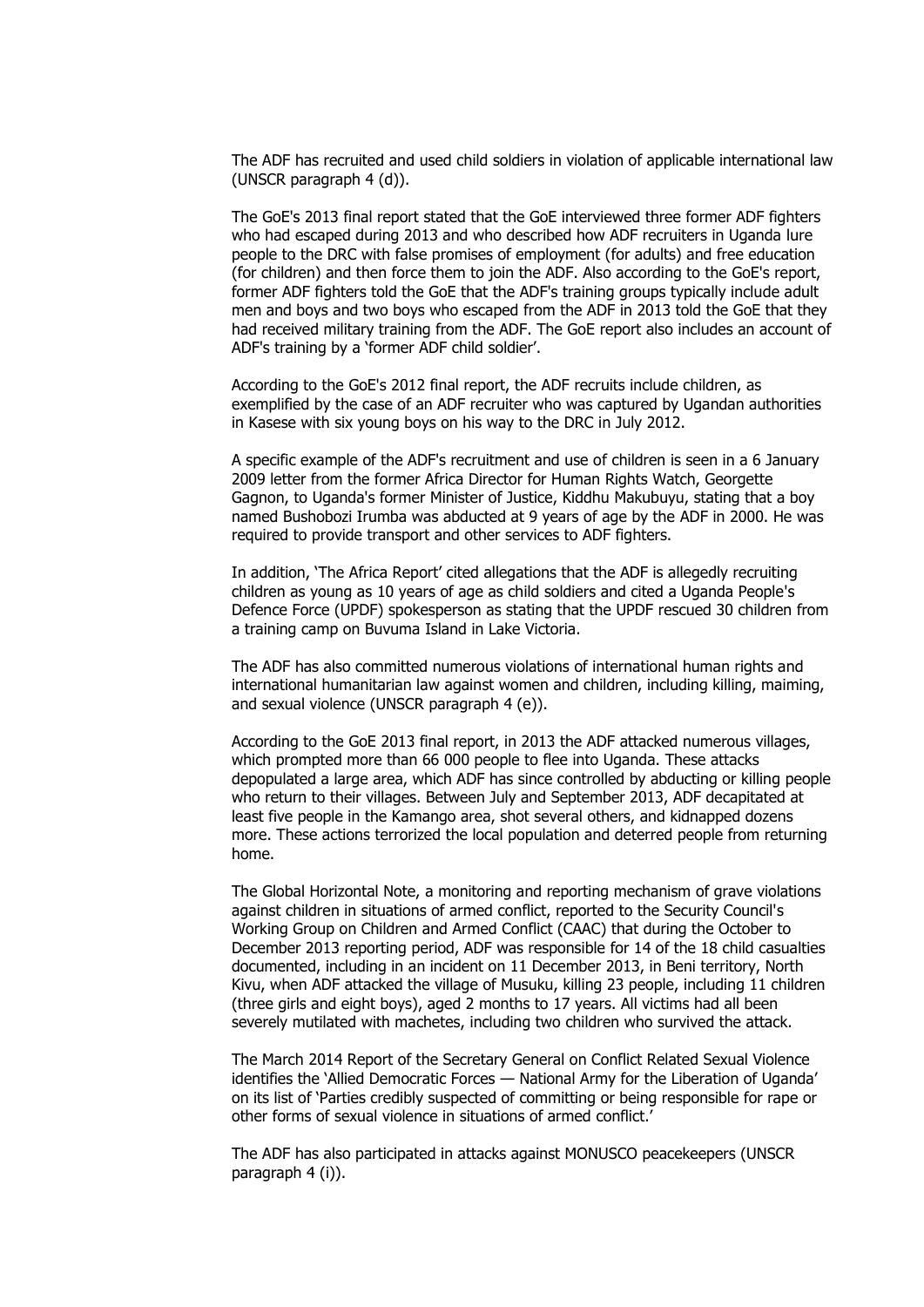The ADF has recruited and used child soldiers in violation of applicable international law (UNSCR paragraph 4 (d)).

The GoE's 2013 final report stated that the GoE interviewed three former ADF fighters who had escaped during 2013 and who described how ADF recruiters in Uganda lure people to the DRC with false promises of employment (for adults) and free education (for children) and then force them to join the ADF. Also according to the GoE's report, former ADF fighters told the GoE that the ADF's training groups typically include adult men and boys and two boys who escaped from the ADF in 2013 told the GoE that they had received military training from the ADF. The GoE report also includes an account of ADF's training by a 'former ADF child soldier'.

According to the GoE's 2012 final report, the ADF recruits include children, as exemplified by the case of an ADF recruiter who was captured by Ugandan authorities in Kasese with six young boys on his way to the DRC in July 2012.

A specific example of the ADF's recruitment and use of children is seen in a 6 January 2009 letter from the former Africa Director for Human Rights Watch, Georgette Gagnon, to Uganda's former Minister of Justice, Kiddhu Makubuyu, stating that a boy named Bushobozi Irumba was abducted at 9 years of age by the ADF in 2000. He was required to provide transport and other services to ADF fighters.

In addition, 'The Africa Report' cited allegations that the ADF is allegedly recruiting children as young as 10 years of age as child soldiers and cited a Uganda People's Defence Force (UPDF) spokesperson as stating that the UPDF rescued 30 children from a training camp on Buvuma Island in Lake Victoria.

The ADF has also committed numerous violations of international human rights and international humanitarian law against women and children, including killing, maiming, and sexual violence (UNSCR paragraph 4 (e)).

According to the GoE 2013 final report, in 2013 the ADF attacked numerous villages, which prompted more than 66 000 people to flee into Uganda. These attacks depopulated a large area, which ADF has since controlled by abducting or killing people who return to their villages. Between July and September 2013, ADF decapitated at least five people in the Kamango area, shot several others, and kidnapped dozens more. These actions terrorized the local population and deterred people from returning home.

The Global Horizontal Note, a monitoring and reporting mechanism of grave violations against children in situations of armed conflict, reported to the Security Council's Working Group on Children and Armed Conflict (CAAC) that during the October to December 2013 reporting period, ADF was responsible for 14 of the 18 child casualties documented, including in an incident on 11 December 2013, in Beni territory, North Kivu, when ADF attacked the village of Musuku, killing 23 people, including 11 children (three girls and eight boys), aged 2 months to 17 years. All victims had all been severely mutilated with machetes, including two children who survived the attack.

The March 2014 Report of the Secretary General on Conflict Related Sexual Violence identifies the 'Allied Democratic Forces — National Army for the Liberation of Uganda' on its list of 'Parties credibly suspected of committing or being responsible for rape or other forms of sexual violence in situations of armed conflict.'

The ADF has also participated in attacks against MONUSCO peacekeepers (UNSCR paragraph 4 (i)).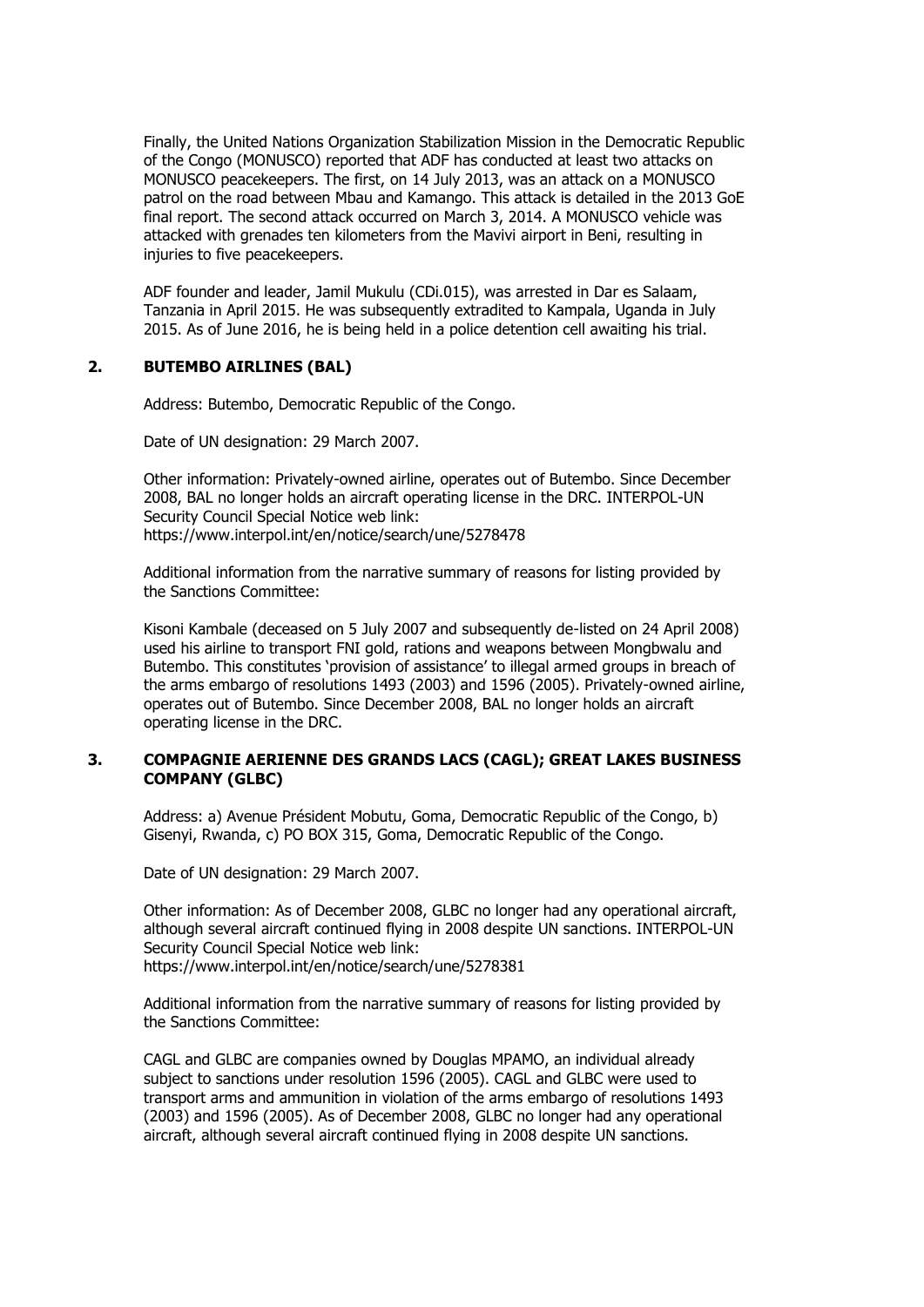Finally, the United Nations Organization Stabilization Mission in the Democratic Republic of the Congo (MONUSCO) reported that ADF has conducted at least two attacks on MONUSCO peacekeepers. The first, on 14 July 2013, was an attack on a MONUSCO patrol on the road between Mbau and Kamango. This attack is detailed in the 2013 GoE final report. The second attack occurred on March 3, 2014. A MONUSCO vehicle was attacked with grenades ten kilometers from the Mavivi airport in Beni, resulting in injuries to five peacekeepers.

ADF founder and leader, Jamil Mukulu (CDi.015), was arrested in Dar es Salaam, Tanzania in April 2015. He was subsequently extradited to Kampala, Uganda in July 2015. As of June 2016, he is being held in a police detention cell awaiting his trial.

## 2. BUTEMBO AIRLINES (BAL)

Address: Butembo, Democratic Republic of the Congo.

Date of UN designation: 29 March 2007.

Other information: Privately-owned airline, operates out of Butembo. Since December 2008, BAL no longer holds an aircraft operating license in the DRC. INTERPOL-UN Security Council Special Notice web link:
https://www.interpol.int/en/notice/search/une/5278478

Additional information from the narrative summary of reasons for listing provided by the Sanctions Committee:

Kisoni Kambale (deceased on 5 July 2007 and subsequently de-listed on 24 April 2008) used his airline to transport FNI gold, rations and weapons between Mongbwalu and Butembo. This constitutes 'provision of assistance' to illegal armed groups in breach of the arms embargo of resolutions 1493 (2003) and 1596 (2005). Privately-owned airline, operates out of Butembo. Since December 2008, BAL no longer holds an aircraft operating license in the DRC.

## 3. COMPAGNIE AERIENNE DES GRANDS LACS (CAGL); GREAT LAKES BUSINESS COMPANY (GLBC)

Address: a) Avenue Président Mobutu, Goma, Democratic Republic of the Congo, b) Gisenyi, Rwanda, c) PO BOX 315, Goma, Democratic Republic of the Congo.

Date of UN designation: 29 March 2007.

Other information: As of December 2008, GLBC no longer had any operational aircraft, although several aircraft continued flying in 2008 despite UN sanctions. INTERPOL-UN Security Council Special Notice web link:
https://www.interpol.int/en/notice/search/une/5278381

Additional information from the narrative summary of reasons for listing provided by the Sanctions Committee:

CAGL and GLBC are companies owned by Douglas MPAMO, an individual already subject to sanctions under resolution 1596 (2005). CAGL and GLBC were used to transport arms and ammunition in violation of the arms embargo of resolutions 1493 (2003) and 1596 (2005). As of December 2008, GLBC no longer had any operational aircraft, although several aircraft continued flying in 2008 despite UN sanctions.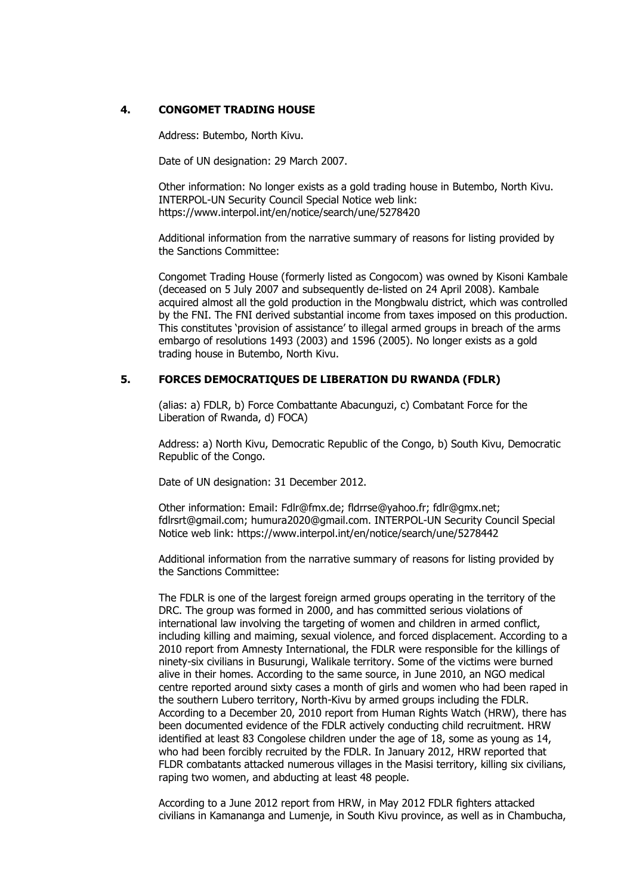### 4. CONGOMET TRADING HOUSE

Address: Butembo, North Kivu.

Date of UN designation: 29 March 2007.

Other information: No longer exists as a gold trading house in Butembo, North Kivu. INTERPOL-UN Security Council Special Notice web link: https://www.interpol.int/en/notice/search/une/5278420

Additional information from the narrative summary of reasons for listing provided by the Sanctions Committee:

Congomet Trading House (formerly listed as Congocom) was owned by Kisoni Kambale (deceased on 5 July 2007 and subsequently de-listed on 24 April 2008). Kambale acquired almost all the gold production in the Mongbwalu district, which was controlled by the FNI. The FNI derived substantial income from taxes imposed on this production. This constitutes 'provision of assistance' to illegal armed groups in breach of the arms embargo of resolutions 1493 (2003) and 1596 (2005). No longer exists as a gold trading house in Butembo, North Kivu.

### 5. FORCES DEMOCRATIQUES DE LIBERATION DU RWANDA (FDLR)

(alias: a) FDLR, b) Force Combattante Abacunguzi, c) Combatant Force for the Liberation of Rwanda, d) FOCA)

Address: a) North Kivu, Democratic Republic of the Congo, b) South Kivu, Democratic Republic of the Congo.

Date of UN designation: 31 December 2012.

Other information: Email: Fdlr@fmx.de; fldrrse@yahoo.fr; fdlr@gmx.net; fdlrsrt@gmail.com; humura2020@gmail.com. INTERPOL-UN Security Council Special Notice web link: https://www.interpol.int/en/notice/search/une/5278442

Additional information from the narrative summary of reasons for listing provided by the Sanctions Committee:

The FDLR is one of the largest foreign armed groups operating in the territory of the DRC. The group was formed in 2000, and has committed serious violations of international law involving the targeting of women and children in armed conflict, including killing and maiming, sexual violence, and forced displacement. According to a 2010 report from Amnesty International, the FDLR were responsible for the killings of ninety-six civilians in Busurungi, Walikale territory. Some of the victims were burned alive in their homes. According to the same source, in June 2010, an NGO medical centre reported around sixty cases a month of girls and women who had been raped in the southern Lubero territory, North-Kivu by armed groups including the FDLR. According to a December 20, 2010 report from Human Rights Watch (HRW), there has been documented evidence of the FDLR actively conducting child recruitment. HRW identified at least 83 Congolese children under the age of 18, some as young as 14, who had been forcibly recruited by the FDLR. In January 2012, HRW reported that FLDR combatants attacked numerous villages in the Masisi territory, killing six civilians, raping two women, and abducting at least 48 people.

According to a June 2012 report from HRW, in May 2012 FDLR fighters attacked civilians in Kamananga and Lumenje, in South Kivu province, as well as in Chambucha,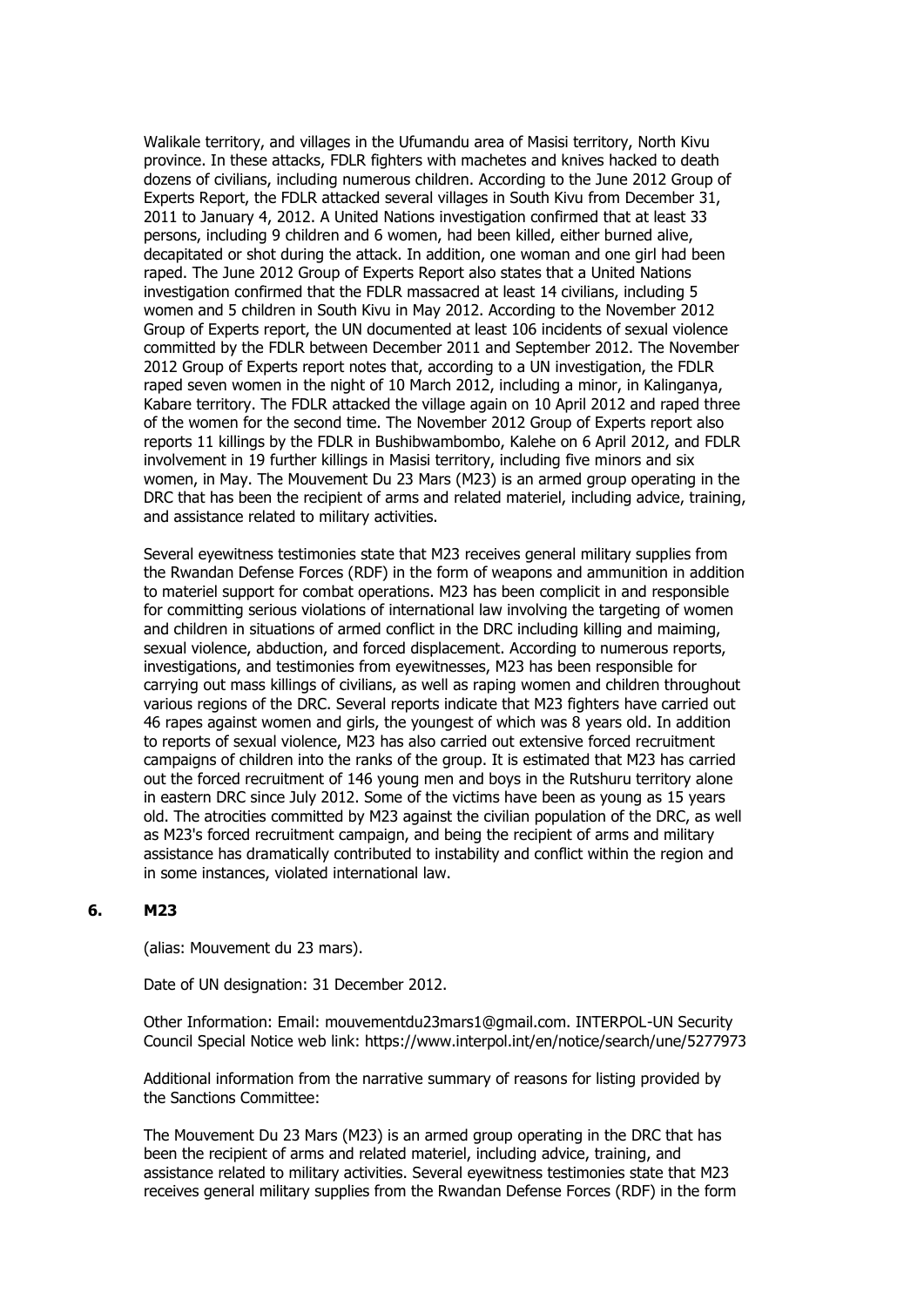Walikale territory, and villages in the Ufumandu area of Masisi territory, North Kivu province. In these attacks, FDLR fighters with machetes and knives hacked to death dozens of civilians, including numerous children. According to the June 2012 Group of Experts Report, the FDLR attacked several villages in South Kivu from December 31, 2011 to January 4, 2012. A United Nations investigation confirmed that at least 33 persons, including 9 children and 6 women, had been killed, either burned alive, decapitated or shot during the attack. In addition, one woman and one girl had been raped. The June 2012 Group of Experts Report also states that a United Nations investigation confirmed that the FDLR massacred at least 14 civilians, including 5 women and 5 children in South Kivu in May 2012. According to the November 2012 Group of Experts report, the UN documented at least 106 incidents of sexual violence committed by the FDLR between December 2011 and September 2012. The November 2012 Group of Experts report notes that, according to a UN investigation, the FDLR raped seven women in the night of 10 March 2012, including a minor, in Kalinganya, Kabare territory. The FDLR attacked the village again on 10 April 2012 and raped three of the women for the second time. The November 2012 Group of Experts report also reports 11 killings by the FDLR in Bushibwambombo, Kalehe on 6 April 2012, and FDLR involvement in 19 further killings in Masisi territory, including five minors and six women, in May. The Mouvement Du 23 Mars (M23) is an armed group operating in the DRC that has been the recipient of arms and related materiel, including advice, training, and assistance related to military activities.

Several eyewitness testimonies state that M23 receives general military supplies from the Rwandan Defense Forces (RDF) in the form of weapons and ammunition in addition to materiel support for combat operations. M23 has been complicit in and responsible for committing serious violations of international law involving the targeting of women and children in situations of armed conflict in the DRC including killing and maiming, sexual violence, abduction, and forced displacement. According to numerous reports, investigations, and testimonies from eyewitnesses, M23 has been responsible for carrying out mass killings of civilians, as well as raping women and children throughout various regions of the DRC. Several reports indicate that M23 fighters have carried out 46 rapes against women and girls, the youngest of which was 8 years old. In addition to reports of sexual violence, M23 has also carried out extensive forced recruitment campaigns of children into the ranks of the group. It is estimated that M23 has carried out the forced recruitment of 146 young men and boys in the Rutshuru territory alone in eastern DRC since July 2012. Some of the victims have been as young as 15 years old. The atrocities committed by M23 against the civilian population of the DRC, as well as M23's forced recruitment campaign, and being the recipient of arms and military assistance has dramatically contributed to instability and conflict within the region and in some instances, violated international law.

**6. M23**

(alias: Mouvement du 23 mars).

Date of UN designation: 31 December 2012.

Other Information: Email: mouvementdu23mars1@gmail.com. INTERPOL-UN Security Council Special Notice web link: https://www.interpol.int/en/notice/search/une/5277973

Additional information from the narrative summary of reasons for listing provided by the Sanctions Committee:

The Mouvement Du 23 Mars (M23) is an armed group operating in the DRC that has been the recipient of arms and related materiel, including advice, training, and assistance related to military activities. Several eyewitness testimonies state that M23 receives general military supplies from the Rwandan Defense Forces (RDF) in the form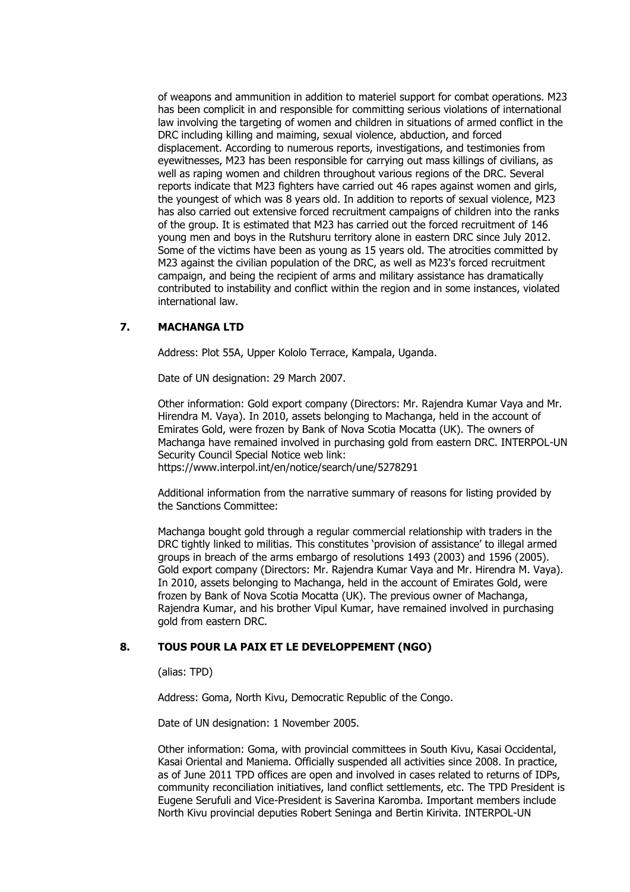of weapons and ammunition in addition to materiel support for combat operations. M23 has been complicit in and responsible for committing serious violations of international law involving the targeting of women and children in situations of armed conflict in the DRC including killing and maiming, sexual violence, abduction, and forced displacement. According to numerous reports, investigations, and testimonies from eyewitnesses, M23 has been responsible for carrying out mass killings of civilians, as well as raping women and children throughout various regions of the DRC. Several reports indicate that M23 fighters have carried out 46 rapes against women and girls, the youngest of which was 8 years old. In addition to reports of sexual violence, M23 has also carried out extensive forced recruitment campaigns of children into the ranks of the group. It is estimated that M23 has carried out the forced recruitment of 146 young men and boys in the Rutshuru territory alone in eastern DRC since July 2012. Some of the victims have been as young as 15 years old. The atrocities committed by M23 against the civilian population of the DRC, as well as M23's forced recruitment campaign, and being the recipient of arms and military assistance has dramatically contributed to instability and conflict within the region and in some instances, violated international law.

### 7. MACHANGA LTD

Address: Plot 55A, Upper Kololo Terrace, Kampala, Uganda.

Date of UN designation: 29 March 2007.

Other information: Gold export company (Directors: Mr. Rajendra Kumar Vaya and Mr. Hirendra M. Vaya). In 2010, assets belonging to Machanga, held in the account of Emirates Gold, were frozen by Bank of Nova Scotia Mocatta (UK). The owners of Machanga have remained involved in purchasing gold from eastern DRC. INTERPOL-UN Security Council Special Notice web link: https://www.interpol.int/en/notice/search/une/5278291

Additional information from the narrative summary of reasons for listing provided by the Sanctions Committee:

Machanga bought gold through a regular commercial relationship with traders in the DRC tightly linked to militias. This constitutes 'provision of assistance' to illegal armed groups in breach of the arms embargo of resolutions 1493 (2003) and 1596 (2005). Gold export company (Directors: Mr. Rajendra Kumar Vaya and Mr. Hirendra M. Vaya). In 2010, assets belonging to Machanga, held in the account of Emirates Gold, were frozen by Bank of Nova Scotia Mocatta (UK). The previous owner of Machanga, Rajendra Kumar, and his brother Vipul Kumar, have remained involved in purchasing gold from eastern DRC.

### 8. TOUS POUR LA PAIX ET LE DEVELOPPEMENT (NGO)

(alias: TPD)

Address: Goma, North Kivu, Democratic Republic of the Congo.

Date of UN designation: 1 November 2005.

Other information: Goma, with provincial committees in South Kivu, Kasai Occidental, Kasai Oriental and Maniema. Officially suspended all activities since 2008. In practice, as of June 2011 TPD offices are open and involved in cases related to returns of IDPs, community reconciliation initiatives, land conflict settlements, etc. The TPD President is Eugene Serufuli and Vice-President is Saverina Karomba. Important members include North Kivu provincial deputies Robert Seninga and Bertin Kirivita. INTERPOL-UN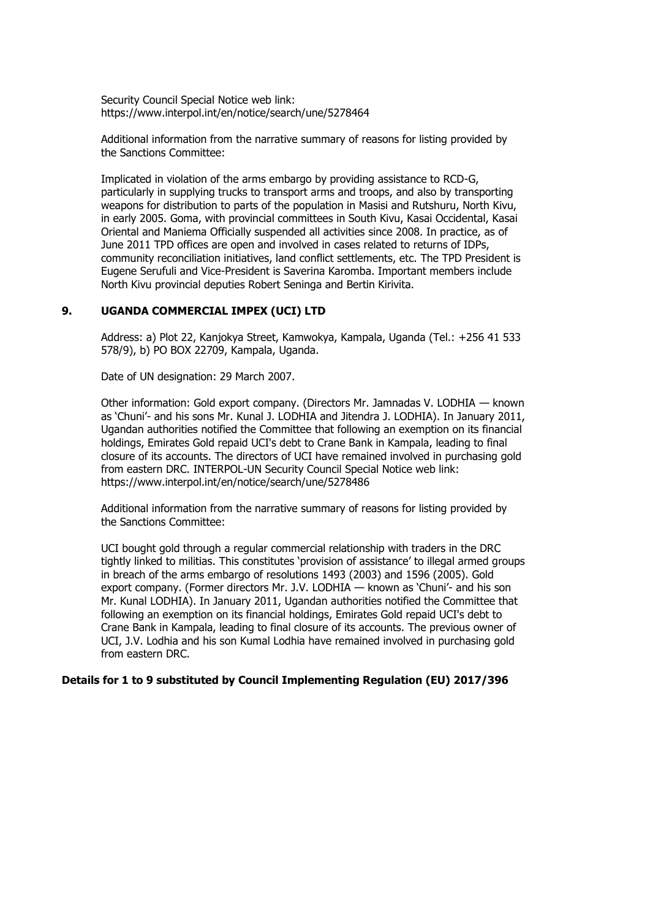Security Council Special Notice web link: https://www.interpol.int/en/notice/search/une/5278464

Additional information from the narrative summary of reasons for listing provided by the Sanctions Committee:

Implicated in violation of the arms embargo by providing assistance to RCD-G, particularly in supplying trucks to transport arms and troops, and also by transporting weapons for distribution to parts of the population in Masisi and Rutshuru, North Kivu, in early 2005. Goma, with provincial committees in South Kivu, Kasai Occidental, Kasai Oriental and Maniema Officially suspended all activities since 2008. In practice, as of June 2011 TPD offices are open and involved in cases related to returns of IDPs, community reconciliation initiatives, land conflict settlements, etc. The TPD President is Eugene Serufuli and Vice-President is Saverina Karomba. Important members include North Kivu provincial deputies Robert Seninga and Bertin Kirivita.

## 9. UGANDA COMMERCIAL IMPEX (UCI) LTD

Address: a) Plot 22, Kanjokya Street, Kamwokya, Kampala, Uganda (Tel.: +256 41 533 578/9), b) PO BOX 22709, Kampala, Uganda.

Date of UN designation: 29 March 2007.

Other information: Gold export company. (Directors Mr. Jamnadas V. LODHIA — known as 'Chuni'- and his sons Mr. Kunal J. LODHIA and Jitendra J. LODHIA). In January 2011, Ugandan authorities notified the Committee that following an exemption on its financial holdings, Emirates Gold repaid UCI's debt to Crane Bank in Kampala, leading to final closure of its accounts. The directors of UCI have remained involved in purchasing gold from eastern DRC. INTERPOL-UN Security Council Special Notice web link: https://www.interpol.int/en/notice/search/une/5278486

Additional information from the narrative summary of reasons for listing provided by the Sanctions Committee:

UCI bought gold through a regular commercial relationship with traders in the DRC tightly linked to militias. This constitutes 'provision of assistance' to illegal armed groups in breach of the arms embargo of resolutions 1493 (2003) and 1596 (2005). Gold export company. (Former directors Mr. J.V. LODHIA — known as 'Chuni'- and his son Mr. Kunal LODHIA). In January 2011, Ugandan authorities notified the Committee that following an exemption on its financial holdings, Emirates Gold repaid UCI's debt to Crane Bank in Kampala, leading to final closure of its accounts. The previous owner of UCI, J.V. Lodhia and his son Kumal Lodhia have remained involved in purchasing gold from eastern DRC.

**Details for 1 to 9 substituted by Council Implementing Regulation (EU) 2017/396**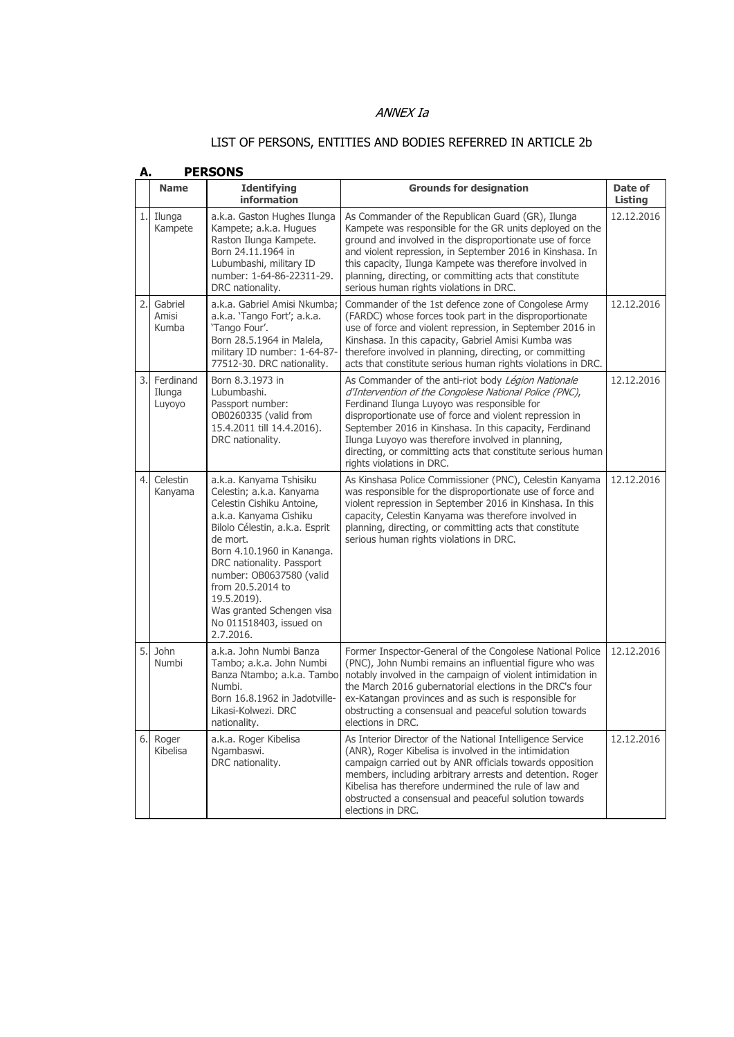*ANNEX Ia*

## LIST OF PERSONS, ENTITIES AND BODIES REFERRED IN ARTICLE 2b

### A. PERSONS

| | Name | Identifying information | Grounds for designation | Date of Listing |
|---|---|---|---|---|
| 1. | Ilunga Kampete | a.k.a. Gaston Hughes Ilunga Kampete; a.k.a. Hugues Raston Ilunga Kampete. Born 24.11.1964 in Lubumbashi, military ID number: 1-64-86-22311-29. DRC nationality. | As Commander of the Republican Guard (GR), Ilunga Kampete was responsible for the GR units deployed on the ground and involved in the disproportionate use of force and violent repression, in September 2016 in Kinshasa. In this capacity, Ilunga Kampete was therefore involved in planning, directing, or committing acts that constitute serious human rights violations in DRC. | 12.12.2016 |
| 2. | Gabriel Amisi Kumba | a.k.a. Gabriel Amisi Nkumba; a.k.a. 'Tango Fort'; a.k.a. 'Tango Four'. Born 28.5.1964 in Malela, military ID number: 1-64-87-77512-30. DRC nationality. | Commander of the 1st defence zone of Congolese Army (FARDC) whose forces took part in the disproportionate use of force and violent repression, in September 2016 in Kinshasa. In this capacity, Gabriel Amisi Kumba was therefore involved in planning, directing, or committing acts that constitute serious human rights violations in DRC. | 12.12.2016 |
| 3. | Ferdinand Ilunga Luyoyo | Born 8.3.1973 in Lubumbashi. Passport number: OB0260335 (valid from 15.4.2011 till 14.4.2016). DRC nationality. | As Commander of the anti-riot body *Légion Nationale d'Intervention of the Congolese National Police (PNC)*, Ferdinand Ilunga Luyoyo was responsible for disproportionate use of force and violent repression in September 2016 in Kinshasa. In this capacity, Ferdinand Ilunga Luyoyo was therefore involved in planning, directing, or committing acts that constitute serious human rights violations in DRC. | 12.12.2016 |
| 4. | Celestin Kanyama | a.k.a. Kanyama Tshisiku Celestin; a.k.a. Kanyama Celestin Cishiku Antoine, a.k.a. Kanyama Cishiku Bilolo Célestin, a.k.a. Esprit de mort. Born 4.10.1960 in Kananga. DRC nationality. Passport number: OB0637580 (valid from 20.5.2014 to 19.5.2019). Was granted Schengen visa No 011518403, issued on 2.7.2016. | As Kinshasa Police Commissioner (PNC), Celestin Kanyama was responsible for the disproportionate use of force and violent repression in September 2016 in Kinshasa. In this capacity, Celestin Kanyama was therefore involved in planning, directing, or committing acts that constitute serious human rights violations in DRC. | 12.12.2016 |
| 5. | John Numbi | a.k.a. John Numbi Banza Tambo; a.k.a. John Numbi Banza Ntambo; a.k.a. Tambo Numbi. Born 16.8.1962 in Jadotville-Likasi-Kolwezi. DRC nationality. | Former Inspector-General of the Congolese National Police (PNC), John Numbi remains an influential figure who was notably involved in the campaign of violent intimidation in the March 2016 gubernatorial elections in the DRC's four ex-Katangan provinces and as such is responsible for obstructing a consensual and peaceful solution towards elections in DRC. | 12.12.2016 |
| 6. | Roger Kibelisa | a.k.a. Roger Kibelisa Ngambaswi. DRC nationality. | As Interior Director of the National Intelligence Service (ANR), Roger Kibelisa is involved in the intimidation campaign carried out by ANR officials towards opposition members, including arbitrary arrests and detention. Roger Kibelisa has therefore undermined the rule of law and obstructed a consensual and peaceful solution towards elections in DRC. | 12.12.2016 |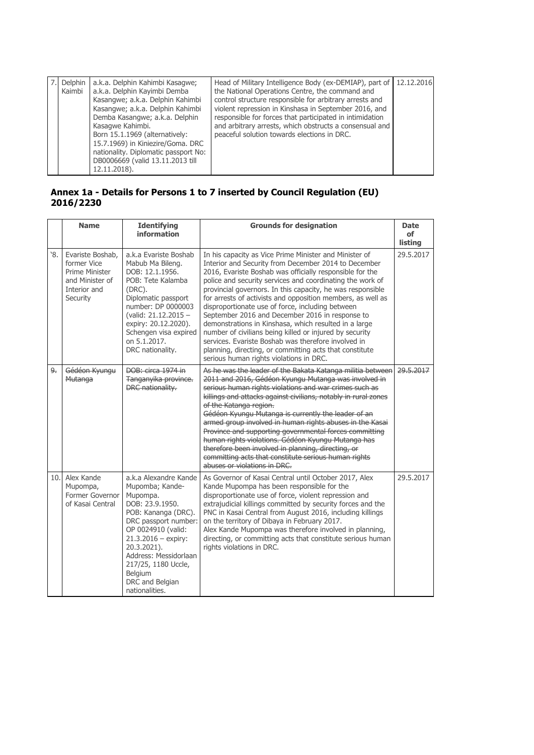| 7. | Delphin Kaimbi | a.k.a. Delphin Kahimbi Kasagwe; a.k.a. Delphin Kayimbi Demba Kasangwe; a.k.a. Delphin Kahimbi Kasangwe; a.k.a. Delphin Kahimbi Demba Kasangwe; a.k.a. Delphin Kasagwe Kahimbi. Born 15.1.1969 (alternatively: 15.7.1969) in Kiniezire/Goma. DRC nationality. Diplomatic passport No: DB0006669 (valid 13.11.2013 till 12.11.2018). | Head of Military Intelligence Body (ex-DEMIAP), part of the National Operations Centre, the command and control structure responsible for arbitrary arrests and violent repression in Kinshasa in September 2016, and responsible for forces that participated in intimidation and arbitrary arrests, which obstructs a consensual and peaceful solution towards elections in DRC. | 12.12.2016 |
|---|---|---|---|---|

## Annex 1a - Details for Persons 1 to 7 inserted by Council Regulation (EU) 2016/2230

| | Name | Identifying information | Grounds for designation | Date of listing |
|---|---|---|---|---|
| '8. | Evariste Boshab, former Vice Prime Minister and Minister of Interior and Security | a.k.a Evariste Boshab Mabub Ma Bileng. DOB: 12.1.1956. POB: Tete Kalamba (DRC). Diplomatic passport number: DP 0000003 (valid: 21.12.2015 – expiry: 20.12.2020). Schengen visa expired on 5.1.2017. DRC nationality. | In his capacity as Vice Prime Minister and Minister of Interior and Security from December 2014 to December 2016, Evariste Boshab was officially responsible for the police and security services and coordinating the work of provincial governors. In this capacity, he was responsible for arrests of activists and opposition members, as well as disproportionate use of force, including between September 2016 and December 2016 in response to demonstrations in Kinshasa, which resulted in a large number of civilians being killed or injured by security services. Evariste Boshab was therefore involved in planning, directing, or committing acts that constitute serious human rights violations in DRC. | 29.5.2017 |
| ~~9.~~ | ~~Gédéon Kyungu Mutanga~~ | ~~DOB: circa 1974 in Tanganyika province. DRC nationality.~~ | ~~As he was the leader of the Bakata Katanga militia between 2011 and 2016, Gédéon Kyungu Mutanga was involved in serious human rights violations and war crimes such as killings and attacks against civilians, notably in rural zones of the Katanga region.~~ ~~Gédéon Kyungu Mutanga is currently the leader of an armed group involved in human rights abuses in the Kasai Province and supporting governmental forces committing human rights violations. Gédéon Kyungu Mutanga has therefore been involved in planning, directing, or committing acts that constitute serious human rights abuses or violations in DRC.~~ | ~~29.5.2017~~ |
| 10. | Alex Kande Mupompa, Former Governor of Kasai Central | a.k.a Alexandre Kande Mupomba; Kande-Mupompa. DOB: 23.9.1950. POB: Kananga (DRC). DRC passport number: OP 0024910 (valid: 21.3.2016 – expiry: 20.3.2021). Address: Messidorlaan 217/25, 1180 Uccle, Belgium DRC and Belgian nationalities. | As Governor of Kasai Central until October 2017, Alex Kande Mupompa has been responsible for the disproportionate use of force, violent repression and extrajudicial killings committed by security forces and the PNC in Kasai Central from August 2016, including killings on the territory of Dibaya in February 2017. Alex Kande Mupompa was therefore involved in planning, directing, or committing acts that constitute serious human rights violations in DRC. | 29.5.2017 |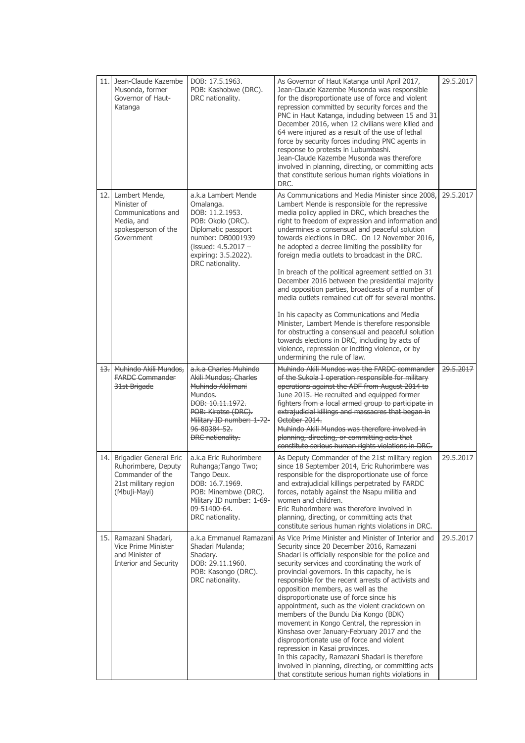| | | | | |
|---|---|---|---|---|
| 11. | Jean-Claude Kazembe Musonda, former Governor of Haut-Katanga | DOB: 17.5.1963.<br>POB: Kashobwe (DRC).<br>DRC nationality. | As Governor of Haut Katanga until April 2017, Jean-Claude Kazembe Musonda was responsible for the disproportionate use of force and violent repression committed by security forces and the PNC in Haut Katanga, including between 15 and 31 December 2016, when 12 civilians were killed and 64 were injured as a result of the use of lethal force by security forces including PNC agents in response to protests in Lubumbashi.<br>Jean-Claude Kazembe Musonda was therefore involved in planning, directing, or committing acts that constitute serious human rights violations in DRC. | 29.5.2017 |
| 12. | Lambert Mende, Minister of Communications and Media, and spokesperson of the Government | a.k.a Lambert Mende Omalanga.<br>DOB: 11.2.1953.<br>POB: Okolo (DRC).<br>Diplomatic passport number: DB0001939 (issued: 4.5.2017 – expiring: 3.5.2022).<br>DRC nationality. | As Communications and Media Minister since 2008, Lambert Mende is responsible for the repressive media policy applied in DRC, which breaches the right to freedom of expression and information and undermines a consensual and peaceful solution towards elections in DRC. On 12 November 2016, he adopted a decree limiting the possibility for foreign media outlets to broadcast in the DRC.<br><br>In breach of the political agreement settled on 31 December 2016 between the presidential majority and opposition parties, broadcasts of a number of media outlets remained cut off for several months.<br><br>In his capacity as Communications and Media Minister, Lambert Mende is therefore responsible for obstructing a consensual and peaceful solution towards elections in DRC, including by acts of violence, repression or inciting violence, or by undermining the rule of law. | 29.5.2017 |
| ~~13.~~ | ~~Muhindo Akili Mundos, FARDC Commander 31st Brigade~~ | ~~a.k.a Charles Muhindo Akili Mundos; Charles Muhindo Akilimani Mundos.~~<br>~~DOB: 10.11.1972.~~<br>~~POB: Kirotse (DRC).~~<br>~~Military ID number: 1-72-96-80384-52.~~<br>~~DRC nationality.~~ | ~~Muhindo Akili Mundos was the FARDC commander of the Sukola I operation responsible for military operations against the ADF from August 2014 to June 2015. He recruited and equipped former fighters from a local armed group to participate in extrajudicial killings and massacres that began in October 2014.~~<br>~~Muhindo Akili Mundos was therefore involved in planning, directing, or committing acts that constitute serious human rights violations in DRC.~~ | ~~29.5.2017~~ |
| 14. | Brigadier General Eric Ruhorimbere, Deputy Commander of the 21st military region (Mbuji-Mayi) | a.k.a Eric Ruhorimbere Ruhanga; Tango Two; Tango Deux.<br>DOB: 16.7.1969.<br>POB: Minembwe (DRC).<br>Military ID number: 1-69-09-51400-64.<br>DRC nationality. | As Deputy Commander of the 21st military region since 18 September 2014, Eric Ruhorimbere was responsible for the disproportionate use of force and extrajudicial killings perpetrated by FARDC forces, notably against the Nsapu militia and women and children.<br>Eric Ruhorimbere was therefore involved in planning, directing, or committing acts that constitute serious human rights violations in DRC. | 29.5.2017 |
| 15. | Ramazani Shadari, Vice Prime Minister and Minister of Interior and Security | a.k.a Emmanuel Ramazani Shadari Mulanda; Shadary.<br>DOB: 29.11.1960.<br>POB: Kasongo (DRC).<br>DRC nationality. | As Vice Prime Minister and Minister of Interior and Security since 20 December 2016, Ramazani Shadari is officially responsible for the police and security services and coordinating the work of provincial governors. In this capacity, he is responsible for the recent arrests of activists and opposition members, as well as the disproportionate use of force since his appointment, such as the violent crackdown on members of the Bundu Dia Kongo (BDK) movement in Kongo Central, the repression in Kinshasa over January-February 2017 and the disproportionate use of force and violent repression in Kasai provinces.<br>In this capacity, Ramazani Shadari is therefore involved in planning, directing, or committing acts that constitute serious human rights violations in | 29.5.2017 |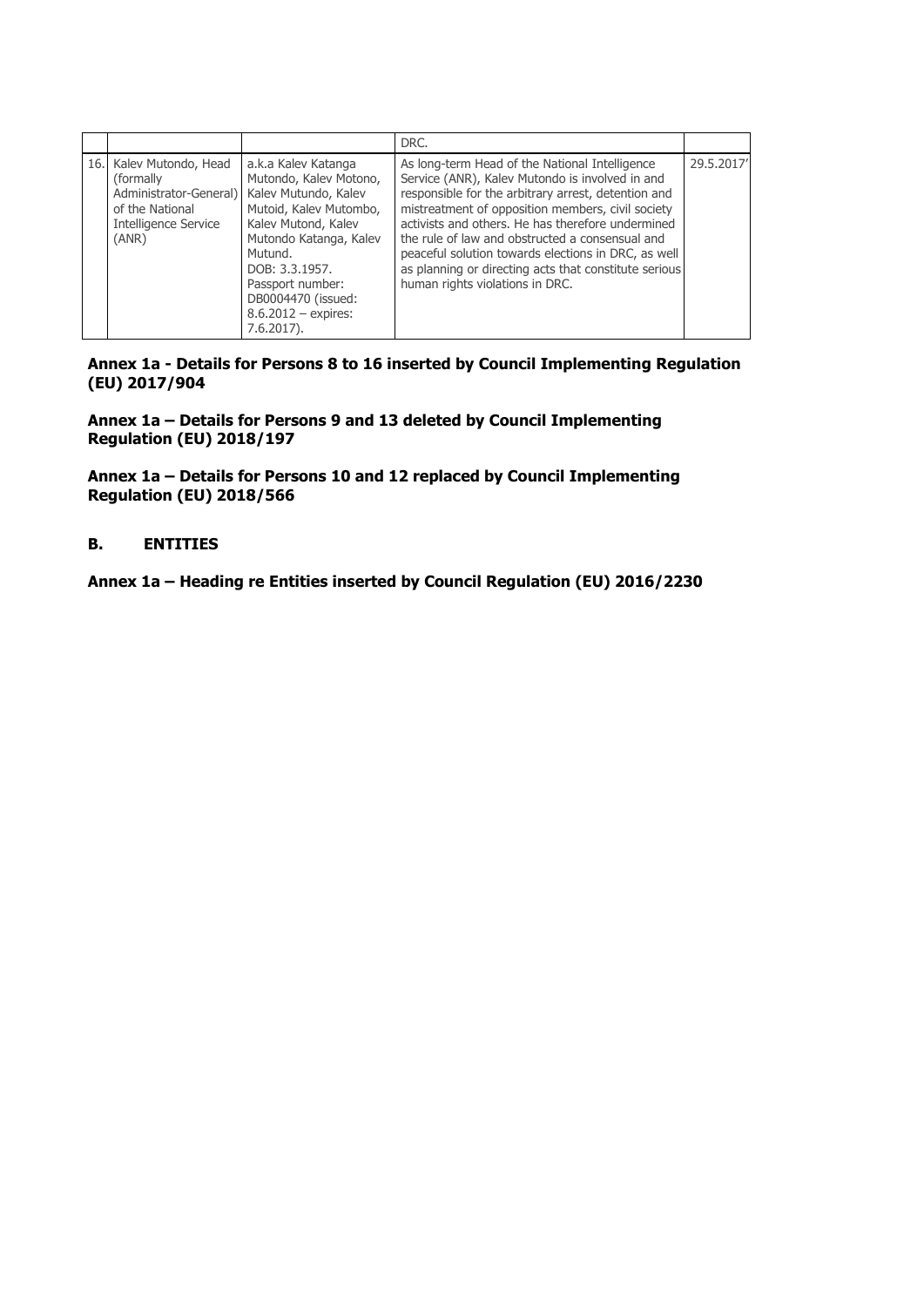|  |  |  | DRC. |  |
| --- | --- | --- | --- | --- |
| 16. | Kalev Mutondo, Head (formally Administrator-General) of the National Intelligence Service (ANR) | a.k.a Kalev Katanga Mutondo, Kalev Motono, Kalev Mutundo, Kalev Mutoid, Kalev Mutombo, Kalev Mutond, Kalev Mutondo Katanga, Kalev Mutund. DOB: 3.3.1957. Passport number: DB0004470 (issued: 8.6.2012 – expires: 7.6.2017). | As long-term Head of the National Intelligence Service (ANR), Kalev Mutondo is involved in and responsible for the arbitrary arrest, detention and mistreatment of opposition members, civil society activists and others. He has therefore undermined the rule of law and obstructed a consensual and peaceful solution towards elections in DRC, as well as planning or directing acts that constitute serious human rights violations in DRC. | 29.5.2017' |

**Annex 1a - Details for Persons 8 to 16 inserted by Council Implementing Regulation (EU) 2017/904**

**Annex 1a – Details for Persons 9 and 13 deleted by Council Implementing Regulation (EU) 2018/197**

**Annex 1a – Details for Persons 10 and 12 replaced by Council Implementing Regulation (EU) 2018/566**

## B. ENTITIES

**Annex 1a – Heading re Entities inserted by Council Regulation (EU) 2016/2230**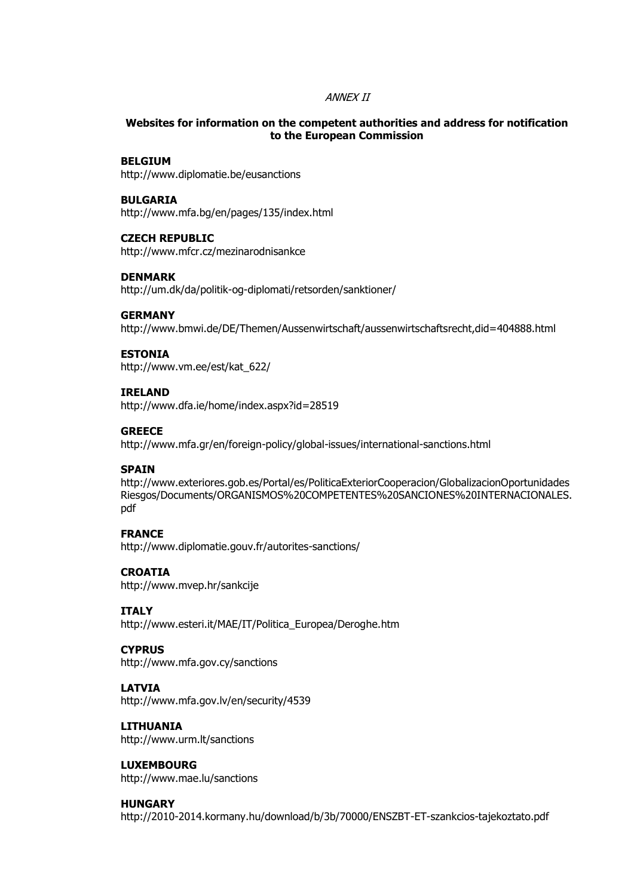*ANNEX II*

**Websites for information on the competent authorities and address for notification to the European Commission**

**BELGIUM**
http://www.diplomatie.be/eusanctions

**BULGARIA**
http://www.mfa.bg/en/pages/135/index.html

**CZECH REPUBLIC**
http://www.mfcr.cz/mezinarodnisankce

**DENMARK**
http://um.dk/da/politik-og-diplomati/retsorden/sanktioner/

**GERMANY**
http://www.bmwi.de/DE/Themen/Aussenwirtschaft/aussenwirtschaftsrecht,did=404888.html

**ESTONIA**
http://www.vm.ee/est/kat_622/

**IRELAND**
http://www.dfa.ie/home/index.aspx?id=28519

**GREECE**
http://www.mfa.gr/en/foreign-policy/global-issues/international-sanctions.html

**SPAIN**
http://www.exteriores.gob.es/Portal/es/PoliticaExteriorCooperacion/GlobalizacionOportunidadesRiesgos/Documents/ORGANISMOS%20COMPETENTES%20SANCIONES%20INTERNACIONALES.pdf

**FRANCE**
http://www.diplomatie.gouv.fr/autorites-sanctions/

**CROATIA**
http://www.mvep.hr/sankcije

**ITALY**
http://www.esteri.it/MAE/IT/Politica_Europea/Deroghe.htm

**CYPRUS**
http://www.mfa.gov.cy/sanctions

**LATVIA**
http://www.mfa.gov.lv/en/security/4539

**LITHUANIA**
http://www.urm.lt/sanctions

**LUXEMBOURG**
http://www.mae.lu/sanctions

**HUNGARY**
http://2010-2014.kormany.hu/download/b/3b/70000/ENSZBT-ET-szankcios-tajekoztato.pdf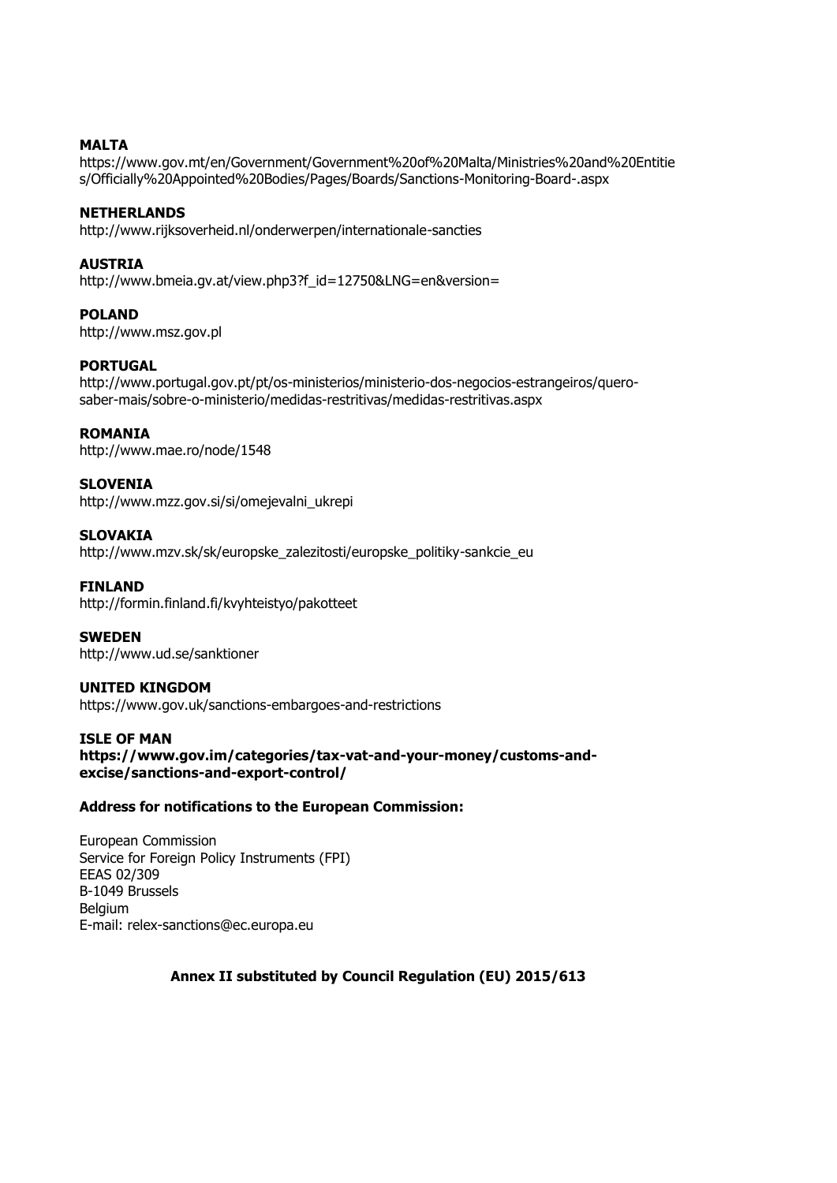**MALTA**

https://www.gov.mt/en/Government/Government%20of%20Malta/Ministries%20and%20Entities/Officially%20Appointed%20Bodies/Pages/Boards/Sanctions-Monitoring-Board-.aspx

**NETHERLANDS**

http://www.rijksoverheid.nl/onderwerpen/internationale-sancties

**AUSTRIA**

http://www.bmeia.gv.at/view.php3?f_id=12750&LNG=en&version=

**POLAND**

http://www.msz.gov.pl

**PORTUGAL**

http://www.portugal.gov.pt/pt/os-ministerios/ministerio-dos-negocios-estrangeiros/quero-saber-mais/sobre-o-ministerio/medidas-restritivas/medidas-restritivas.aspx

**ROMANIA**

http://www.mae.ro/node/1548

**SLOVENIA**

http://www.mzz.gov.si/si/omejevalni_ukrepi

**SLOVAKIA**

http://www.mzv.sk/sk/europske_zalezitosti/europske_politiky-sankcie_eu

**FINLAND**

http://formin.finland.fi/kvyhteistyo/pakotteet

**SWEDEN**

http://www.ud.se/sanktioner

**UNITED KINGDOM**

https://www.gov.uk/sanctions-embargoes-and-restrictions

**ISLE OF MAN**

**https://www.gov.im/categories/tax-vat-and-your-money/customs-and-excise/sanctions-and-export-control/**

**Address for notifications to the European Commission:**

European Commission
Service for Foreign Policy Instruments (FPI)
EEAS 02/309
B-1049 Brussels
Belgium
E-mail: relex-sanctions@ec.europa.eu

**Annex II substituted by Council Regulation (EU) 2015/613**